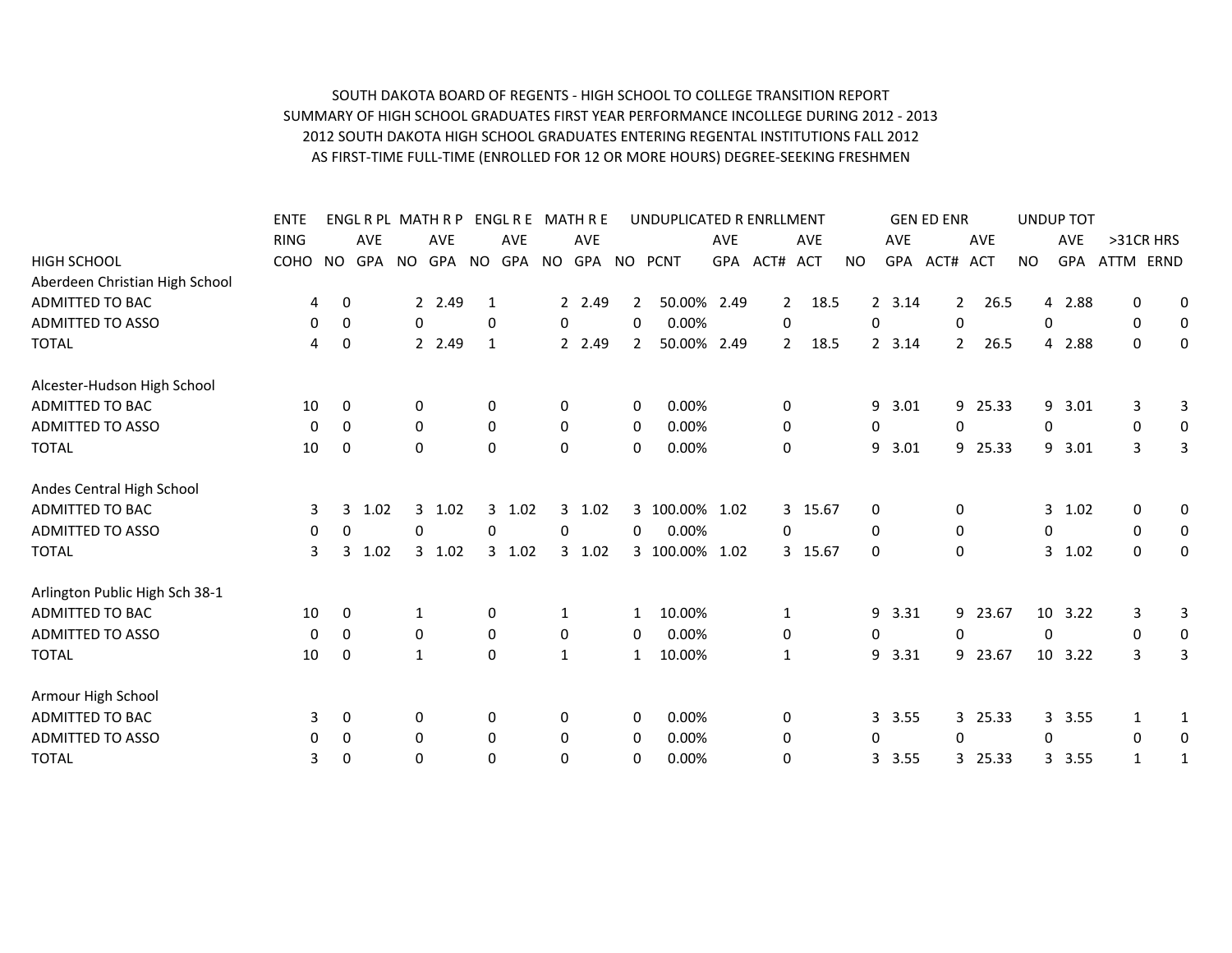SOUTH DAKOTA BOARD OF REGENTS - HIGH SCHOOL TO COLLEGE TRANSITION REPORT
SUMMARY OF HIGH SCHOOL GRADUATES FIRST YEAR PERFORMANCE INCOLLEGE DURING 2012 - 2013
2012 SOUTH DAKOTA HIGH SCHOOL GRADUATES ENTERING REGENTAL INSTITUTIONS FALL 2012
AS FIRST-TIME FULL-TIME (ENROLLED FOR 12 OR MORE HOURS) DEGREE-SEEKING FRESHMEN

| | ENTE | ENGL R PL | | MATH R P | | ENGL R E | | MATH R E | | UNDUPLICATED R ENRLLMENT | | | | | GEN ED ENR | | | | UNDUP TOT | | | |
|---|---|---|---|---|---|---|---|---|---|---|---|---|---|---|---|---|---|---|---|---|---|---|
| | RING | | AVE | | AVE | | AVE | | AVE | | | AVE | | AVE | | AVE | | AVE | | AVE | >31CR HRS | |
| HIGH SCHOOL | COHO | NO | GPA | NO | GPA | NO | GPA | NO | GPA | NO | PCNT | GPA | ACT# | ACT | NO | GPA | ACT# | ACT | NO | GPA | ATTM | ERND |
| Aberdeen Christian High School | | | | | | | | | | | | | | | | | | | | | | |
| ADMITTED TO BAC | 4 | 0 | | 2 | 2.49 | 1 | | 2 | 2.49 | 2 | 50.00% | 2.49 | 2 | 18.5 | 2 | 3.14 | 2 | 26.5 | 4 | 2.88 | 0 | 0 |
| ADMITTED TO ASSO | 0 | 0 | | 0 | | 0 | | 0 | | 0 | 0.00% | | 0 | | 0 | | 0 | | 0 | | 0 | 0 |
| TOTAL | 4 | 0 | | 2 | 2.49 | 1 | | 2 | 2.49 | 2 | 50.00% | 2.49 | 2 | 18.5 | 2 | 3.14 | 2 | 26.5 | 4 | 2.88 | 0 | 0 |
| Alcester-Hudson High School | | | | | | | | | | | | | | | | | | | | | | |
| ADMITTED TO BAC | 10 | 0 | | 0 | | 0 | | 0 | | 0 | 0.00% | | 0 | | 9 | 3.01 | 9 | 25.33 | 9 | 3.01 | 3 | 3 |
| ADMITTED TO ASSO | 0 | 0 | | 0 | | 0 | | 0 | | 0 | 0.00% | | 0 | | 0 | | 0 | | 0 | | 0 | 0 |
| TOTAL | 10 | 0 | | 0 | | 0 | | 0 | | 0 | 0.00% | | 0 | | 9 | 3.01 | 9 | 25.33 | 9 | 3.01 | 3 | 3 |
| Andes Central High School | | | | | | | | | | | | | | | | | | | | | | |
| ADMITTED TO BAC | 3 | 3 | 1.02 | 3 | 1.02 | 3 | 1.02 | 3 | 1.02 | 3 | 100.00% | 1.02 | 3 | 15.67 | 0 | | 0 | | 3 | 1.02 | 0 | 0 |
| ADMITTED TO ASSO | 0 | 0 | | 0 | | 0 | | 0 | | 0 | 0.00% | | 0 | | 0 | | 0 | | 0 | | 0 | 0 |
| TOTAL | 3 | 3 | 1.02 | 3 | 1.02 | 3 | 1.02 | 3 | 1.02 | 3 | 100.00% | 1.02 | 3 | 15.67 | 0 | | 0 | | 3 | 1.02 | 0 | 0 |
| Arlington Public High Sch 38-1 | | | | | | | | | | | | | | | | | | | | | | |
| ADMITTED TO BAC | 10 | 0 | | 1 | | 0 | | 1 | | 1 | 10.00% | | 1 | | 9 | 3.31 | 9 | 23.67 | 10 | 3.22 | 3 | 3 |
| ADMITTED TO ASSO | 0 | 0 | | 0 | | 0 | | 0 | | 0 | 0.00% | | 0 | | 0 | | 0 | | 0 | | 0 | 0 |
| TOTAL | 10 | 0 | | 1 | | 0 | | 1 | | 1 | 10.00% | | 1 | | 9 | 3.31 | 9 | 23.67 | 10 | 3.22 | 3 | 3 |
| Armour High School | | | | | | | | | | | | | | | | | | | | | | |
| ADMITTED TO BAC | 3 | 0 | | 0 | | 0 | | 0 | | 0 | 0.00% | | 0 | | 3 | 3.55 | 3 | 25.33 | 3 | 3.55 | 1 | 1 |
| ADMITTED TO ASSO | 0 | 0 | | 0 | | 0 | | 0 | | 0 | 0.00% | | 0 | | 0 | | 0 | | 0 | | 0 | 0 |
| TOTAL | 3 | 0 | | 0 | | 0 | | 0 | | 0 | 0.00% | | 0 | | 3 | 3.55 | 3 | 25.33 | 3 | 3.55 | 1 | 1 |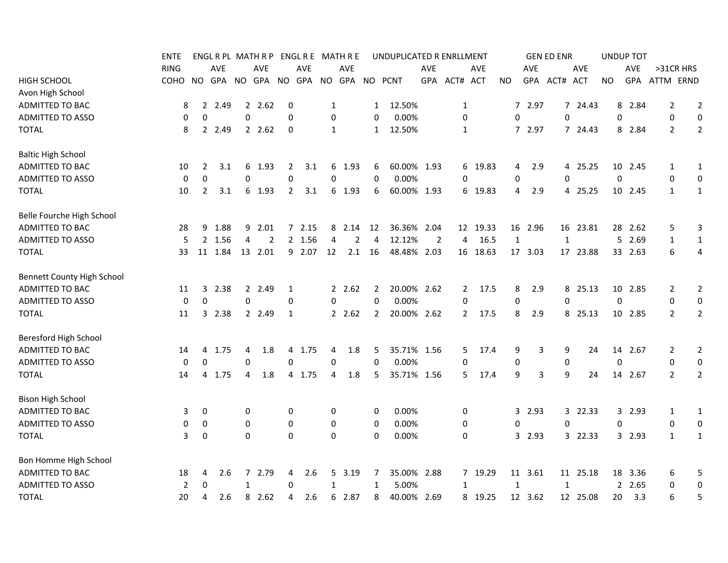| HIGH SCHOOL | ENTERING COHO | ENGL R PL NO | ENGL R PL AVE GPA | MATH R P NO | MATH R P AVE GPA | ENGL R E NO | ENGL R E AVE GPA | MATH R E NO | MATH R E AVE GPA | UNDUPLICATED R ENRLLMENT NO | PCNT | AVE GPA | ACT# | AVE ACT | GEN ED ENR NO | AVE GPA | ACT# | AVE ACT | UNDUP TOT NO | AVE GPA | >31CR HRS ATTM | ERND |
|---|---|---|---|---|---|---|---|---|---|---|---|---|---|---|---|---|---|---|---|---|---|---|
| Avon High School | | | | | | | | | | | | | | | | | | | | | | |
| ADMITTED TO BAC | 8 | 2 | 2.49 | 2 | 2.62 | 0 | | 1 | | 1 | 12.50% | | 1 | | 7 | 2.97 | 7 | 24.43 | 8 | 2.84 | 2 | 2 |
| ADMITTED TO ASSO | 0 | 0 | | 0 | | 0 | | 0 | | 0 | 0.00% | | 0 | | 0 | | 0 | | 0 | | 0 | 0 |
| TOTAL | 8 | 2 | 2.49 | 2 | 2.62 | 0 | | 1 | | 1 | 12.50% | | 1 | | 7 | 2.97 | 7 | 24.43 | 8 | 2.84 | 2 | 2 |
| Baltic High School | | | | | | | | | | | | | | | | | | | | | | |
| ADMITTED TO BAC | 10 | 2 | 3.1 | 6 | 1.93 | 2 | 3.1 | 6 | 1.93 | 6 | 60.00% | 1.93 | 6 | 19.83 | 4 | 2.9 | 4 | 25.25 | 10 | 2.45 | 1 | 1 |
| ADMITTED TO ASSO | 0 | 0 | | 0 | | 0 | | 0 | | 0 | 0.00% | | 0 | | 0 | | 0 | | 0 | | 0 | 0 |
| TOTAL | 10 | 2 | 3.1 | 6 | 1.93 | 2 | 3.1 | 6 | 1.93 | 6 | 60.00% | 1.93 | 6 | 19.83 | 4 | 2.9 | 4 | 25.25 | 10 | 2.45 | 1 | 1 |
| Belle Fourche High School | | | | | | | | | | | | | | | | | | | | | | |
| ADMITTED TO BAC | 28 | 9 | 1.88 | 9 | 2.01 | 7 | 2.15 | 8 | 2.14 | 12 | 36.36% | 2.04 | 12 | 19.33 | 16 | 2.96 | 16 | 23.81 | 28 | 2.62 | 5 | 3 |
| ADMITTED TO ASSO | 5 | 2 | 1.56 | 4 | 2 | 2 | 1.56 | 4 | 2 | 4 | 12.12% | 2 | 4 | 16.5 | 1 | | 1 | | 5 | 2.69 | 1 | 1 |
| TOTAL | 33 | 11 | 1.84 | 13 | 2.01 | 9 | 2.07 | 12 | 2.1 | 16 | 48.48% | 2.03 | 16 | 18.63 | 17 | 3.03 | 17 | 23.88 | 33 | 2.63 | 6 | 4 |
| Bennett County High School | | | | | | | | | | | | | | | | | | | | | | |
| ADMITTED TO BAC | 11 | 3 | 2.38 | 2 | 2.49 | 1 | | 2 | 2.62 | 2 | 20.00% | 2.62 | 2 | 17.5 | 8 | 2.9 | 8 | 25.13 | 10 | 2.85 | 2 | 2 |
| ADMITTED TO ASSO | 0 | 0 | | 0 | | 0 | | 0 | | 0 | 0.00% | | 0 | | 0 | | 0 | | 0 | | 0 | 0 |
| TOTAL | 11 | 3 | 2.38 | 2 | 2.49 | 1 | | 2 | 2.62 | 2 | 20.00% | 2.62 | 2 | 17.5 | 8 | 2.9 | 8 | 25.13 | 10 | 2.85 | 2 | 2 |
| Beresford High School | | | | | | | | | | | | | | | | | | | | | | |
| ADMITTED TO BAC | 14 | 4 | 1.75 | 4 | 1.8 | 4 | 1.75 | 4 | 1.8 | 5 | 35.71% | 1.56 | 5 | 17.4 | 9 | 3 | 9 | 24 | 14 | 2.67 | 2 | 2 |
| ADMITTED TO ASSO | 0 | 0 | | 0 | | 0 | | 0 | | 0 | 0.00% | | 0 | | 0 | | 0 | | 0 | | 0 | 0 |
| TOTAL | 14 | 4 | 1.75 | 4 | 1.8 | 4 | 1.75 | 4 | 1.8 | 5 | 35.71% | 1.56 | 5 | 17.4 | 9 | 3 | 9 | 24 | 14 | 2.67 | 2 | 2 |
| Bison High School | | | | | | | | | | | | | | | | | | | | | | |
| ADMITTED TO BAC | 3 | 0 | | 0 | | 0 | | 0 | | 0 | 0.00% | | 0 | | 3 | 2.93 | 3 | 22.33 | 3 | 2.93 | 1 | 1 |
| ADMITTED TO ASSO | 0 | 0 | | 0 | | 0 | | 0 | | 0 | 0.00% | | 0 | | 0 | | 0 | | 0 | | 0 | 0 |
| TOTAL | 3 | 0 | | 0 | | 0 | | 0 | | 0 | 0.00% | | 0 | | 3 | 2.93 | 3 | 22.33 | 3 | 2.93 | 1 | 1 |
| Bon Homme High School | | | | | | | | | | | | | | | | | | | | | | |
| ADMITTED TO BAC | 18 | 4 | 2.6 | 7 | 2.79 | 4 | 2.6 | 5 | 3.19 | 7 | 35.00% | 2.88 | 7 | 19.29 | 11 | 3.61 | 11 | 25.18 | 18 | 3.36 | 6 | 5 |
| ADMITTED TO ASSO | 2 | 0 | | 1 | | 0 | | 1 | | 1 | 5.00% | | 1 | | 1 | | 1 | | 2 | 2.65 | 0 | 0 |
| TOTAL | 20 | 4 | 2.6 | 8 | 2.62 | 4 | 2.6 | 6 | 2.87 | 8 | 40.00% | 2.69 | 8 | 19.25 | 12 | 3.62 | 12 | 25.08 | 20 | 3.3 | 6 | 5 |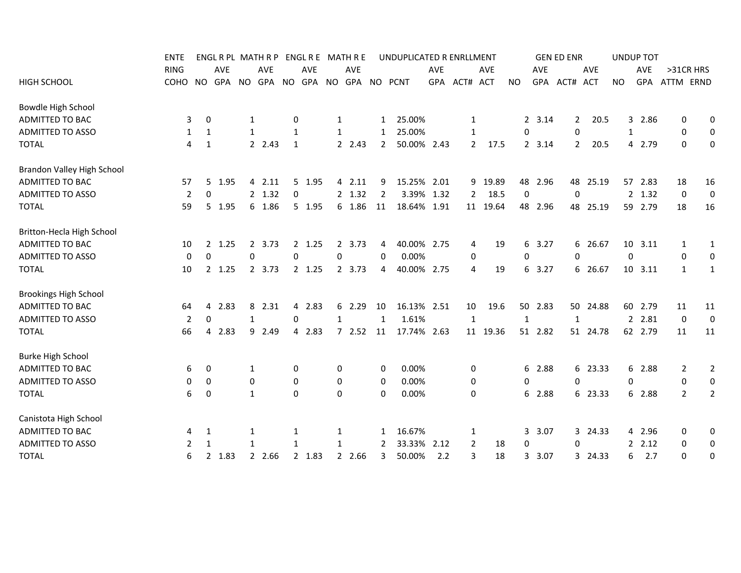| HIGH SCHOOL | ENTERING COHO | ENGL R PL NO | ENGL R PL AVE GPA | MATH R P NO | MATH R P AVE GPA | ENGL R E NO | ENGL R E AVE GPA | MATH R E NO | MATH R E AVE GPA | UNDUPLICATED R ENRLLMENT NO | PCNT | AVE GPA | ACT# | AVE ACT | GEN ED ENR NO | AVE GPA | ACT# | AVE ACT | UNDUP TOT NO | AVE GPA | >31CR HRS ATTM | ERND |
|---|---|---|---|---|---|---|---|---|---|---|---|---|---|---|---|---|---|---|---|---|---|---|
| **Bowdle High School** | | | | | | | | | | | | | | | | | | | | | | |
| ADMITTED TO BAC | 3 | 0 | | 1 | | 0 | | 1 | | 1 | 25.00% | | 1 | | 2 | 3.14 | 2 | 20.5 | 3 | 2.86 | 0 | 0 |
| ADMITTED TO ASSO | 1 | 1 | | 1 | | 1 | | 1 | | 1 | 25.00% | | 1 | | 0 | | 0 | | 1 | | 0 | 0 |
| TOTAL | 4 | 1 | | 2 | 2.43 | 1 | | 2 | 2.43 | 2 | 50.00% | 2.43 | 2 | 17.5 | 2 | 3.14 | 2 | 20.5 | 4 | 2.79 | 0 | 0 |
| **Brandon Valley High School** | | | | | | | | | | | | | | | | | | | | | | |
| ADMITTED TO BAC | 57 | 5 | 1.95 | 4 | 2.11 | 5 | 1.95 | 4 | 2.11 | 9 | 15.25% | 2.01 | 9 | 19.89 | 48 | 2.96 | 48 | 25.19 | 57 | 2.83 | 18 | 16 |
| ADMITTED TO ASSO | 2 | 0 | | 2 | 1.32 | 0 | | 2 | 1.32 | 2 | 3.39% | 1.32 | 2 | 18.5 | 0 | | 0 | | 2 | 1.32 | 0 | 0 |
| TOTAL | 59 | 5 | 1.95 | 6 | 1.86 | 5 | 1.95 | 6 | 1.86 | 11 | 18.64% | 1.91 | 11 | 19.64 | 48 | 2.96 | 48 | 25.19 | 59 | 2.79 | 18 | 16 |
| **Britton-Hecla High School** | | | | | | | | | | | | | | | | | | | | | | |
| ADMITTED TO BAC | 10 | 2 | 1.25 | 2 | 3.73 | 2 | 1.25 | 2 | 3.73 | 4 | 40.00% | 2.75 | 4 | 19 | 6 | 3.27 | 6 | 26.67 | 10 | 3.11 | 1 | 1 |
| ADMITTED TO ASSO | 0 | 0 | | 0 | | 0 | | 0 | | 0 | 0.00% | | 0 | | 0 | | 0 | | 0 | | 0 | 0 |
| TOTAL | 10 | 2 | 1.25 | 2 | 3.73 | 2 | 1.25 | 2 | 3.73 | 4 | 40.00% | 2.75 | 4 | 19 | 6 | 3.27 | 6 | 26.67 | 10 | 3.11 | 1 | 1 |
| **Brookings High School** | | | | | | | | | | | | | | | | | | | | | | |
| ADMITTED TO BAC | 64 | 4 | 2.83 | 8 | 2.31 | 4 | 2.83 | 6 | 2.29 | 10 | 16.13% | 2.51 | 10 | 19.6 | 50 | 2.83 | 50 | 24.88 | 60 | 2.79 | 11 | 11 |
| ADMITTED TO ASSO | 2 | 0 | | 1 | | 0 | | 1 | | 1 | 1.61% | | 1 | | 1 | | 1 | | 2 | 2.81 | 0 | 0 |
| TOTAL | 66 | 4 | 2.83 | 9 | 2.49 | 4 | 2.83 | 7 | 2.52 | 11 | 17.74% | 2.63 | 11 | 19.36 | 51 | 2.82 | 51 | 24.78 | 62 | 2.79 | 11 | 11 |
| **Burke High School** | | | | | | | | | | | | | | | | | | | | | | |
| ADMITTED TO BAC | 6 | 0 | | 1 | | 0 | | 0 | | 0 | 0.00% | | 0 | | 6 | 2.88 | 6 | 23.33 | 6 | 2.88 | 2 | 2 |
| ADMITTED TO ASSO | 0 | 0 | | 0 | | 0 | | 0 | | 0 | 0.00% | | 0 | | 0 | | 0 | | 0 | | 0 | 0 |
| TOTAL | 6 | 0 | | 1 | | 0 | | 0 | | 0 | 0.00% | | 0 | | 6 | 2.88 | 6 | 23.33 | 6 | 2.88 | 2 | 2 |
| **Canistota High School** | | | | | | | | | | | | | | | | | | | | | | |
| ADMITTED TO BAC | 4 | 1 | | 1 | | 1 | | 1 | | 1 | 16.67% | | 1 | | 3 | 3.07 | 3 | 24.33 | 4 | 2.96 | 0 | 0 |
| ADMITTED TO ASSO | 2 | 1 | | 1 | | 1 | | 1 | | 2 | 33.33% | 2.12 | 2 | 18 | 0 | | 0 | | 2 | 2.12 | 0 | 0 |
| TOTAL | 6 | 2 | 1.83 | 2 | 2.66 | 2 | 1.83 | 2 | 2.66 | 3 | 50.00% | 2.2 | 3 | 18 | 3 | 3.07 | 3 | 24.33 | 6 | 2.7 | 0 | 0 |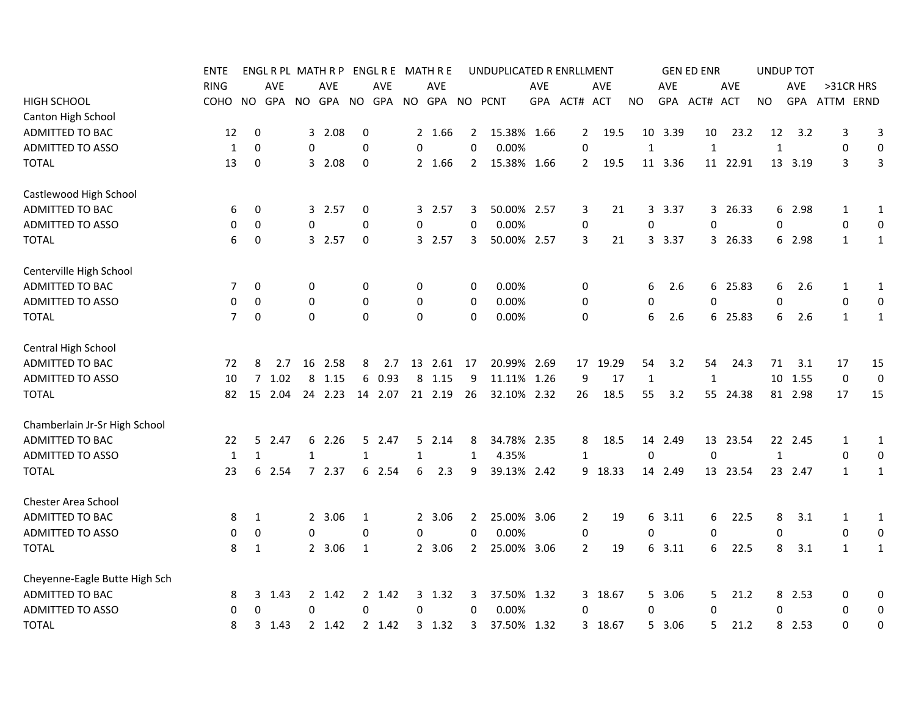| HIGH SCHOOL | ENTERING COHO | ENGL R PL NO | ENGL R PL AVE GPA | MATH R P NO | MATH R P AVE GPA | ENGL R E NO | ENGL R E AVE GPA | MATH R E NO | MATH R E AVE GPA | UNDUPLICATED R ENRLLMENT NO | PCNT | AVE GPA | ACT# | AVE ACT | GEN ED ENR NO | AVE GPA | ACT# | AVE ACT | UNDUP TOT NO | AVE GPA | >31CR HRS ATTM | ERND |
|---|---|---|---|---|---|---|---|---|---|---|---|---|---|---|---|---|---|---|---|---|---|---|
| Canton High School | | | | | | | | | | | | | | | | | | | | | | |
| ADMITTED TO BAC | 12 | 0 | | 3 | 2.08 | 0 | | 2 | 1.66 | 2 | 15.38% | 1.66 | 2 | 19.5 | 10 | 3.39 | 10 | 23.2 | 12 | 3.2 | 3 | 3 |
| ADMITTED TO ASSO | 1 | 0 | | 0 | | 0 | | 0 | | 0 | 0.00% | | 0 | | 1 | | 1 | | 1 | | 0 | 0 |
| TOTAL | 13 | 0 | | 3 | 2.08 | 0 | | 2 | 1.66 | 2 | 15.38% | 1.66 | 2 | 19.5 | 11 | 3.36 | 11 | 22.91 | 13 | 3.19 | 3 | 3 |
| Castlewood High School | | | | | | | | | | | | | | | | | | | | | | |
| ADMITTED TO BAC | 6 | 0 | | 3 | 2.57 | 0 | | 3 | 2.57 | 3 | 50.00% | 2.57 | 3 | 21 | 3 | 3.37 | 3 | 26.33 | 6 | 2.98 | 1 | 1 |
| ADMITTED TO ASSO | 0 | 0 | | 0 | | 0 | | 0 | | 0 | 0.00% | | 0 | | 0 | | 0 | | 0 | | 0 | 0 |
| TOTAL | 6 | 0 | | 3 | 2.57 | 0 | | 3 | 2.57 | 3 | 50.00% | 2.57 | 3 | 21 | 3 | 3.37 | 3 | 26.33 | 6 | 2.98 | 1 | 1 |
| Centerville High School | | | | | | | | | | | | | | | | | | | | | | |
| ADMITTED TO BAC | 7 | 0 | | 0 | | 0 | | 0 | | 0 | 0.00% | | 0 | | 6 | 2.6 | 6 | 25.83 | 6 | 2.6 | 1 | 1 |
| ADMITTED TO ASSO | 0 | 0 | | 0 | | 0 | | 0 | | 0 | 0.00% | | 0 | | 0 | | 0 | | 0 | | 0 | 0 |
| TOTAL | 7 | 0 | | 0 | | 0 | | 0 | | 0 | 0.00% | | 0 | | 6 | 2.6 | 6 | 25.83 | 6 | 2.6 | 1 | 1 |
| Central High School | | | | | | | | | | | | | | | | | | | | | | |
| ADMITTED TO BAC | 72 | 8 | 2.7 | 16 | 2.58 | 8 | 2.7 | 13 | 2.61 | 17 | 20.99% | 2.69 | 17 | 19.29 | 54 | 3.2 | 54 | 24.3 | 71 | 3.1 | 17 | 15 |
| ADMITTED TO ASSO | 10 | 7 | 1.02 | 8 | 1.15 | 6 | 0.93 | 8 | 1.15 | 9 | 11.11% | 1.26 | 9 | 17 | 1 | | 1 | | 10 | 1.55 | 0 | 0 |
| TOTAL | 82 | 15 | 2.04 | 24 | 2.23 | 14 | 2.07 | 21 | 2.19 | 26 | 32.10% | 2.32 | 26 | 18.5 | 55 | 3.2 | 55 | 24.38 | 81 | 2.98 | 17 | 15 |
| Chamberlain Jr-Sr High School | | | | | | | | | | | | | | | | | | | | | | |
| ADMITTED TO BAC | 22 | 5 | 2.47 | 6 | 2.26 | 5 | 2.47 | 5 | 2.14 | 8 | 34.78% | 2.35 | 8 | 18.5 | 14 | 2.49 | 13 | 23.54 | 22 | 2.45 | 1 | 1 |
| ADMITTED TO ASSO | 1 | 1 | | 1 | | 1 | | 1 | | 1 | 4.35% | | 1 | | 0 | | 0 | | 1 | | 0 | 0 |
| TOTAL | 23 | 6 | 2.54 | 7 | 2.37 | 6 | 2.54 | 6 | 2.3 | 9 | 39.13% | 2.42 | 9 | 18.33 | 14 | 2.49 | 13 | 23.54 | 23 | 2.47 | 1 | 1 |
| Chester Area School | | | | | | | | | | | | | | | | | | | | | | |
| ADMITTED TO BAC | 8 | 1 | | 2 | 3.06 | 1 | | 2 | 3.06 | 2 | 25.00% | 3.06 | 2 | 19 | 6 | 3.11 | 6 | 22.5 | 8 | 3.1 | 1 | 1 |
| ADMITTED TO ASSO | 0 | 0 | | 0 | | 0 | | 0 | | 0 | 0.00% | | 0 | | 0 | | 0 | | 0 | | 0 | 0 |
| TOTAL | 8 | 1 | | 2 | 3.06 | 1 | | 2 | 3.06 | 2 | 25.00% | 3.06 | 2 | 19 | 6 | 3.11 | 6 | 22.5 | 8 | 3.1 | 1 | 1 |
| Cheyenne-Eagle Butte High Sch | | | | | | | | | | | | | | | | | | | | | | |
| ADMITTED TO BAC | 8 | 3 | 1.43 | 2 | 1.42 | 2 | 1.42 | 3 | 1.32 | 3 | 37.50% | 1.32 | 3 | 18.67 | 5 | 3.06 | 5 | 21.2 | 8 | 2.53 | 0 | 0 |
| ADMITTED TO ASSO | 0 | 0 | | 0 | | 0 | | 0 | | 0 | 0.00% | | 0 | | 0 | | 0 | | 0 | | 0 | 0 |
| TOTAL | 8 | 3 | 1.43 | 2 | 1.42 | 2 | 1.42 | 3 | 1.32 | 3 | 37.50% | 1.32 | 3 | 18.67 | 5 | 3.06 | 5 | 21.2 | 8 | 2.53 | 0 | 0 |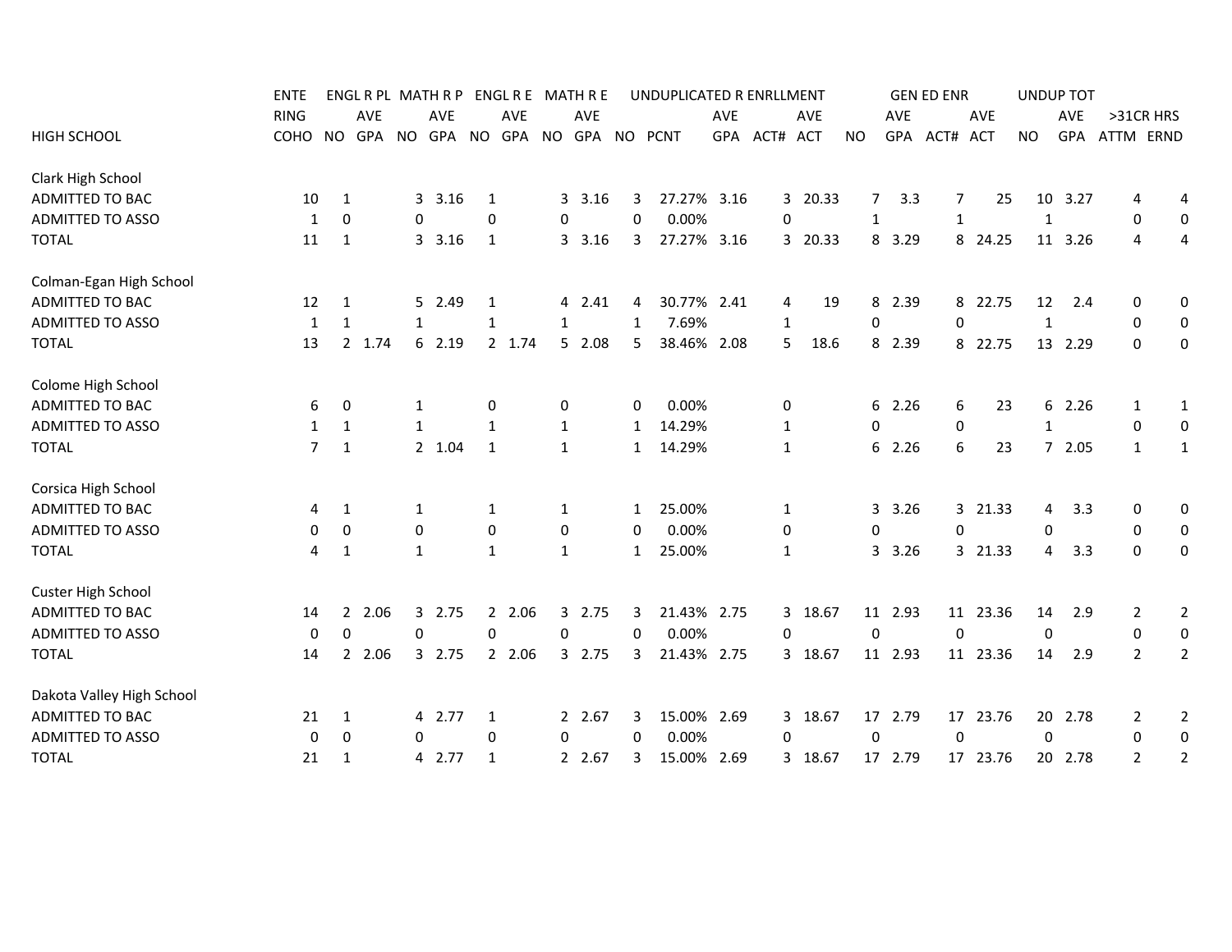| HIGH SCHOOL | ENTERING COHO | ENGL R PL NO | ENGL R PL AVE GPA | MATH R P NO | MATH R P AVE GPA | ENGL R E NO | ENGL R E AVE GPA | MATH R E NO | MATH R E AVE GPA | UNDUPLICATED R ENRLLMENT NO | PCNT | AVE GPA | ACT# | AVE ACT | GEN ED ENR NO | AVE GPA | ACT# | AVE ACT | UNDUP TOT NO | AVE GPA | >31CR HRS ATTM | ERND |
|---|---|---|---|---|---|---|---|---|---|---|---|---|---|---|---|---|---|---|---|---|---|---|
| **Clark High School** | | | | | | | | | | | | | | | | | | | | | | |
| ADMITTED TO BAC | 10 | 1 | | 3 | 3.16 | 1 | | 3 | 3.16 | 3 | 27.27% | 3.16 | 3 | 20.33 | 7 | 3.3 | 7 | 25 | 10 | 3.27 | 4 | 4 |
| ADMITTED TO ASSO | 1 | 0 | | 0 | | 0 | | 0 | | 0 | 0.00% | | 0 | | 1 | | 1 | | 1 | | 0 | 0 |
| TOTAL | 11 | 1 | | 3 | 3.16 | 1 | | 3 | 3.16 | 3 | 27.27% | 3.16 | 3 | 20.33 | 8 | 3.29 | 8 | 24.25 | 11 | 3.26 | 4 | 4 |
| **Colman-Egan High School** | | | | | | | | | | | | | | | | | | | | | | |
| ADMITTED TO BAC | 12 | 1 | | 5 | 2.49 | 1 | | 4 | 2.41 | 4 | 30.77% | 2.41 | 4 | 19 | 8 | 2.39 | 8 | 22.75 | 12 | 2.4 | 0 | 0 |
| ADMITTED TO ASSO | 1 | 1 | | 1 | | 1 | | 1 | | 1 | 7.69% | | 1 | | 0 | | 0 | | 1 | | 0 | 0 |
| TOTAL | 13 | 2 | 1.74 | 6 | 2.19 | 2 | 1.74 | 5 | 2.08 | 5 | 38.46% | 2.08 | 5 | 18.6 | 8 | 2.39 | 8 | 22.75 | 13 | 2.29 | 0 | 0 |
| **Colome High School** | | | | | | | | | | | | | | | | | | | | | | |
| ADMITTED TO BAC | 6 | 0 | | 1 | | 0 | | 0 | | 0 | 0.00% | | 0 | | 6 | 2.26 | 6 | 23 | 6 | 2.26 | 1 | 1 |
| ADMITTED TO ASSO | 1 | 1 | | 1 | | 1 | | 1 | | 1 | 14.29% | | 1 | | 0 | | 0 | | 1 | | 0 | 0 |
| TOTAL | 7 | 1 | | 2 | 1.04 | 1 | | 1 | | 1 | 14.29% | | 1 | | 6 | 2.26 | 6 | 23 | 7 | 2.05 | 1 | 1 |
| **Corsica High School** | | | | | | | | | | | | | | | | | | | | | | |
| ADMITTED TO BAC | 4 | 1 | | 1 | | 1 | | 1 | | 1 | 25.00% | | 1 | | 3 | 3.26 | 3 | 21.33 | 4 | 3.3 | 0 | 0 |
| ADMITTED TO ASSO | 0 | 0 | | 0 | | 0 | | 0 | | 0 | 0.00% | | 0 | | 0 | | 0 | | 0 | | 0 | 0 |
| TOTAL | 4 | 1 | | 1 | | 1 | | 1 | | 1 | 25.00% | | 1 | | 3 | 3.26 | 3 | 21.33 | 4 | 3.3 | 0 | 0 |
| **Custer High School** | | | | | | | | | | | | | | | | | | | | | | |
| ADMITTED TO BAC | 14 | 2 | 2.06 | 3 | 2.75 | 2 | 2.06 | 3 | 2.75 | 3 | 21.43% | 2.75 | 3 | 18.67 | 11 | 2.93 | 11 | 23.36 | 14 | 2.9 | 2 | 2 |
| ADMITTED TO ASSO | 0 | 0 | | 0 | | 0 | | 0 | | 0 | 0.00% | | 0 | | 0 | | 0 | | 0 | | 0 | 0 |
| TOTAL | 14 | 2 | 2.06 | 3 | 2.75 | 2 | 2.06 | 3 | 2.75 | 3 | 21.43% | 2.75 | 3 | 18.67 | 11 | 2.93 | 11 | 23.36 | 14 | 2.9 | 2 | 2 |
| **Dakota Valley High School** | | | | | | | | | | | | | | | | | | | | | | |
| ADMITTED TO BAC | 21 | 1 | | 4 | 2.77 | 1 | | 2 | 2.67 | 3 | 15.00% | 2.69 | 3 | 18.67 | 17 | 2.79 | 17 | 23.76 | 20 | 2.78 | 2 | 2 |
| ADMITTED TO ASSO | 0 | 0 | | 0 | | 0 | | 0 | | 0 | 0.00% | | 0 | | 0 | | 0 | | 0 | | 0 | 0 |
| TOTAL | 21 | 1 | | 4 | 2.77 | 1 | | 2 | 2.67 | 3 | 15.00% | 2.69 | 3 | 18.67 | 17 | 2.79 | 17 | 23.76 | 20 | 2.78 | 2 | 2 |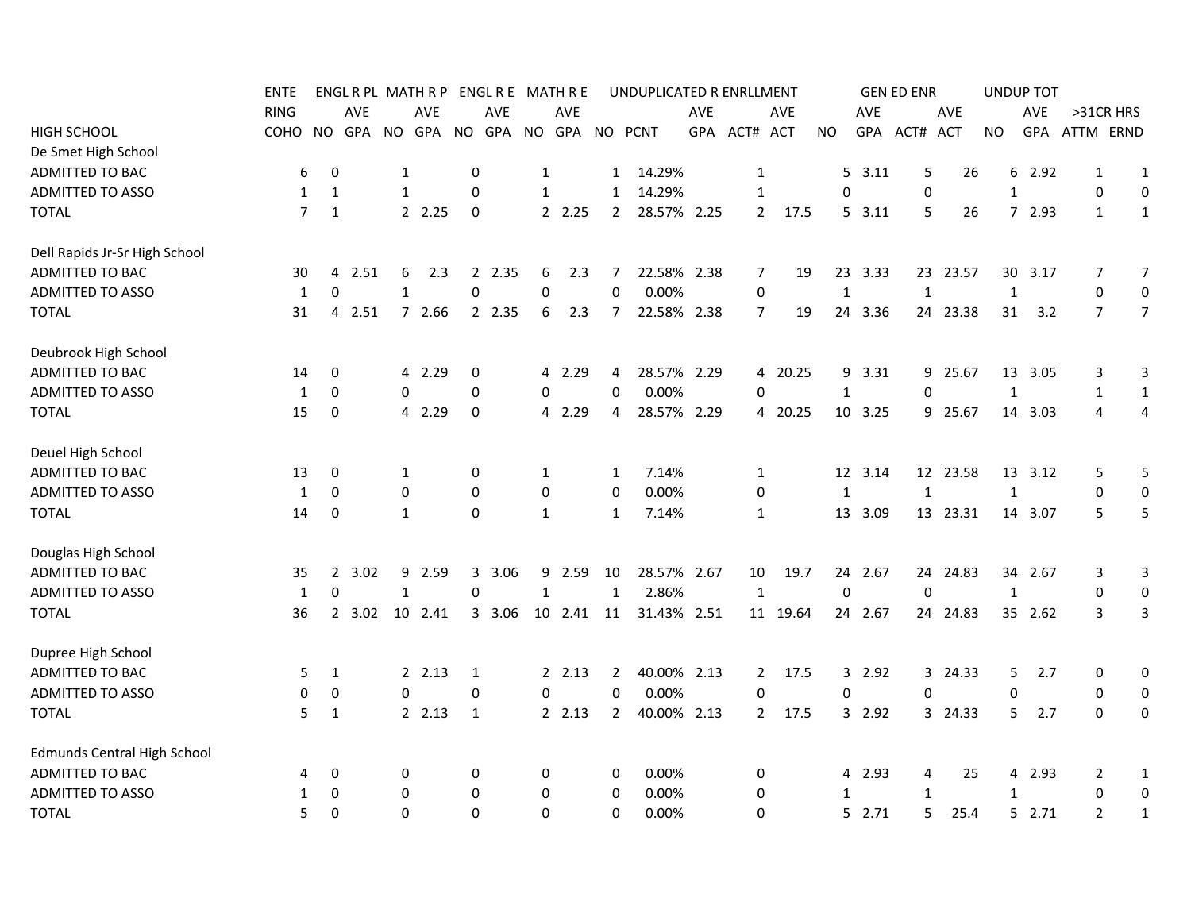| HIGH SCHOOL | ENTERING COHO | ENGL R PL NO | ENGL R PL AVE GPA | MATH R P NO | MATH R P AVE GPA | ENGL R E NO | ENGL R E AVE GPA | MATH R E NO | MATH R E AVE GPA | UNDUPLICATED R ENRLLMENT NO | PCNT | AVE GPA | ACT# | AVE ACT | GEN ED ENR NO | AVE GPA | ACT# | AVE ACT | UNDUP TOT NO | AVE GPA | >31CR HRS ATTM | ERND |
|---|---|---|---|---|---|---|---|---|---|---|---|---|---|---|---|---|---|---|---|---|---|---|
| De Smet High School | | | | | | | | | | | | | | | | | | | | | | |
| ADMITTED TO BAC | 6 | 0 | | 1 | | 0 | | 1 | | 1 | 14.29% | | 1 | | 5 | 3.11 | 5 | 26 | 6 | 2.92 | 1 | 1 |
| ADMITTED TO ASSO | 1 | 1 | | 1 | | 0 | | 1 | | 1 | 14.29% | | 1 | | 0 | | 0 | | 1 | | 0 | 0 |
| TOTAL | 7 | 1 | | 2 | 2.25 | 0 | | 2 | 2.25 | 2 | 28.57% | 2.25 | 2 | 17.5 | 5 | 3.11 | 5 | 26 | 7 | 2.93 | 1 | 1 |
| Dell Rapids Jr-Sr High School | | | | | | | | | | | | | | | | | | | | | | |
| ADMITTED TO BAC | 30 | 4 | 2.51 | 6 | 2.3 | 2 | 2.35 | 6 | 2.3 | 7 | 22.58% | 2.38 | 7 | 19 | 23 | 3.33 | 23 | 23.57 | 30 | 3.17 | 7 | 7 |
| ADMITTED TO ASSO | 1 | 0 | | 1 | | 0 | | 0 | | 0 | 0.00% | | 0 | | 1 | | 1 | | 1 | | 0 | 0 |
| TOTAL | 31 | 4 | 2.51 | 7 | 2.66 | 2 | 2.35 | 6 | 2.3 | 7 | 22.58% | 2.38 | 7 | 19 | 24 | 3.36 | 24 | 23.38 | 31 | 3.2 | 7 | 7 |
| Deubrook High School | | | | | | | | | | | | | | | | | | | | | | |
| ADMITTED TO BAC | 14 | 0 | | 4 | 2.29 | 0 | | 4 | 2.29 | 4 | 28.57% | 2.29 | 4 | 20.25 | 9 | 3.31 | 9 | 25.67 | 13 | 3.05 | 3 | 3 |
| ADMITTED TO ASSO | 1 | 0 | | 0 | | 0 | | 0 | | 0 | 0.00% | | 0 | | 1 | | 0 | | 1 | | 1 | 1 |
| TOTAL | 15 | 0 | | 4 | 2.29 | 0 | | 4 | 2.29 | 4 | 28.57% | 2.29 | 4 | 20.25 | 10 | 3.25 | 9 | 25.67 | 14 | 3.03 | 4 | 4 |
| Deuel High School | | | | | | | | | | | | | | | | | | | | | | |
| ADMITTED TO BAC | 13 | 0 | | 1 | | 0 | | 1 | | 1 | 7.14% | | 1 | | 12 | 3.14 | 12 | 23.58 | 13 | 3.12 | 5 | 5 |
| ADMITTED TO ASSO | 1 | 0 | | 0 | | 0 | | 0 | | 0 | 0.00% | | 0 | | 1 | | 1 | | 1 | | 0 | 0 |
| TOTAL | 14 | 0 | | 1 | | 0 | | 1 | | 1 | 7.14% | | 1 | | 13 | 3.09 | 13 | 23.31 | 14 | 3.07 | 5 | 5 |
| Douglas High School | | | | | | | | | | | | | | | | | | | | | | |
| ADMITTED TO BAC | 35 | 2 | 3.02 | 9 | 2.59 | 3 | 3.06 | 9 | 2.59 | 10 | 28.57% | 2.67 | 10 | 19.7 | 24 | 2.67 | 24 | 24.83 | 34 | 2.67 | 3 | 3 |
| ADMITTED TO ASSO | 1 | 0 | | 1 | | 0 | | 1 | | 1 | 2.86% | | 1 | | 0 | | 0 | | 1 | | 0 | 0 |
| TOTAL | 36 | 2 | 3.02 | 10 | 2.41 | 3 | 3.06 | 10 | 2.41 | 11 | 31.43% | 2.51 | 11 | 19.64 | 24 | 2.67 | 24 | 24.83 | 35 | 2.62 | 3 | 3 |
| Dupree High School | | | | | | | | | | | | | | | | | | | | | | |
| ADMITTED TO BAC | 5 | 1 | | 2 | 2.13 | 1 | | 2 | 2.13 | 2 | 40.00% | 2.13 | 2 | 17.5 | 3 | 2.92 | 3 | 24.33 | 5 | 2.7 | 0 | 0 |
| ADMITTED TO ASSO | 0 | 0 | | 0 | | 0 | | 0 | | 0 | 0.00% | | 0 | | 0 | | 0 | | 0 | | 0 | 0 |
| TOTAL | 5 | 1 | | 2 | 2.13 | 1 | | 2 | 2.13 | 2 | 40.00% | 2.13 | 2 | 17.5 | 3 | 2.92 | 3 | 24.33 | 5 | 2.7 | 0 | 0 |
| Edmunds Central High School | | | | | | | | | | | | | | | | | | | | | | |
| ADMITTED TO BAC | 4 | 0 | | 0 | | 0 | | 0 | | 0 | 0.00% | | 0 | | 4 | 2.93 | 4 | 25 | 4 | 2.93 | 2 | 1 |
| ADMITTED TO ASSO | 1 | 0 | | 0 | | 0 | | 0 | | 0 | 0.00% | | 0 | | 1 | | 1 | | 1 | | 0 | 0 |
| TOTAL | 5 | 0 | | 0 | | 0 | | 0 | | 0 | 0.00% | | 0 | | 5 | 2.71 | 5 | 25.4 | 5 | 2.71 | 2 | 1 |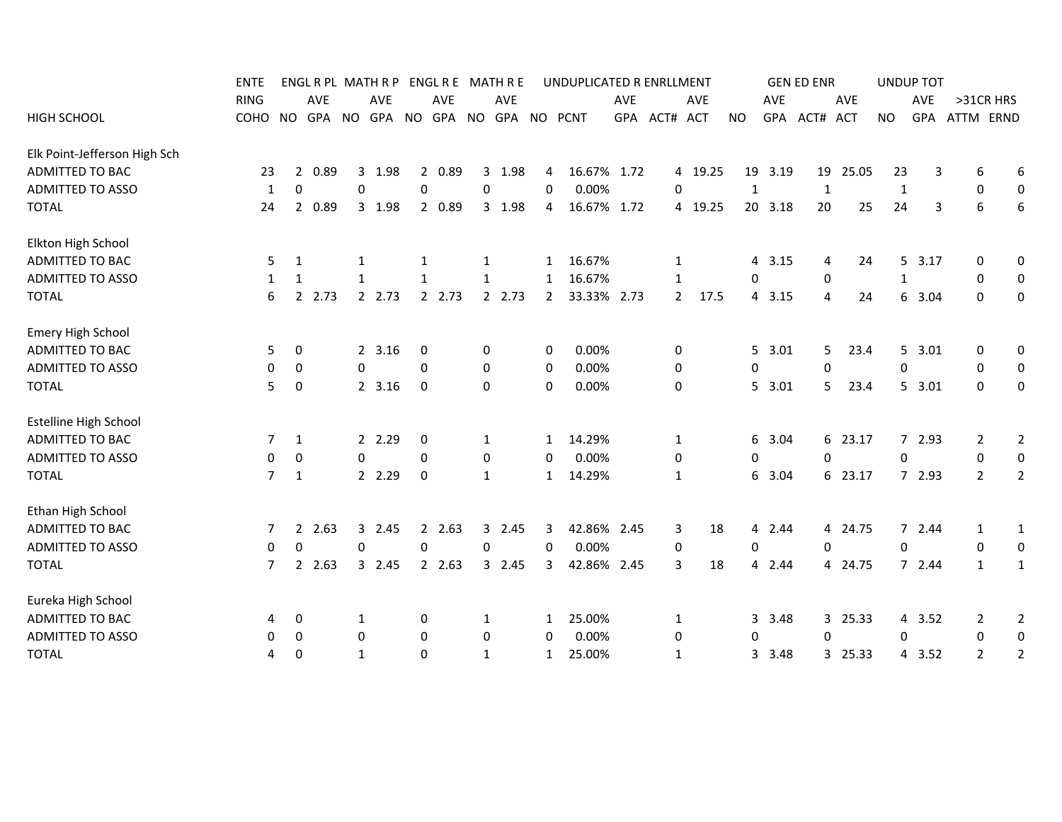| HIGH SCHOOL | ENTERING COHO | ENGL R PL | | MATH R P | | ENGL R E | | MATH R E | | UNDUPLICATED R ENRLLMENT | | | | | GEN ED ENR | | | | UNDUP TOT | | >31CR HRS | |
|---|---|---|---|---|---|---|---|---|---|---|---|---|---|---|---|---|---|---|---|---|---|---|
| | | NO | AVE GPA | NO | AVE GPA | NO | AVE GPA | NO | AVE GPA | NO | PCNT | AVE GPA | ACT# | AVE ACT | NO | AVE GPA | ACT# | AVE ACT | NO | AVE GPA | ATTM | ERND |
| Elk Point-Jefferson High Sch | | | | | | | | | | | | | | | | | | | | | | |
| ADMITTED TO BAC | 23 | 2 | 0.89 | 3 | 1.98 | 2 | 0.89 | 3 | 1.98 | 4 | 16.67% | 1.72 | 4 | 19.25 | 19 | 3.19 | 19 | 25.05 | 23 | 3 | 6 | 6 |
| ADMITTED TO ASSO | 1 | 0 | | 0 | | 0 | | 0 | | 0 | 0.00% | | 0 | | 1 | | 1 | | 1 | | 0 | 0 |
| TOTAL | 24 | 2 | 0.89 | 3 | 1.98 | 2 | 0.89 | 3 | 1.98 | 4 | 16.67% | 1.72 | 4 | 19.25 | 20 | 3.18 | 20 | 25 | 24 | 3 | 6 | 6 |
| Elkton High School | | | | | | | | | | | | | | | | | | | | | | |
| ADMITTED TO BAC | 5 | 1 | | 1 | | 1 | | 1 | | 1 | 16.67% | | 1 | | 4 | 3.15 | 4 | 24 | 5 | 3.17 | 0 | 0 |
| ADMITTED TO ASSO | 1 | 1 | | 1 | | 1 | | 1 | | 1 | 16.67% | | 1 | | 0 | | 0 | | 1 | | 0 | 0 |
| TOTAL | 6 | 2 | 2.73 | 2 | 2.73 | 2 | 2.73 | 2 | 2.73 | 2 | 33.33% | 2.73 | 2 | 17.5 | 4 | 3.15 | 4 | 24 | 6 | 3.04 | 0 | 0 |
| Emery High School | | | | | | | | | | | | | | | | | | | | | | |
| ADMITTED TO BAC | 5 | 0 | | 2 | 3.16 | 0 | | 0 | | 0 | 0.00% | | 0 | | 5 | 3.01 | 5 | 23.4 | 5 | 3.01 | 0 | 0 |
| ADMITTED TO ASSO | 0 | 0 | | 0 | | 0 | | 0 | | 0 | 0.00% | | 0 | | 0 | | 0 | | 0 | | 0 | 0 |
| TOTAL | 5 | 0 | | 2 | 3.16 | 0 | | 0 | | 0 | 0.00% | | 0 | | 5 | 3.01 | 5 | 23.4 | 5 | 3.01 | 0 | 0 |
| Estelline High School | | | | | | | | | | | | | | | | | | | | | | |
| ADMITTED TO BAC | 7 | 1 | | 2 | 2.29 | 0 | | 1 | | 1 | 14.29% | | 1 | | 6 | 3.04 | 6 | 23.17 | 7 | 2.93 | 2 | 2 |
| ADMITTED TO ASSO | 0 | 0 | | 0 | | 0 | | 0 | | 0 | 0.00% | | 0 | | 0 | | 0 | | 0 | | 0 | 0 |
| TOTAL | 7 | 1 | | 2 | 2.29 | 0 | | 1 | | 1 | 14.29% | | 1 | | 6 | 3.04 | 6 | 23.17 | 7 | 2.93 | 2 | 2 |
| Ethan High School | | | | | | | | | | | | | | | | | | | | | | |
| ADMITTED TO BAC | 7 | 2 | 2.63 | 3 | 2.45 | 2 | 2.63 | 3 | 2.45 | 3 | 42.86% | 2.45 | 3 | 18 | 4 | 2.44 | 4 | 24.75 | 7 | 2.44 | 1 | 1 |
| ADMITTED TO ASSO | 0 | 0 | | 0 | | 0 | | 0 | | 0 | 0.00% | | 0 | | 0 | | 0 | | 0 | | 0 | 0 |
| TOTAL | 7 | 2 | 2.63 | 3 | 2.45 | 2 | 2.63 | 3 | 2.45 | 3 | 42.86% | 2.45 | 3 | 18 | 4 | 2.44 | 4 | 24.75 | 7 | 2.44 | 1 | 1 |
| Eureka High School | | | | | | | | | | | | | | | | | | | | | | |
| ADMITTED TO BAC | 4 | 0 | | 1 | | 0 | | 1 | | 1 | 25.00% | | 1 | | 3 | 3.48 | 3 | 25.33 | 4 | 3.52 | 2 | 2 |
| ADMITTED TO ASSO | 0 | 0 | | 0 | | 0 | | 0 | | 0 | 0.00% | | 0 | | 0 | | 0 | | 0 | | 0 | 0 |
| TOTAL | 4 | 0 | | 1 | | 0 | | 1 | | 1 | 25.00% | | 1 | | 3 | 3.48 | 3 | 25.33 | 4 | 3.52 | 2 | 2 |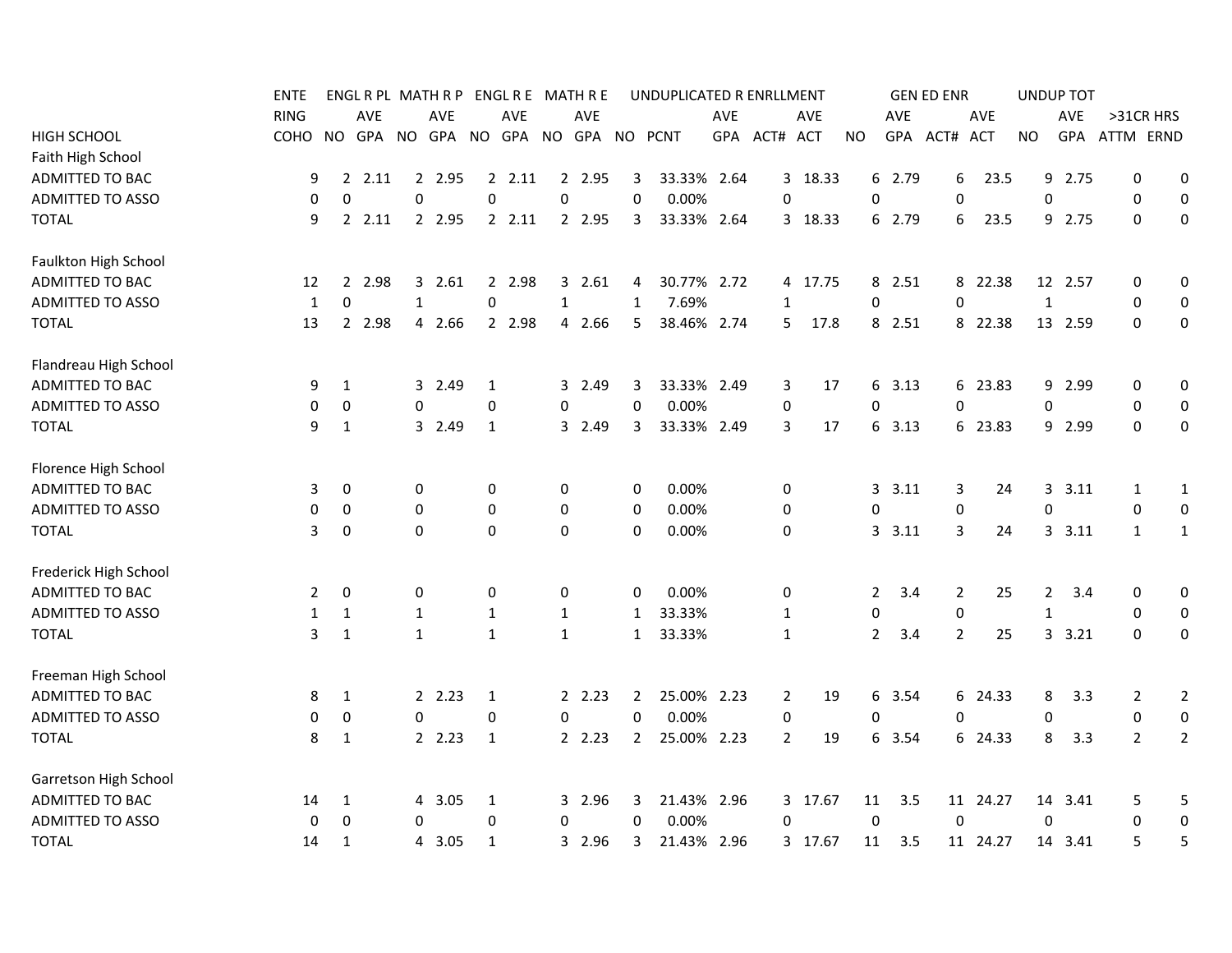| HIGH SCHOOL | ENTERING COHO | ENGL R PL NO | ENGL R PL AVE GPA | MATH R P NO | MATH R P AVE GPA | ENGL R E NO | ENGL R E AVE GPA | MATH R E NO | MATH R E AVE GPA | UNDUPLICATED R ENRLLMENT NO | PCNT | AVE GPA | ACT# | AVE ACT | GEN ED ENR NO | AVE GPA | ACT# | AVE ACT | UNDUP TOT NO | AVE GPA | >31CR HRS ATTM | ERND |
|---|---|---|---|---|---|---|---|---|---|---|---|---|---|---|---|---|---|---|---|---|---|---|
| Faith High School | | | | | | | | | | | | | | | | | | | | | | |
| ADMITTED TO BAC | 9 | 2 | 2.11 | 2 | 2.95 | 2 | 2.11 | 2 | 2.95 | 3 | 33.33% | 2.64 | 3 | 18.33 | 6 | 2.79 | 6 | 23.5 | 9 | 2.75 | 0 | 0 |
| ADMITTED TO ASSO | 0 | 0 | | 0 | | 0 | | 0 | | 0 | 0.00% | | 0 | | 0 | | 0 | | 0 | | 0 | 0 |
| TOTAL | 9 | 2 | 2.11 | 2 | 2.95 | 2 | 2.11 | 2 | 2.95 | 3 | 33.33% | 2.64 | 3 | 18.33 | 6 | 2.79 | 6 | 23.5 | 9 | 2.75 | 0 | 0 |
| Faulkton High School | | | | | | | | | | | | | | | | | | | | | | |
| ADMITTED TO BAC | 12 | 2 | 2.98 | 3 | 2.61 | 2 | 2.98 | 3 | 2.61 | 4 | 30.77% | 2.72 | 4 | 17.75 | 8 | 2.51 | 8 | 22.38 | 12 | 2.57 | 0 | 0 |
| ADMITTED TO ASSO | 1 | 0 | | 1 | | 0 | | 1 | | 1 | 7.69% | | 1 | | 0 | | 0 | | 1 | | 0 | 0 |
| TOTAL | 13 | 2 | 2.98 | 4 | 2.66 | 2 | 2.98 | 4 | 2.66 | 5 | 38.46% | 2.74 | 5 | 17.8 | 8 | 2.51 | 8 | 22.38 | 13 | 2.59 | 0 | 0 |
| Flandreau High School | | | | | | | | | | | | | | | | | | | | | | |
| ADMITTED TO BAC | 9 | 1 | | 3 | 2.49 | 1 | | 3 | 2.49 | 3 | 33.33% | 2.49 | 3 | 17 | 6 | 3.13 | 6 | 23.83 | 9 | 2.99 | 0 | 0 |
| ADMITTED TO ASSO | 0 | 0 | | 0 | | 0 | | 0 | | 0 | 0.00% | | 0 | | 0 | | 0 | | 0 | | 0 | 0 |
| TOTAL | 9 | 1 | | 3 | 2.49 | 1 | | 3 | 2.49 | 3 | 33.33% | 2.49 | 3 | 17 | 6 | 3.13 | 6 | 23.83 | 9 | 2.99 | 0 | 0 |
| Florence High School | | | | | | | | | | | | | | | | | | | | | | |
| ADMITTED TO BAC | 3 | 0 | | 0 | | 0 | | 0 | | 0 | 0.00% | | 0 | | 3 | 3.11 | 3 | 24 | 3 | 3.11 | 1 | 1 |
| ADMITTED TO ASSO | 0 | 0 | | 0 | | 0 | | 0 | | 0 | 0.00% | | 0 | | 0 | | 0 | | 0 | | 0 | 0 |
| TOTAL | 3 | 0 | | 0 | | 0 | | 0 | | 0 | 0.00% | | 0 | | 3 | 3.11 | 3 | 24 | 3 | 3.11 | 1 | 1 |
| Frederick High School | | | | | | | | | | | | | | | | | | | | | | |
| ADMITTED TO BAC | 2 | 0 | | 0 | | 0 | | 0 | | 0 | 0.00% | | 0 | | 2 | 3.4 | 2 | 25 | 2 | 3.4 | 0 | 0 |
| ADMITTED TO ASSO | 1 | 1 | | 1 | | 1 | | 1 | | 1 | 33.33% | | 1 | | 0 | | 0 | | 1 | | 0 | 0 |
| TOTAL | 3 | 1 | | 1 | | 1 | | 1 | | 1 | 33.33% | | 1 | | 2 | 3.4 | 2 | 25 | 3 | 3.21 | 0 | 0 |
| Freeman High School | | | | | | | | | | | | | | | | | | | | | | |
| ADMITTED TO BAC | 8 | 1 | | 2 | 2.23 | 1 | | 2 | 2.23 | 2 | 25.00% | 2.23 | 2 | 19 | 6 | 3.54 | 6 | 24.33 | 8 | 3.3 | 2 | 2 |
| ADMITTED TO ASSO | 0 | 0 | | 0 | | 0 | | 0 | | 0 | 0.00% | | 0 | | 0 | | 0 | | 0 | | 0 | 0 |
| TOTAL | 8 | 1 | | 2 | 2.23 | 1 | | 2 | 2.23 | 2 | 25.00% | 2.23 | 2 | 19 | 6 | 3.54 | 6 | 24.33 | 8 | 3.3 | 2 | 2 |
| Garretson High School | | | | | | | | | | | | | | | | | | | | | | |
| ADMITTED TO BAC | 14 | 1 | | 4 | 3.05 | 1 | | 3 | 2.96 | 3 | 21.43% | 2.96 | 3 | 17.67 | 11 | 3.5 | 11 | 24.27 | 14 | 3.41 | 5 | 5 |
| ADMITTED TO ASSO | 0 | 0 | | 0 | | 0 | | 0 | | 0 | 0.00% | | 0 | | 0 | | 0 | | 0 | | 0 | 0 |
| TOTAL | 14 | 1 | | 4 | 3.05 | 1 | | 3 | 2.96 | 3 | 21.43% | 2.96 | 3 | 17.67 | 11 | 3.5 | 11 | 24.27 | 14 | 3.41 | 5 | 5 |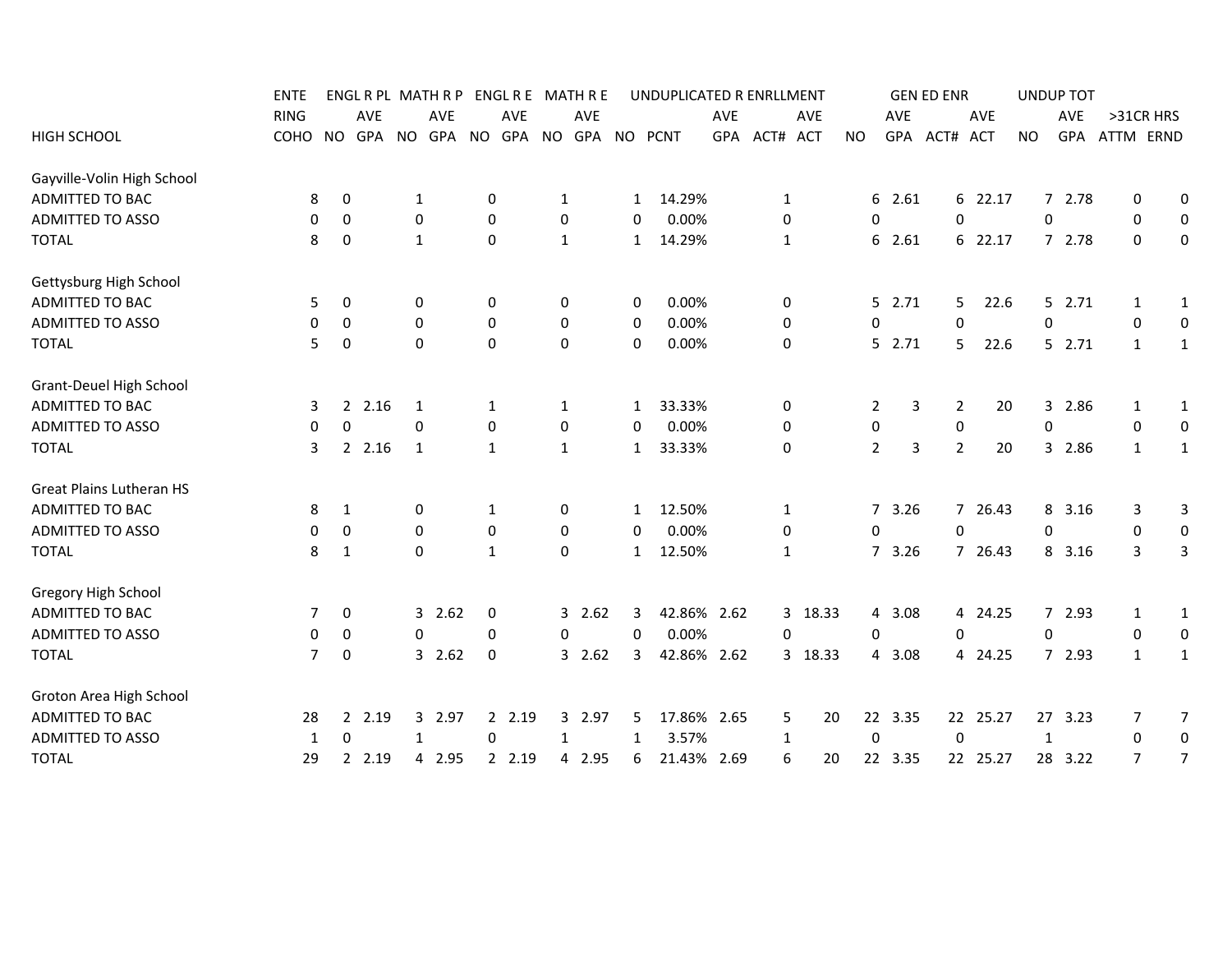| | ENTE | ENGL R PL | | MATH R P | | ENGL R E | | MATH R E | | UNDUPLICATED R ENRLLMENT | | | | | GEN ED ENR | | | | UNDUP TOT | | | |
|---|---|---|---|---|---|---|---|---|---|---|---|---|---|---|---|---|---|---|---|---|---|---|
| | RING | | AVE | | AVE | | AVE | | AVE | | | AVE | | AVE | | AVE | | AVE | | AVE | >31CR HRS | |
| HIGH SCHOOL | COHO | NO | GPA | NO | GPA | NO | GPA | NO | GPA | NO | PCNT | GPA | ACT# | ACT | NO | GPA | ACT# | ACT | NO | GPA | ATTM | ERND |
| Gayville-Volin High School | | | | | | | | | | | | | | | | | | | | | | |
| ADMITTED TO BAC | 8 | 0 | | 1 | | 0 | | 1 | | 1 | 14.29% | | 1 | | 6 | 2.61 | 6 | 22.17 | 7 | 2.78 | 0 | 0 |
| ADMITTED TO ASSO | 0 | 0 | | 0 | | 0 | | 0 | | 0 | 0.00% | | 0 | | 0 | | 0 | | 0 | | 0 | 0 |
| TOTAL | 8 | 0 | | 1 | | 0 | | 1 | | 1 | 14.29% | | 1 | | 6 | 2.61 | 6 | 22.17 | 7 | 2.78 | 0 | 0 |
| Gettysburg High School | | | | | | | | | | | | | | | | | | | | | | |
| ADMITTED TO BAC | 5 | 0 | | 0 | | 0 | | 0 | | 0 | 0.00% | | 0 | | 5 | 2.71 | 5 | 22.6 | 5 | 2.71 | 1 | 1 |
| ADMITTED TO ASSO | 0 | 0 | | 0 | | 0 | | 0 | | 0 | 0.00% | | 0 | | 0 | | 0 | | 0 | | 0 | 0 |
| TOTAL | 5 | 0 | | 0 | | 0 | | 0 | | 0 | 0.00% | | 0 | | 5 | 2.71 | 5 | 22.6 | 5 | 2.71 | 1 | 1 |
| Grant-Deuel High School | | | | | | | | | | | | | | | | | | | | | | |
| ADMITTED TO BAC | 3 | 2 | 2.16 | 1 | | 1 | | 1 | | 1 | 33.33% | | 0 | | 2 | 3 | 2 | 20 | 3 | 2.86 | 1 | 1 |
| ADMITTED TO ASSO | 0 | 0 | | 0 | | 0 | | 0 | | 0 | 0.00% | | 0 | | 0 | | 0 | | 0 | | 0 | 0 |
| TOTAL | 3 | 2 | 2.16 | 1 | | 1 | | 1 | | 1 | 33.33% | | 0 | | 2 | 3 | 2 | 20 | 3 | 2.86 | 1 | 1 |
| Great Plains Lutheran HS | | | | | | | | | | | | | | | | | | | | | | |
| ADMITTED TO BAC | 8 | 1 | | 0 | | 1 | | 0 | | 1 | 12.50% | | 1 | | 7 | 3.26 | 7 | 26.43 | 8 | 3.16 | 3 | 3 |
| ADMITTED TO ASSO | 0 | 0 | | 0 | | 0 | | 0 | | 0 | 0.00% | | 0 | | 0 | | 0 | | 0 | | 0 | 0 |
| TOTAL | 8 | 1 | | 0 | | 1 | | 0 | | 1 | 12.50% | | 1 | | 7 | 3.26 | 7 | 26.43 | 8 | 3.16 | 3 | 3 |
| Gregory High School | | | | | | | | | | | | | | | | | | | | | | |
| ADMITTED TO BAC | 7 | 0 | | 3 | 2.62 | 0 | | 3 | 2.62 | 3 | 42.86% | 2.62 | 3 | 18.33 | 4 | 3.08 | 4 | 24.25 | 7 | 2.93 | 1 | 1 |
| ADMITTED TO ASSO | 0 | 0 | | 0 | | 0 | | 0 | | 0 | 0.00% | | 0 | | 0 | | 0 | | 0 | | 0 | 0 |
| TOTAL | 7 | 0 | | 3 | 2.62 | 0 | | 3 | 2.62 | 3 | 42.86% | 2.62 | 3 | 18.33 | 4 | 3.08 | 4 | 24.25 | 7 | 2.93 | 1 | 1 |
| Groton Area High School | | | | | | | | | | | | | | | | | | | | | | |
| ADMITTED TO BAC | 28 | 2 | 2.19 | 3 | 2.97 | 2 | 2.19 | 3 | 2.97 | 5 | 17.86% | 2.65 | 5 | 20 | 22 | 3.35 | 22 | 25.27 | 27 | 3.23 | 7 | 7 |
| ADMITTED TO ASSO | 1 | 0 | | 1 | | 0 | | 1 | | 1 | 3.57% | | 1 | | 0 | | 0 | | 1 | | 0 | 0 |
| TOTAL | 29 | 2 | 2.19 | 4 | 2.95 | 2 | 2.19 | 4 | 2.95 | 6 | 21.43% | 2.69 | 6 | 20 | 22 | 3.35 | 22 | 25.27 | 28 | 3.22 | 7 | 7 |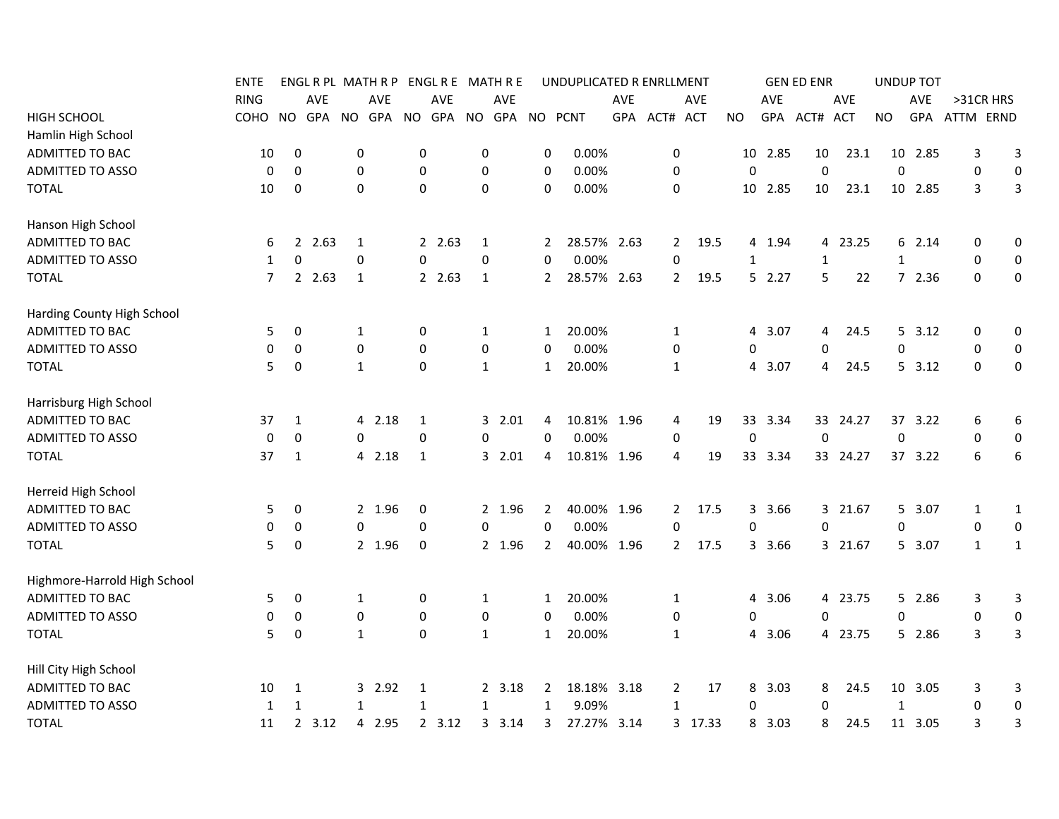| HIGH SCHOOL | ENTERING COHO | ENGL R PL NO | ENGL R PL AVE GPA | MATH R P NO | MATH R P AVE GPA | ENGL R E NO | ENGL R E AVE GPA | MATH R E NO | MATH R E AVE GPA | UNDUPLICATED R ENRLLMENT NO | UNDUPLICATED R ENRLLMENT PCNT | UNDUPLICATED R ENRLLMENT AVE GPA | UNDUPLICATED R ENRLLMENT ACT# | UNDUPLICATED R ENRLLMENT AVE ACT | GEN ED ENR NO | GEN ED ENR AVE GPA | GEN ED ENR ACT# | GEN ED ENR AVE ACT | UNDUP TOT NO | UNDUP TOT AVE GPA | >31CR HRS ATTM | >31CR HRS ERND |
|---|---|---|---|---|---|---|---|---|---|---|---|---|---|---|---|---|---|---|---|---|---|---|
| Hamlin High School | | | | | | | | | | | | | | | | | | | | | | |
| ADMITTED TO BAC | 10 | 0 | | 0 | | 0 | | 0 | | 0 | 0.00% | | 0 | | 10 | 2.85 | 10 | 23.1 | 10 | 2.85 | 3 | 3 |
| ADMITTED TO ASSO | 0 | 0 | | 0 | | 0 | | 0 | | 0 | 0.00% | | 0 | | 0 | | 0 | | 0 | | 0 | 0 |
| TOTAL | 10 | 0 | | 0 | | 0 | | 0 | | 0 | 0.00% | | 0 | | 10 | 2.85 | 10 | 23.1 | 10 | 2.85 | 3 | 3 |
| Hanson High School | | | | | | | | | | | | | | | | | | | | | | |
| ADMITTED TO BAC | 6 | 2 | 2.63 | 1 | | 2 | 2.63 | 1 | | 2 | 28.57% | 2.63 | 2 | 19.5 | 4 | 1.94 | 4 | 23.25 | 6 | 2.14 | 0 | 0 |
| ADMITTED TO ASSO | 1 | 0 | | 0 | | 0 | | 0 | | 0 | 0.00% | | 0 | | 1 | | 1 | | 1 | | 0 | 0 |
| TOTAL | 7 | 2 | 2.63 | 1 | | 2 | 2.63 | 1 | | 2 | 28.57% | 2.63 | 2 | 19.5 | 5 | 2.27 | 5 | 22 | 7 | 2.36 | 0 | 0 |
| Harding County High School | | | | | | | | | | | | | | | | | | | | | | |
| ADMITTED TO BAC | 5 | 0 | | 1 | | 0 | | 1 | | 1 | 20.00% | | 1 | | 4 | 3.07 | 4 | 24.5 | 5 | 3.12 | 0 | 0 |
| ADMITTED TO ASSO | 0 | 0 | | 0 | | 0 | | 0 | | 0 | 0.00% | | 0 | | 0 | | 0 | | 0 | | 0 | 0 |
| TOTAL | 5 | 0 | | 1 | | 0 | | 1 | | 1 | 20.00% | | 1 | | 4 | 3.07 | 4 | 24.5 | 5 | 3.12 | 0 | 0 |
| Harrisburg High School | | | | | | | | | | | | | | | | | | | | | | |
| ADMITTED TO BAC | 37 | 1 | | 4 | 2.18 | 1 | | 3 | 2.01 | 4 | 10.81% | 1.96 | 4 | 19 | 33 | 3.34 | 33 | 24.27 | 37 | 3.22 | 6 | 6 |
| ADMITTED TO ASSO | 0 | 0 | | 0 | | 0 | | 0 | | 0 | 0.00% | | 0 | | 0 | | 0 | | 0 | | 0 | 0 |
| TOTAL | 37 | 1 | | 4 | 2.18 | 1 | | 3 | 2.01 | 4 | 10.81% | 1.96 | 4 | 19 | 33 | 3.34 | 33 | 24.27 | 37 | 3.22 | 6 | 6 |
| Herreid High School | | | | | | | | | | | | | | | | | | | | | | |
| ADMITTED TO BAC | 5 | 0 | | 2 | 1.96 | 0 | | 2 | 1.96 | 2 | 40.00% | 1.96 | 2 | 17.5 | 3 | 3.66 | 3 | 21.67 | 5 | 3.07 | 1 | 1 |
| ADMITTED TO ASSO | 0 | 0 | | 0 | | 0 | | 0 | | 0 | 0.00% | | 0 | | 0 | | 0 | | 0 | | 0 | 0 |
| TOTAL | 5 | 0 | | 2 | 1.96 | 0 | | 2 | 1.96 | 2 | 40.00% | 1.96 | 2 | 17.5 | 3 | 3.66 | 3 | 21.67 | 5 | 3.07 | 1 | 1 |
| Highmore-Harrold High School | | | | | | | | | | | | | | | | | | | | | | |
| ADMITTED TO BAC | 5 | 0 | | 1 | | 0 | | 1 | | 1 | 20.00% | | 1 | | 4 | 3.06 | 4 | 23.75 | 5 | 2.86 | 3 | 3 |
| ADMITTED TO ASSO | 0 | 0 | | 0 | | 0 | | 0 | | 0 | 0.00% | | 0 | | 0 | | 0 | | 0 | | 0 | 0 |
| TOTAL | 5 | 0 | | 1 | | 0 | | 1 | | 1 | 20.00% | | 1 | | 4 | 3.06 | 4 | 23.75 | 5 | 2.86 | 3 | 3 |
| Hill City High School | | | | | | | | | | | | | | | | | | | | | | |
| ADMITTED TO BAC | 10 | 1 | | 3 | 2.92 | 1 | | 2 | 3.18 | 2 | 18.18% | 3.18 | 2 | 17 | 8 | 3.03 | 8 | 24.5 | 10 | 3.05 | 3 | 3 |
| ADMITTED TO ASSO | 1 | 1 | | 1 | | 1 | | 1 | | 1 | 9.09% | | 1 | | 0 | | 0 | | 1 | | 0 | 0 |
| TOTAL | 11 | 2 | 3.12 | 4 | 2.95 | 2 | 3.12 | 3 | 3.14 | 3 | 27.27% | 3.14 | 3 | 17.33 | 8 | 3.03 | 8 | 24.5 | 11 | 3.05 | 3 | 3 |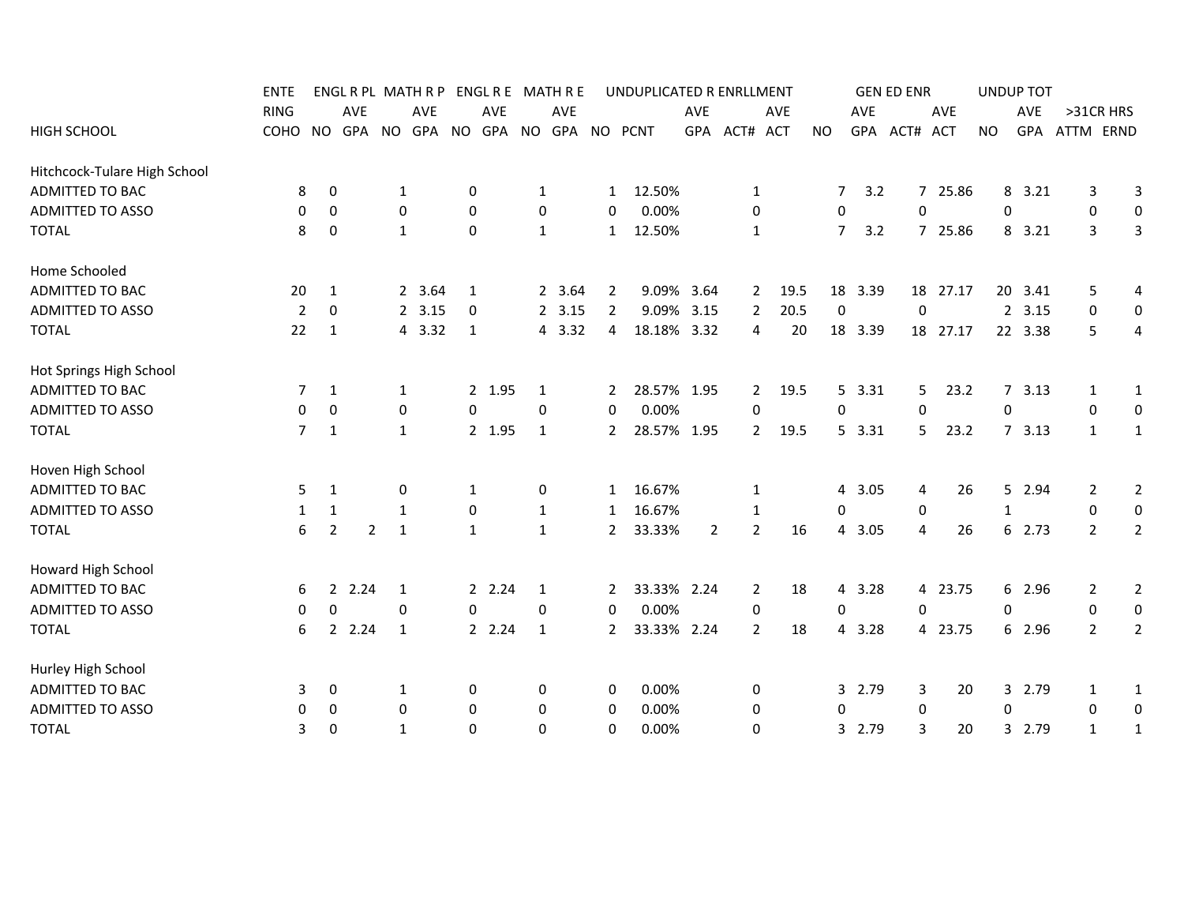| HIGH SCHOOL | ENTE | ENGL R PL | | MATH R P | | ENGL R E | | MATH R E | | UNDUPLICATED R ENRLLMENT | | | | | GEN ED ENR | | | | UNDUP TOT | | >31CR HRS | |
|---|---|---|---|---|---|---|---|---|---|---|---|---|---|---|---|---|---|---|---|---|---|---|
| | RING | | AVE | | AVE | | AVE | | AVE | | | AVE | | AVE | | AVE | | AVE | | AVE | | |
| HIGH SCHOOL | COHO | NO | GPA | NO | GPA | NO | GPA | NO | GPA | NO | PCNT | GPA | ACT# | ACT | NO | GPA | ACT# | ACT | NO | GPA | ATTM | ERND |
| **Hitchcock-Tulare High School** | | | | | | | | | | | | | | | | | | | | | | |
| ADMITTED TO BAC | 8 | 0 | | 1 | | 0 | | 1 | | 1 | 12.50% | | 1 | | 7 | 3.2 | 7 | 25.86 | 8 | 3.21 | 3 | 3 |
| ADMITTED TO ASSO | 0 | 0 | | 0 | | 0 | | 0 | | 0 | 0.00% | | 0 | | 0 | | 0 | | 0 | | 0 | 0 |
| TOTAL | 8 | 0 | | 1 | | 0 | | 1 | | 1 | 12.50% | | 1 | | 7 | 3.2 | 7 | 25.86 | 8 | 3.21 | 3 | 3 |
| **Home Schooled** | | | | | | | | | | | | | | | | | | | | | | |
| ADMITTED TO BAC | 20 | 1 | | 2 | 3.64 | 1 | | 2 | 3.64 | 2 | 9.09% | 3.64 | 2 | 19.5 | 18 | 3.39 | 18 | 27.17 | 20 | 3.41 | 5 | 4 |
| ADMITTED TO ASSO | 2 | 0 | | 2 | 3.15 | 0 | | 2 | 3.15 | 2 | 9.09% | 3.15 | 2 | 20.5 | 0 | | 0 | | 2 | 3.15 | 0 | 0 |
| TOTAL | 22 | 1 | | 4 | 3.32 | 1 | | 4 | 3.32 | 4 | 18.18% | 3.32 | 4 | 20 | 18 | 3.39 | 18 | 27.17 | 22 | 3.38 | 5 | 4 |
| **Hot Springs High School** | | | | | | | | | | | | | | | | | | | | | | |
| ADMITTED TO BAC | 7 | 1 | | 1 | | 2 | 1.95 | 1 | | 2 | 28.57% | 1.95 | 2 | 19.5 | 5 | 3.31 | 5 | 23.2 | 7 | 3.13 | 1 | 1 |
| ADMITTED TO ASSO | 0 | 0 | | 0 | | 0 | | 0 | | 0 | 0.00% | | 0 | | 0 | | 0 | | 0 | | 0 | 0 |
| TOTAL | 7 | 1 | | 1 | | 2 | 1.95 | 1 | | 2 | 28.57% | 1.95 | 2 | 19.5 | 5 | 3.31 | 5 | 23.2 | 7 | 3.13 | 1 | 1 |
| **Hoven High School** | | | | | | | | | | | | | | | | | | | | | | |
| ADMITTED TO BAC | 5 | 1 | | 0 | | 1 | | 0 | | 1 | 16.67% | | 1 | | 4 | 3.05 | 4 | 26 | 5 | 2.94 | 2 | 2 |
| ADMITTED TO ASSO | 1 | 1 | | 1 | | 0 | | 1 | | 1 | 16.67% | | 1 | | 0 | | 0 | | 1 | | 0 | 0 |
| TOTAL | 6 | 2 | 2 | 1 | | 1 | | 1 | | 2 | 33.33% | 2 | 2 | 16 | 4 | 3.05 | 4 | 26 | 6 | 2.73 | 2 | 2 |
| **Howard High School** | | | | | | | | | | | | | | | | | | | | | | |
| ADMITTED TO BAC | 6 | 2 | 2.24 | 1 | | 2 | 2.24 | 1 | | 2 | 33.33% | 2.24 | 2 | 18 | 4 | 3.28 | 4 | 23.75 | 6 | 2.96 | 2 | 2 |
| ADMITTED TO ASSO | 0 | 0 | | 0 | | 0 | | 0 | | 0 | 0.00% | | 0 | | 0 | | 0 | | 0 | | 0 | 0 |
| TOTAL | 6 | 2 | 2.24 | 1 | | 2 | 2.24 | 1 | | 2 | 33.33% | 2.24 | 2 | 18 | 4 | 3.28 | 4 | 23.75 | 6 | 2.96 | 2 | 2 |
| **Hurley High School** | | | | | | | | | | | | | | | | | | | | | | |
| ADMITTED TO BAC | 3 | 0 | | 1 | | 0 | | 0 | | 0 | 0.00% | | 0 | | 3 | 2.79 | 3 | 20 | 3 | 2.79 | 1 | 1 |
| ADMITTED TO ASSO | 0 | 0 | | 0 | | 0 | | 0 | | 0 | 0.00% | | 0 | | 0 | | 0 | | 0 | | 0 | 0 |
| TOTAL | 3 | 0 | | 1 | | 0 | | 0 | | 0 | 0.00% | | 0 | | 3 | 2.79 | 3 | 20 | 3 | 2.79 | 1 | 1 |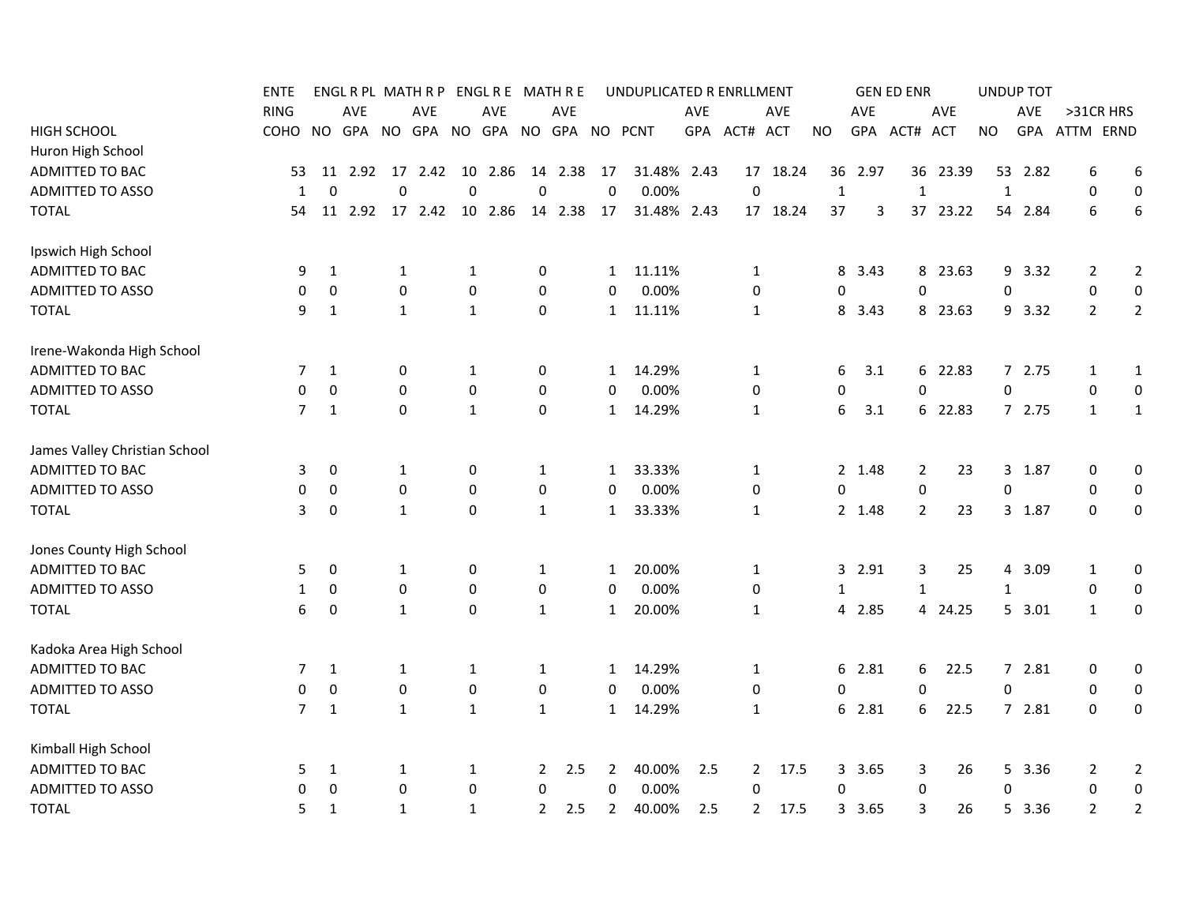| HIGH SCHOOL | ENTERING COHO | ENGL R PL NO | ENGL R PL AVE GPA | MATH R P NO | MATH R P AVE GPA | ENGL R E NO | ENGL R E AVE GPA | MATH R E NO | MATH R E AVE GPA | UNDUPLICATED R ENRLLMENT NO | PCNT | AVE GPA | ACT# | AVE ACT | GEN ED ENR NO | AVE GPA | ACT# | AVE ACT | UNDUP TOT NO | AVE GPA | >31CR HRS ATTM | ERND |
|---|---|---|---|---|---|---|---|---|---|---|---|---|---|---|---|---|---|---|---|---|---|---|
| Huron High School | | | | | | | | | | | | | | | | | | | | | | |
| ADMITTED TO BAC | 53 | 11 | 2.92 | 17 | 2.42 | 10 | 2.86 | 14 | 2.38 | 17 | 31.48% | 2.43 | 17 | 18.24 | 36 | 2.97 | 36 | 23.39 | 53 | 2.82 | 6 | 6 |
| ADMITTED TO ASSO | 1 | 0 | | 0 | | 0 | | 0 | | 0 | 0.00% | | 0 | | 1 | | 1 | | 1 | | 0 | 0 |
| TOTAL | 54 | 11 | 2.92 | 17 | 2.42 | 10 | 2.86 | 14 | 2.38 | 17 | 31.48% | 2.43 | 17 | 18.24 | 37 | 3 | 37 | 23.22 | 54 | 2.84 | 6 | 6 |
| Ipswich High School | | | | | | | | | | | | | | | | | | | | | | |
| ADMITTED TO BAC | 9 | 1 | | 1 | | 1 | | 0 | | 1 | 11.11% | | 1 | | 8 | 3.43 | 8 | 23.63 | 9 | 3.32 | 2 | 2 |
| ADMITTED TO ASSO | 0 | 0 | | 0 | | 0 | | 0 | | 0 | 0.00% | | 0 | | 0 | | 0 | | 0 | | 0 | 0 |
| TOTAL | 9 | 1 | | 1 | | 1 | | 0 | | 1 | 11.11% | | 1 | | 8 | 3.43 | 8 | 23.63 | 9 | 3.32 | 2 | 2 |
| Irene-Wakonda High School | | | | | | | | | | | | | | | | | | | | | | |
| ADMITTED TO BAC | 7 | 1 | | 0 | | 1 | | 0 | | 1 | 14.29% | | 1 | | 6 | 3.1 | 6 | 22.83 | 7 | 2.75 | 1 | 1 |
| ADMITTED TO ASSO | 0 | 0 | | 0 | | 0 | | 0 | | 0 | 0.00% | | 0 | | 0 | | 0 | | 0 | | 0 | 0 |
| TOTAL | 7 | 1 | | 0 | | 1 | | 0 | | 1 | 14.29% | | 1 | | 6 | 3.1 | 6 | 22.83 | 7 | 2.75 | 1 | 1 |
| James Valley Christian School | | | | | | | | | | | | | | | | | | | | | | |
| ADMITTED TO BAC | 3 | 0 | | 1 | | 0 | | 1 | | 1 | 33.33% | | 1 | | 2 | 1.48 | 2 | 23 | 3 | 1.87 | 0 | 0 |
| ADMITTED TO ASSO | 0 | 0 | | 0 | | 0 | | 0 | | 0 | 0.00% | | 0 | | 0 | | 0 | | 0 | | 0 | 0 |
| TOTAL | 3 | 0 | | 1 | | 0 | | 1 | | 1 | 33.33% | | 1 | | 2 | 1.48 | 2 | 23 | 3 | 1.87 | 0 | 0 |
| Jones County High School | | | | | | | | | | | | | | | | | | | | | | |
| ADMITTED TO BAC | 5 | 0 | | 1 | | 0 | | 1 | | 1 | 20.00% | | 1 | | 3 | 2.91 | 3 | 25 | 4 | 3.09 | 1 | 0 |
| ADMITTED TO ASSO | 1 | 0 | | 0 | | 0 | | 0 | | 0 | 0.00% | | 0 | | 1 | | 1 | | 1 | | 0 | 0 |
| TOTAL | 6 | 0 | | 1 | | 0 | | 1 | | 1 | 20.00% | | 1 | | 4 | 2.85 | 4 | 24.25 | 5 | 3.01 | 1 | 0 |
| Kadoka Area High School | | | | | | | | | | | | | | | | | | | | | | |
| ADMITTED TO BAC | 7 | 1 | | 1 | | 1 | | 1 | | 1 | 14.29% | | 1 | | 6 | 2.81 | 6 | 22.5 | 7 | 2.81 | 0 | 0 |
| ADMITTED TO ASSO | 0 | 0 | | 0 | | 0 | | 0 | | 0 | 0.00% | | 0 | | 0 | | 0 | | 0 | | 0 | 0 |
| TOTAL | 7 | 1 | | 1 | | 1 | | 1 | | 1 | 14.29% | | 1 | | 6 | 2.81 | 6 | 22.5 | 7 | 2.81 | 0 | 0 |
| Kimball High School | | | | | | | | | | | | | | | | | | | | | | |
| ADMITTED TO BAC | 5 | 1 | | 1 | | 1 | | 2 | 2.5 | 2 | 40.00% | 2.5 | 2 | 17.5 | 3 | 3.65 | 3 | 26 | 5 | 3.36 | 2 | 2 |
| ADMITTED TO ASSO | 0 | 0 | | 0 | | 0 | | 0 | | 0 | 0.00% | | 0 | | 0 | | 0 | | 0 | | 0 | 0 |
| TOTAL | 5 | 1 | | 1 | | 1 | | 2 | 2.5 | 2 | 40.00% | 2.5 | 2 | 17.5 | 3 | 3.65 | 3 | 26 | 5 | 3.36 | 2 | 2 |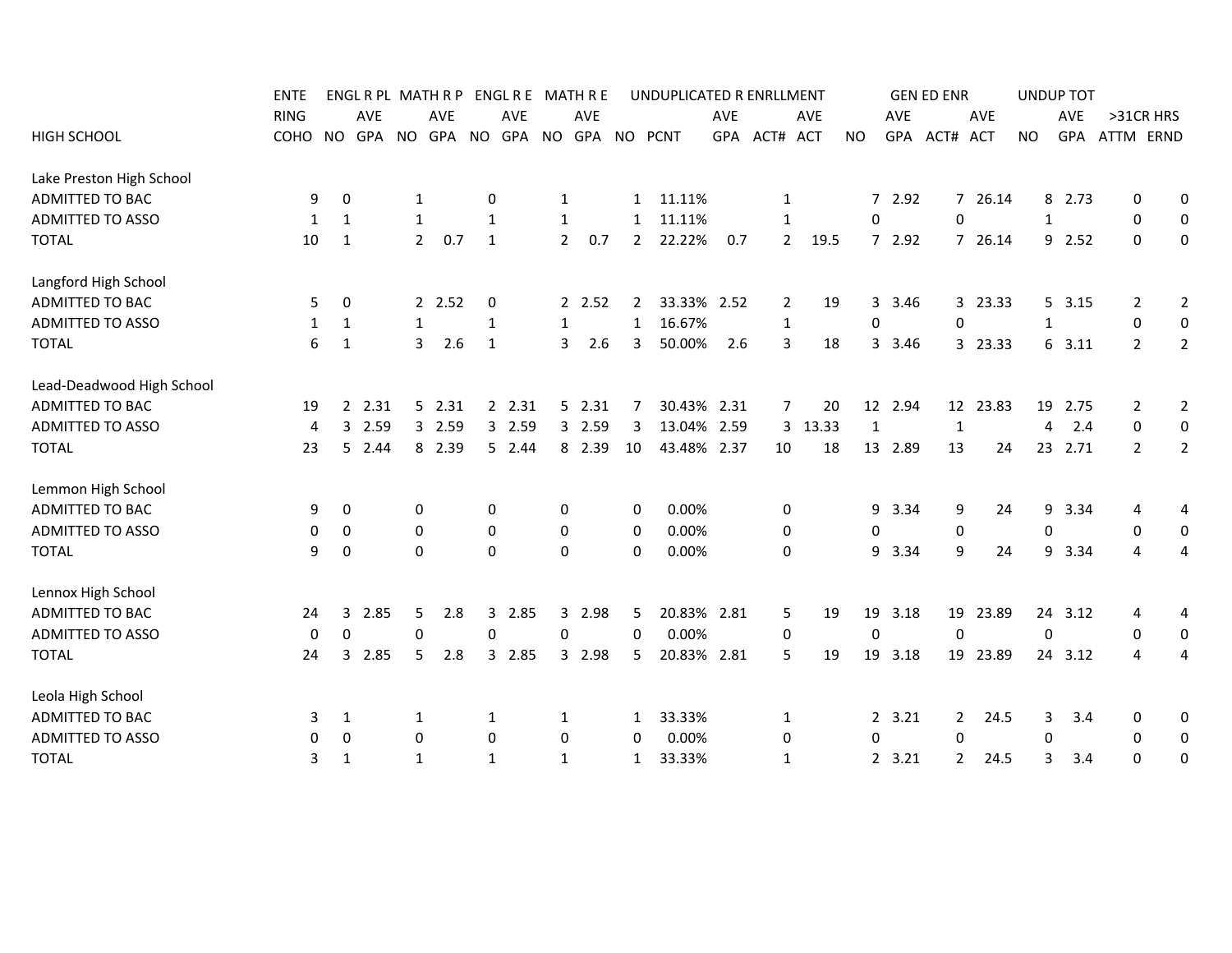| HIGH SCHOOL | ENTERING COHO | ENGL R PL NO | ENGL R PL AVE GPA | MATH R P NO | MATH R P AVE GPA | ENGL R E NO | ENGL R E AVE GPA | MATH R E NO | MATH R E AVE GPA | UNDUPLICATED R ENRLLMENT NO | PCNT | AVE GPA | ACT# | AVE ACT | GEN ED ENR NO | AVE GPA | ACT# | AVE ACT | UNDUP TOT NO | AVE GPA | >31CR HRS ATTM | ERND |
|---|---|---|---|---|---|---|---|---|---|---|---|---|---|---|---|---|---|---|---|---|---|---|
| **Lake Preston High School** | | | | | | | | | | | | | | | | | | | | | | |
| ADMITTED TO BAC | 9 | 0 | | 1 | | 0 | | 1 | | 1 | 11.11% | | 1 | | 7 | 2.92 | 7 | 26.14 | 8 | 2.73 | 0 | 0 |
| ADMITTED TO ASSO | 1 | 1 | | 1 | | 1 | | 1 | | 1 | 11.11% | | 1 | | 0 | | 0 | | 1 | | 0 | 0 |
| TOTAL | 10 | 1 | | 2 | 0.7 | 1 | | 2 | 0.7 | 2 | 22.22% | 0.7 | 2 | 19.5 | 7 | 2.92 | 7 | 26.14 | 9 | 2.52 | 0 | 0 |
| **Langford High School** | | | | | | | | | | | | | | | | | | | | | | |
| ADMITTED TO BAC | 5 | 0 | | 2 | 2.52 | 0 | | 2 | 2.52 | 2 | 33.33% | 2.52 | 2 | 19 | 3 | 3.46 | 3 | 23.33 | 5 | 3.15 | 2 | 2 |
| ADMITTED TO ASSO | 1 | 1 | | 1 | | 1 | | 1 | | 1 | 16.67% | | 1 | | 0 | | 0 | | 1 | | 0 | 0 |
| TOTAL | 6 | 1 | | 3 | 2.6 | 1 | | 3 | 2.6 | 3 | 50.00% | 2.6 | 3 | 18 | 3 | 3.46 | 3 | 23.33 | 6 | 3.11 | 2 | 2 |
| **Lead-Deadwood High School** | | | | | | | | | | | | | | | | | | | | | | |
| ADMITTED TO BAC | 19 | 2 | 2.31 | 5 | 2.31 | 2 | 2.31 | 5 | 2.31 | 7 | 30.43% | 2.31 | 7 | 20 | 12 | 2.94 | 12 | 23.83 | 19 | 2.75 | 2 | 2 |
| ADMITTED TO ASSO | 4 | 3 | 2.59 | 3 | 2.59 | 3 | 2.59 | 3 | 2.59 | 3 | 13.04% | 2.59 | 3 | 13.33 | 1 | | 1 | | 4 | 2.4 | 0 | 0 |
| TOTAL | 23 | 5 | 2.44 | 8 | 2.39 | 5 | 2.44 | 8 | 2.39 | 10 | 43.48% | 2.37 | 10 | 18 | 13 | 2.89 | 13 | 24 | 23 | 2.71 | 2 | 2 |
| **Lemmon High School** | | | | | | | | | | | | | | | | | | | | | | |
| ADMITTED TO BAC | 9 | 0 | | 0 | | 0 | | 0 | | 0 | 0.00% | | 0 | | 9 | 3.34 | 9 | 24 | 9 | 3.34 | 4 | 4 |
| ADMITTED TO ASSO | 0 | 0 | | 0 | | 0 | | 0 | | 0 | 0.00% | | 0 | | 0 | | 0 | | 0 | | 0 | 0 |
| TOTAL | 9 | 0 | | 0 | | 0 | | 0 | | 0 | 0.00% | | 0 | | 9 | 3.34 | 9 | 24 | 9 | 3.34 | 4 | 4 |
| **Lennox High School** | | | | | | | | | | | | | | | | | | | | | | |
| ADMITTED TO BAC | 24 | 3 | 2.85 | 5 | 2.8 | 3 | 2.85 | 3 | 2.98 | 5 | 20.83% | 2.81 | 5 | 19 | 19 | 3.18 | 19 | 23.89 | 24 | 3.12 | 4 | 4 |
| ADMITTED TO ASSO | 0 | 0 | | 0 | | 0 | | 0 | | 0 | 0.00% | | 0 | | 0 | | 0 | | 0 | | 0 | 0 |
| TOTAL | 24 | 3 | 2.85 | 5 | 2.8 | 3 | 2.85 | 3 | 2.98 | 5 | 20.83% | 2.81 | 5 | 19 | 19 | 3.18 | 19 | 23.89 | 24 | 3.12 | 4 | 4 |
| **Leola High School** | | | | | | | | | | | | | | | | | | | | | | |
| ADMITTED TO BAC | 3 | 1 | | 1 | | 1 | | 1 | | 1 | 33.33% | | 1 | | 2 | 3.21 | 2 | 24.5 | 3 | 3.4 | 0 | 0 |
| ADMITTED TO ASSO | 0 | 0 | | 0 | | 0 | | 0 | | 0 | 0.00% | | 0 | | 0 | | 0 | | 0 | | 0 | 0 |
| TOTAL | 3 | 1 | | 1 | | 1 | | 1 | | 1 | 33.33% | | 1 | | 2 | 3.21 | 2 | 24.5 | 3 | 3.4 | 0 | 0 |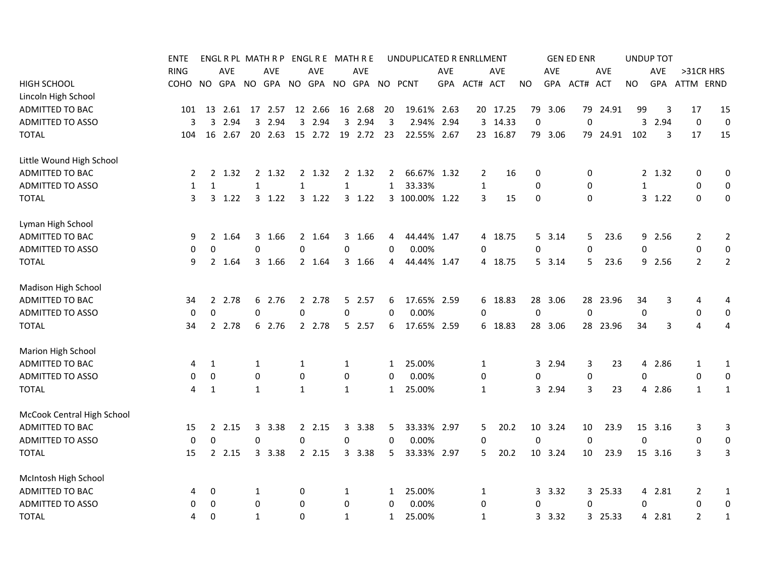| HIGH SCHOOL | ENTERING COHO | ENGL R PL NO | ENGL R PL AVE GPA | MATH R P NO | MATH R P AVE GPA | ENGL R E NO | ENGL R E AVE GPA | MATH R E NO | MATH R E AVE GPA | UNDUPLICATED R ENRLLMENT NO | PCNT | AVE GPA | ACT# | AVE ACT | GEN ED ENR NO | AVE GPA | ACT# | AVE ACT | UNDUP TOT NO | AVE GPA | >31CR HRS ATTM | ERND |
|---|---|---|---|---|---|---|---|---|---|---|---|---|---|---|---|---|---|---|---|---|---|---|
| Lincoln High School | | | | | | | | | | | | | | | | | | | | | | |
| ADMITTED TO BAC | 101 | 13 | 2.61 | 17 | 2.57 | 12 | 2.66 | 16 | 2.68 | 20 | 19.61% | 2.63 | 20 | 17.25 | 79 | 3.06 | 79 | 24.91 | 99 | 3 | 17 | 15 |
| ADMITTED TO ASSO | 3 | 3 | 2.94 | 3 | 2.94 | 3 | 2.94 | 3 | 2.94 | 3 | 2.94% | 2.94 | 3 | 14.33 | 0 | | 0 | | 3 | 2.94 | 0 | 0 |
| TOTAL | 104 | 16 | 2.67 | 20 | 2.63 | 15 | 2.72 | 19 | 2.72 | 23 | 22.55% | 2.67 | 23 | 16.87 | 79 | 3.06 | 79 | 24.91 | 102 | 3 | 17 | 15 |
| Little Wound High School | | | | | | | | | | | | | | | | | | | | | | |
| ADMITTED TO BAC | 2 | 2 | 1.32 | 2 | 1.32 | 2 | 1.32 | 2 | 1.32 | 2 | 66.67% | 1.32 | 2 | 16 | 0 | | 0 | | 2 | 1.32 | 0 | 0 |
| ADMITTED TO ASSO | 1 | 1 | | 1 | | 1 | | 1 | | 1 | 33.33% | | 1 | | 0 | | 0 | | 1 | | 0 | 0 |
| TOTAL | 3 | 3 | 1.22 | 3 | 1.22 | 3 | 1.22 | 3 | 1.22 | 3 | 100.00% | 1.22 | 3 | 15 | 0 | | 0 | | 3 | 1.22 | 0 | 0 |
| Lyman High School | | | | | | | | | | | | | | | | | | | | | | |
| ADMITTED TO BAC | 9 | 2 | 1.64 | 3 | 1.66 | 2 | 1.64 | 3 | 1.66 | 4 | 44.44% | 1.47 | 4 | 18.75 | 5 | 3.14 | 5 | 23.6 | 9 | 2.56 | 2 | 2 |
| ADMITTED TO ASSO | 0 | 0 | | 0 | | 0 | | 0 | | 0 | 0.00% | | 0 | | 0 | | 0 | | 0 | | 0 | 0 |
| TOTAL | 9 | 2 | 1.64 | 3 | 1.66 | 2 | 1.64 | 3 | 1.66 | 4 | 44.44% | 1.47 | 4 | 18.75 | 5 | 3.14 | 5 | 23.6 | 9 | 2.56 | 2 | 2 |
| Madison High School | | | | | | | | | | | | | | | | | | | | | | |
| ADMITTED TO BAC | 34 | 2 | 2.78 | 6 | 2.76 | 2 | 2.78 | 5 | 2.57 | 6 | 17.65% | 2.59 | 6 | 18.83 | 28 | 3.06 | 28 | 23.96 | 34 | 3 | 4 | 4 |
| ADMITTED TO ASSO | 0 | 0 | | 0 | | 0 | | 0 | | 0 | 0.00% | | 0 | | 0 | | 0 | | 0 | | 0 | 0 |
| TOTAL | 34 | 2 | 2.78 | 6 | 2.76 | 2 | 2.78 | 5 | 2.57 | 6 | 17.65% | 2.59 | 6 | 18.83 | 28 | 3.06 | 28 | 23.96 | 34 | 3 | 4 | 4 |
| Marion High School | | | | | | | | | | | | | | | | | | | | | | |
| ADMITTED TO BAC | 4 | 1 | | 1 | | 1 | | 1 | | 1 | 25.00% | | 1 | | 3 | 2.94 | 3 | 23 | 4 | 2.86 | 1 | 1 |
| ADMITTED TO ASSO | 0 | 0 | | 0 | | 0 | | 0 | | 0 | 0.00% | | 0 | | 0 | | 0 | | 0 | | 0 | 0 |
| TOTAL | 4 | 1 | | 1 | | 1 | | 1 | | 1 | 25.00% | | 1 | | 3 | 2.94 | 3 | 23 | 4 | 2.86 | 1 | 1 |
| McCook Central High School | | | | | | | | | | | | | | | | | | | | | | |
| ADMITTED TO BAC | 15 | 2 | 2.15 | 3 | 3.38 | 2 | 2.15 | 3 | 3.38 | 5 | 33.33% | 2.97 | 5 | 20.2 | 10 | 3.24 | 10 | 23.9 | 15 | 3.16 | 3 | 3 |
| ADMITTED TO ASSO | 0 | 0 | | 0 | | 0 | | 0 | | 0 | 0.00% | | 0 | | 0 | | 0 | | 0 | | 0 | 0 |
| TOTAL | 15 | 2 | 2.15 | 3 | 3.38 | 2 | 2.15 | 3 | 3.38 | 5 | 33.33% | 2.97 | 5 | 20.2 | 10 | 3.24 | 10 | 23.9 | 15 | 3.16 | 3 | 3 |
| McIntosh High School | | | | | | | | | | | | | | | | | | | | | | |
| ADMITTED TO BAC | 4 | 0 | | 1 | | 0 | | 1 | | 1 | 25.00% | | 1 | | 3 | 3.32 | 3 | 25.33 | 4 | 2.81 | 2 | 1 |
| ADMITTED TO ASSO | 0 | 0 | | 0 | | 0 | | 0 | | 0 | 0.00% | | 0 | | 0 | | 0 | | 0 | | 0 | 0 |
| TOTAL | 4 | 0 | | 1 | | 0 | | 1 | | 1 | 25.00% | | 1 | | 3 | 3.32 | 3 | 25.33 | 4 | 2.81 | 2 | 1 |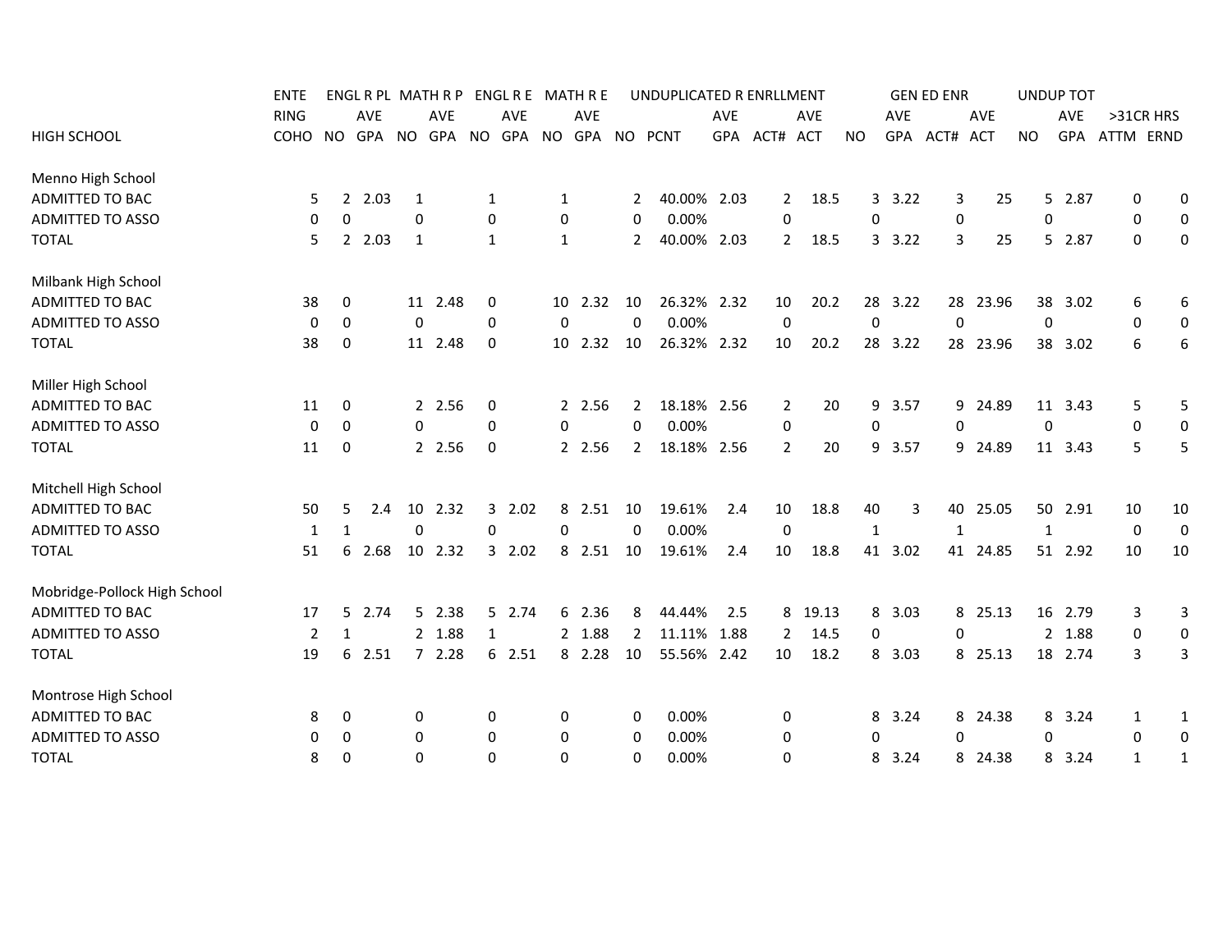| HIGH SCHOOL | ENTERING COHO | ENGL R PL | | MATH R P | | ENGL R E | | MATH R E | | UNDUPLICATED R ENRLLMENT | | | | | GEN ED ENR | | | | UNDUP TOT | | >31CR HRS | |
|---|---|---|---|---|---|---|---|---|---|---|---|---|---|---|---|---|---|---|---|---|---|---|
| | | NO | AVE GPA | NO | AVE GPA | NO | AVE GPA | NO | AVE GPA | NO | PCNT | AVE GPA | ACT# | AVE ACT | NO | AVE GPA | ACT# | AVE ACT | NO | AVE GPA | ATTM | ERND |
| Menno High School | | | | | | | | | | | | | | | | | | | | | | |
| ADMITTED TO BAC | 5 | 2 | 2.03 | 1 | | 1 | | 1 | | 2 | 40.00% | 2.03 | 2 | 18.5 | 3 | 3.22 | 3 | 25 | 5 | 2.87 | 0 | 0 |
| ADMITTED TO ASSO | 0 | 0 | | 0 | | 0 | | 0 | | 0 | 0.00% | | 0 | | 0 | | 0 | | 0 | | 0 | 0 |
| TOTAL | 5 | 2 | 2.03 | 1 | | 1 | | 1 | | 2 | 40.00% | 2.03 | 2 | 18.5 | 3 | 3.22 | 3 | 25 | 5 | 2.87 | 0 | 0 |
| Milbank High School | | | | | | | | | | | | | | | | | | | | | | |
| ADMITTED TO BAC | 38 | 0 | | 11 | 2.48 | 0 | | 10 | 2.32 | 10 | 26.32% | 2.32 | 10 | 20.2 | 28 | 3.22 | 28 | 23.96 | 38 | 3.02 | 6 | 6 |
| ADMITTED TO ASSO | 0 | 0 | | 0 | | 0 | | 0 | | 0 | 0.00% | | 0 | | 0 | | 0 | | 0 | | 0 | 0 |
| TOTAL | 38 | 0 | | 11 | 2.48 | 0 | | 10 | 2.32 | 10 | 26.32% | 2.32 | 10 | 20.2 | 28 | 3.22 | 28 | 23.96 | 38 | 3.02 | 6 | 6 |
| Miller High School | | | | | | | | | | | | | | | | | | | | | | |
| ADMITTED TO BAC | 11 | 0 | | 2 | 2.56 | 0 | | 2 | 2.56 | 2 | 18.18% | 2.56 | 2 | 20 | 9 | 3.57 | 9 | 24.89 | 11 | 3.43 | 5 | 5 |
| ADMITTED TO ASSO | 0 | 0 | | 0 | | 0 | | 0 | | 0 | 0.00% | | 0 | | 0 | | 0 | | 0 | | 0 | 0 |
| TOTAL | 11 | 0 | | 2 | 2.56 | 0 | | 2 | 2.56 | 2 | 18.18% | 2.56 | 2 | 20 | 9 | 3.57 | 9 | 24.89 | 11 | 3.43 | 5 | 5 |
| Mitchell High School | | | | | | | | | | | | | | | | | | | | | | |
| ADMITTED TO BAC | 50 | 5 | 2.4 | 10 | 2.32 | 3 | 2.02 | 8 | 2.51 | 10 | 19.61% | 2.4 | 10 | 18.8 | 40 | 3 | 40 | 25.05 | 50 | 2.91 | 10 | 10 |
| ADMITTED TO ASSO | 1 | 1 | | 0 | | 0 | | 0 | | 0 | 0.00% | | 0 | | 1 | | 1 | | 1 | | 0 | 0 |
| TOTAL | 51 | 6 | 2.68 | 10 | 2.32 | 3 | 2.02 | 8 | 2.51 | 10 | 19.61% | 2.4 | 10 | 18.8 | 41 | 3.02 | 41 | 24.85 | 51 | 2.92 | 10 | 10 |
| Mobridge-Pollock High School | | | | | | | | | | | | | | | | | | | | | | |
| ADMITTED TO BAC | 17 | 5 | 2.74 | 5 | 2.38 | 5 | 2.74 | 6 | 2.36 | 8 | 44.44% | 2.5 | 8 | 19.13 | 8 | 3.03 | 8 | 25.13 | 16 | 2.79 | 3 | 3 |
| ADMITTED TO ASSO | 2 | 1 | | 2 | 1.88 | 1 | | 2 | 1.88 | 2 | 11.11% | 1.88 | 2 | 14.5 | 0 | | 0 | | 2 | 1.88 | 0 | 0 |
| TOTAL | 19 | 6 | 2.51 | 7 | 2.28 | 6 | 2.51 | 8 | 2.28 | 10 | 55.56% | 2.42 | 10 | 18.2 | 8 | 3.03 | 8 | 25.13 | 18 | 2.74 | 3 | 3 |
| Montrose High School | | | | | | | | | | | | | | | | | | | | | | |
| ADMITTED TO BAC | 8 | 0 | | 0 | | 0 | | 0 | | 0 | 0.00% | | 0 | | 8 | 3.24 | 8 | 24.38 | 8 | 3.24 | 1 | 1 |
| ADMITTED TO ASSO | 0 | 0 | | 0 | | 0 | | 0 | | 0 | 0.00% | | 0 | | 0 | | 0 | | 0 | | 0 | 0 |
| TOTAL | 8 | 0 | | 0 | | 0 | | 0 | | 0 | 0.00% | | 0 | | 8 | 3.24 | 8 | 24.38 | 8 | 3.24 | 1 | 1 |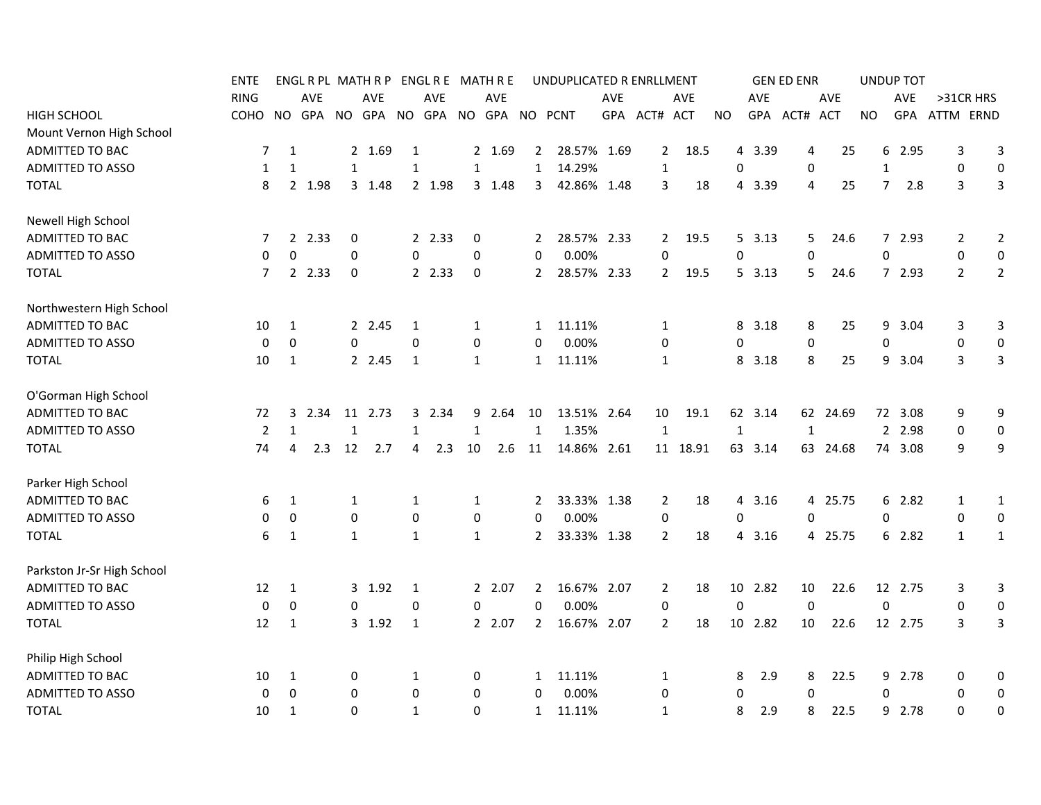| HIGH SCHOOL | ENTERING COHO | ENGL R PL NO | ENGL R PL AVE GPA | MATH R P NO | MATH R P AVE GPA | ENGL R E NO | ENGL R E AVE GPA | MATH R E NO | MATH R E AVE GPA | UNDUPLICATED R ENRLLMENT NO | PCNT | AVE GPA | ACT# | AVE ACT | GEN ED ENR NO | AVE GPA | ACT# | AVE ACT | UNDUP TOT NO | AVE GPA | >31CR HRS ATTM | ERND |
|---|---|---|---|---|---|---|---|---|---|---|---|---|---|---|---|---|---|---|---|---|---|---|
| Mount Vernon High School | | | | | | | | | | | | | | | | | | | | | | |
| ADMITTED TO BAC | 7 | 1 | | 2 | 1.69 | 1 | | 2 | 1.69 | 2 | 28.57% | 1.69 | 2 | 18.5 | 4 | 3.39 | 4 | 25 | 6 | 2.95 | 3 | 3 |
| ADMITTED TO ASSO | 1 | 1 | | 1 | | 1 | | 1 | | 1 | 14.29% | | 1 | | 0 | | 0 | | 1 | | 0 | 0 |
| TOTAL | 8 | 2 | 1.98 | 3 | 1.48 | 2 | 1.98 | 3 | 1.48 | 3 | 42.86% | 1.48 | 3 | 18 | 4 | 3.39 | 4 | 25 | 7 | 2.8 | 3 | 3 |
| Newell High School | | | | | | | | | | | | | | | | | | | | | | |
| ADMITTED TO BAC | 7 | 2 | 2.33 | 0 | | 2 | 2.33 | 0 | | 2 | 28.57% | 2.33 | 2 | 19.5 | 5 | 3.13 | 5 | 24.6 | 7 | 2.93 | 2 | 2 |
| ADMITTED TO ASSO | 0 | 0 | | 0 | | 0 | | 0 | | 0 | 0.00% | | 0 | | 0 | | 0 | | 0 | | 0 | 0 |
| TOTAL | 7 | 2 | 2.33 | 0 | | 2 | 2.33 | 0 | | 2 | 28.57% | 2.33 | 2 | 19.5 | 5 | 3.13 | 5 | 24.6 | 7 | 2.93 | 2 | 2 |
| Northwestern High School | | | | | | | | | | | | | | | | | | | | | | |
| ADMITTED TO BAC | 10 | 1 | | 2 | 2.45 | 1 | | 1 | | 1 | 11.11% | | 1 | | 8 | 3.18 | 8 | 25 | 9 | 3.04 | 3 | 3 |
| ADMITTED TO ASSO | 0 | 0 | | 0 | | 0 | | 0 | | 0 | 0.00% | | 0 | | 0 | | 0 | | 0 | | 0 | 0 |
| TOTAL | 10 | 1 | | 2 | 2.45 | 1 | | 1 | | 1 | 11.11% | | 1 | | 8 | 3.18 | 8 | 25 | 9 | 3.04 | 3 | 3 |
| O'Gorman High School | | | | | | | | | | | | | | | | | | | | | | |
| ADMITTED TO BAC | 72 | 3 | 2.34 | 11 | 2.73 | 3 | 2.34 | 9 | 2.64 | 10 | 13.51% | 2.64 | 10 | 19.1 | 62 | 3.14 | 62 | 24.69 | 72 | 3.08 | 9 | 9 |
| ADMITTED TO ASSO | 2 | 1 | | 1 | | 1 | | 1 | | 1 | 1.35% | | 1 | | 1 | | 1 | | 2 | 2.98 | 0 | 0 |
| TOTAL | 74 | 4 | 2.3 | 12 | 2.7 | 4 | 2.3 | 10 | 2.6 | 11 | 14.86% | 2.61 | 11 | 18.91 | 63 | 3.14 | 63 | 24.68 | 74 | 3.08 | 9 | 9 |
| Parker High School | | | | | | | | | | | | | | | | | | | | | | |
| ADMITTED TO BAC | 6 | 1 | | 1 | | 1 | | 1 | | 2 | 33.33% | 1.38 | 2 | 18 | 4 | 3.16 | 4 | 25.75 | 6 | 2.82 | 1 | 1 |
| ADMITTED TO ASSO | 0 | 0 | | 0 | | 0 | | 0 | | 0 | 0.00% | | 0 | | 0 | | 0 | | 0 | | 0 | 0 |
| TOTAL | 6 | 1 | | 1 | | 1 | | 1 | | 2 | 33.33% | 1.38 | 2 | 18 | 4 | 3.16 | 4 | 25.75 | 6 | 2.82 | 1 | 1 |
| Parkston Jr-Sr High School | | | | | | | | | | | | | | | | | | | | | | |
| ADMITTED TO BAC | 12 | 1 | | 3 | 1.92 | 1 | | 2 | 2.07 | 2 | 16.67% | 2.07 | 2 | 18 | 10 | 2.82 | 10 | 22.6 | 12 | 2.75 | 3 | 3 |
| ADMITTED TO ASSO | 0 | 0 | | 0 | | 0 | | 0 | | 0 | 0.00% | | 0 | | 0 | | 0 | | 0 | | 0 | 0 |
| TOTAL | 12 | 1 | | 3 | 1.92 | 1 | | 2 | 2.07 | 2 | 16.67% | 2.07 | 2 | 18 | 10 | 2.82 | 10 | 22.6 | 12 | 2.75 | 3 | 3 |
| Philip High School | | | | | | | | | | | | | | | | | | | | | | |
| ADMITTED TO BAC | 10 | 1 | | 0 | | 1 | | 0 | | 1 | 11.11% | | 1 | | 8 | 2.9 | 8 | 22.5 | 9 | 2.78 | 0 | 0 |
| ADMITTED TO ASSO | 0 | 0 | | 0 | | 0 | | 0 | | 0 | 0.00% | | 0 | | 0 | | 0 | | 0 | | 0 | 0 |
| TOTAL | 10 | 1 | | 0 | | 1 | | 0 | | 1 | 11.11% | | 1 | | 8 | 2.9 | 8 | 22.5 | 9 | 2.78 | 0 | 0 |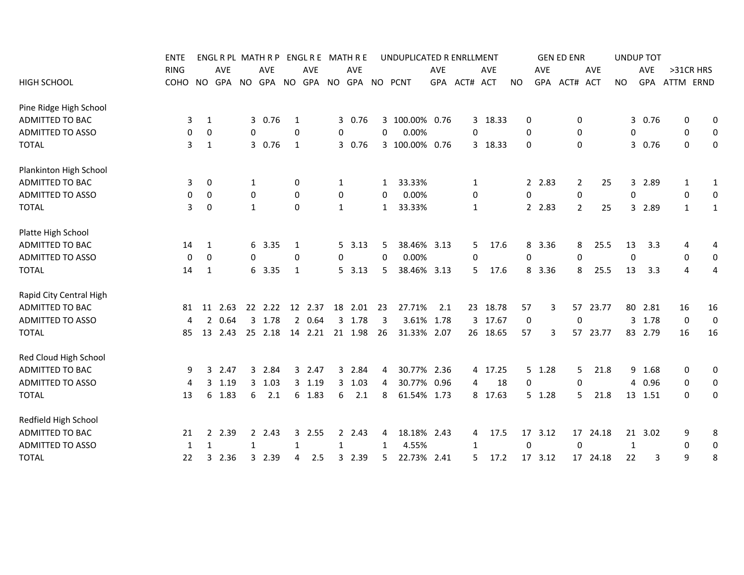| HIGH SCHOOL | ENTERING COHO | ENGL R PL NO | ENGL R PL AVE GPA | MATH R P NO | MATH R P AVE GPA | ENGL R E NO | ENGL R E AVE GPA | MATH R E NO | MATH R E AVE GPA | UNDUPLICATED R ENRLLMENT NO | PCNT | AVE GPA | ACT# | AVE ACT | GEN ED ENR NO | AVE GPA | ACT# | AVE ACT | UNDUP TOT NO | AVE GPA | >31CR HRS ATTM | ERND |
|---|---|---|---|---|---|---|---|---|---|---|---|---|---|---|---|---|---|---|---|---|---|---|
| **Pine Ridge High School** | | | | | | | | | | | | | | | | | | | | | | |
| ADMITTED TO BAC | 3 | 1 | | 3 | 0.76 | 1 | | 3 | 0.76 | 3 | 100.00% | 0.76 | 3 | 18.33 | 0 | | 0 | | 3 | 0.76 | 0 | 0 |
| ADMITTED TO ASSO | 0 | 0 | | 0 | | 0 | | 0 | | 0 | 0.00% | | 0 | | 0 | | 0 | | 0 | | 0 | 0 |
| TOTAL | 3 | 1 | | 3 | 0.76 | 1 | | 3 | 0.76 | 3 | 100.00% | 0.76 | 3 | 18.33 | 0 | | 0 | | 3 | 0.76 | 0 | 0 |
| **Plankinton High School** | | | | | | | | | | | | | | | | | | | | | | |
| ADMITTED TO BAC | 3 | 0 | | 1 | | 0 | | 1 | | 1 | 33.33% | | 1 | | 2 | 2.83 | 2 | 25 | 3 | 2.89 | 1 | 1 |
| ADMITTED TO ASSO | 0 | 0 | | 0 | | 0 | | 0 | | 0 | 0.00% | | 0 | | 0 | | 0 | | 0 | | 0 | 0 |
| TOTAL | 3 | 0 | | 1 | | 0 | | 1 | | 1 | 33.33% | | 1 | | 2 | 2.83 | 2 | 25 | 3 | 2.89 | 1 | 1 |
| **Platte High School** | | | | | | | | | | | | | | | | | | | | | | |
| ADMITTED TO BAC | 14 | 1 | | 6 | 3.35 | 1 | | 5 | 3.13 | 5 | 38.46% | 3.13 | 5 | 17.6 | 8 | 3.36 | 8 | 25.5 | 13 | 3.3 | 4 | 4 |
| ADMITTED TO ASSO | 0 | 0 | | 0 | | 0 | | 0 | | 0 | 0.00% | | 0 | | 0 | | 0 | | 0 | | 0 | 0 |
| TOTAL | 14 | 1 | | 6 | 3.35 | 1 | | 5 | 3.13 | 5 | 38.46% | 3.13 | 5 | 17.6 | 8 | 3.36 | 8 | 25.5 | 13 | 3.3 | 4 | 4 |
| **Rapid City Central High** | | | | | | | | | | | | | | | | | | | | | | |
| ADMITTED TO BAC | 81 | 11 | 2.63 | 22 | 2.22 | 12 | 2.37 | 18 | 2.01 | 23 | 27.71% | 2.1 | 23 | 18.78 | 57 | 3 | 57 | 23.77 | 80 | 2.81 | 16 | 16 |
| ADMITTED TO ASSO | 4 | 2 | 0.64 | 3 | 1.78 | 2 | 0.64 | 3 | 1.78 | 3 | 3.61% | 1.78 | 3 | 17.67 | 0 | | 0 | | 3 | 1.78 | 0 | 0 |
| TOTAL | 85 | 13 | 2.43 | 25 | 2.18 | 14 | 2.21 | 21 | 1.98 | 26 | 31.33% | 2.07 | 26 | 18.65 | 57 | 3 | 57 | 23.77 | 83 | 2.79 | 16 | 16 |
| **Red Cloud High School** | | | | | | | | | | | | | | | | | | | | | | |
| ADMITTED TO BAC | 9 | 3 | 2.47 | 3 | 2.84 | 3 | 2.47 | 3 | 2.84 | 4 | 30.77% | 2.36 | 4 | 17.25 | 5 | 1.28 | 5 | 21.8 | 9 | 1.68 | 0 | 0 |
| ADMITTED TO ASSO | 4 | 3 | 1.19 | 3 | 1.03 | 3 | 1.19 | 3 | 1.03 | 4 | 30.77% | 0.96 | 4 | 18 | 0 | | 0 | | 4 | 0.96 | 0 | 0 |
| TOTAL | 13 | 6 | 1.83 | 6 | 2.1 | 6 | 1.83 | 6 | 2.1 | 8 | 61.54% | 1.73 | 8 | 17.63 | 5 | 1.28 | 5 | 21.8 | 13 | 1.51 | 0 | 0 |
| **Redfield High School** | | | | | | | | | | | | | | | | | | | | | | |
| ADMITTED TO BAC | 21 | 2 | 2.39 | 2 | 2.43 | 3 | 2.55 | 2 | 2.43 | 4 | 18.18% | 2.43 | 4 | 17.5 | 17 | 3.12 | 17 | 24.18 | 21 | 3.02 | 9 | 8 |
| ADMITTED TO ASSO | 1 | 1 | | 1 | | 1 | | 1 | | 1 | 4.55% | | 1 | | 0 | | 0 | | 1 | | 0 | 0 |
| TOTAL | 22 | 3 | 2.36 | 3 | 2.39 | 4 | 2.5 | 3 | 2.39 | 5 | 22.73% | 2.41 | 5 | 17.2 | 17 | 3.12 | 17 | 24.18 | 22 | 3 | 9 | 8 |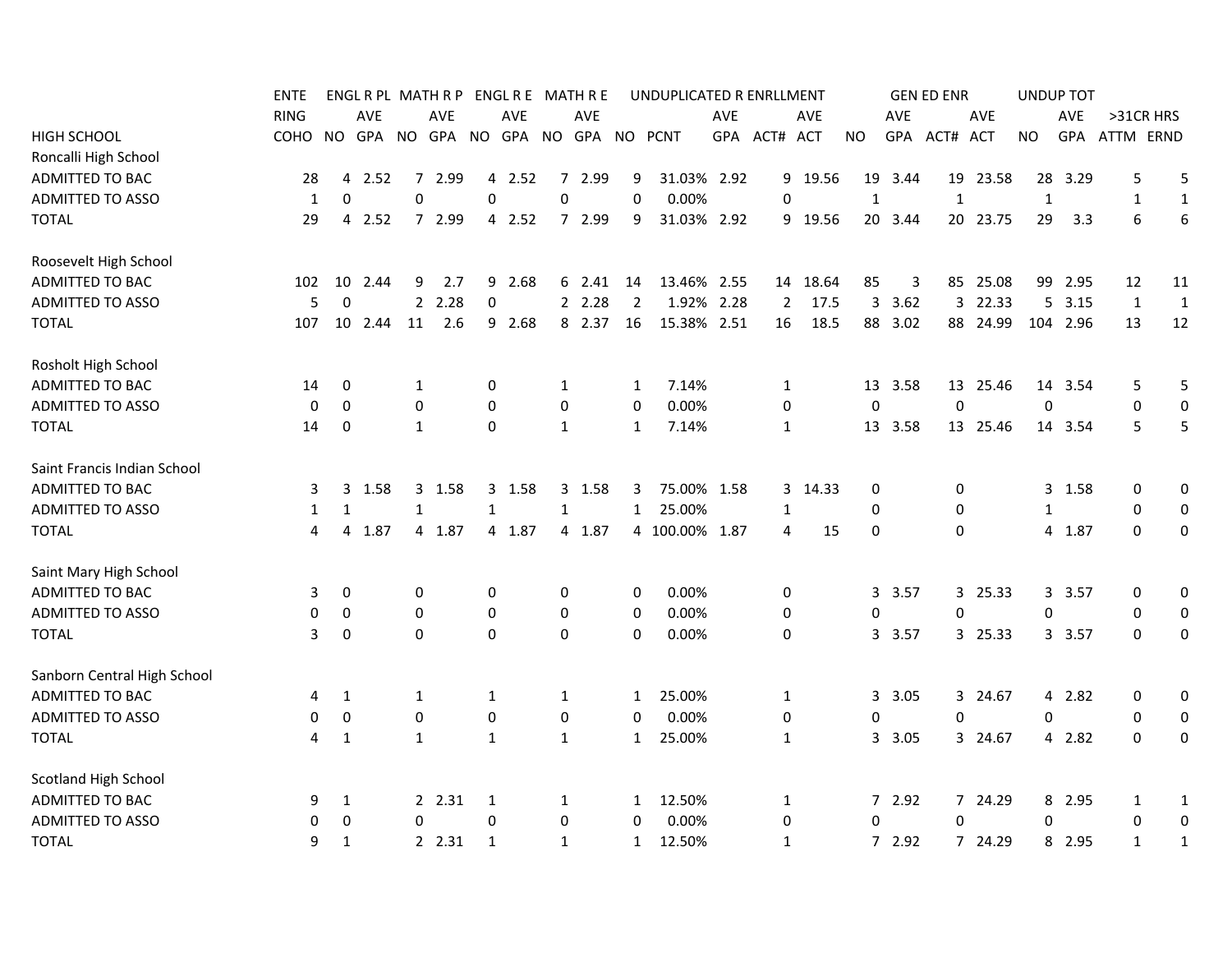| HIGH SCHOOL | ENTERING COHO | ENGL R PL NO | ENGL R PL AVE GPA | MATH R P NO | MATH R P AVE GPA | ENGL R E NO | ENGL R E AVE GPA | MATH R E NO | MATH R E AVE GPA | UNDUPLICATED R ENRLLMENT NO | PCNT | AVE GPA | ACT# | AVE ACT | GEN ED ENR NO | AVE GPA | ACT# | AVE ACT | UNDUP TOT NO | AVE GPA | >31CR HRS ATTM | ERND |
|---|---|---|---|---|---|---|---|---|---|---|---|---|---|---|---|---|---|---|---|---|---|---|
| **Roncalli High School** | | | | | | | | | | | | | | | | | | | | | | |
| ADMITTED TO BAC | 28 | 4 | 2.52 | 7 | 2.99 | 4 | 2.52 | 7 | 2.99 | 9 | 31.03% | 2.92 | 9 | 19.56 | 19 | 3.44 | 19 | 23.58 | 28 | 3.29 | 5 | 5 |
| ADMITTED TO ASSO | 1 | 0 | | 0 | | 0 | | 0 | | 0 | 0.00% | | 0 | | 1 | | 1 | | 1 | | 1 | 1 |
| TOTAL | 29 | 4 | 2.52 | 7 | 2.99 | 4 | 2.52 | 7 | 2.99 | 9 | 31.03% | 2.92 | 9 | 19.56 | 20 | 3.44 | 20 | 23.75 | 29 | 3.3 | 6 | 6 |
| **Roosevelt High School** | | | | | | | | | | | | | | | | | | | | | | |
| ADMITTED TO BAC | 102 | 10 | 2.44 | 9 | 2.7 | 9 | 2.68 | 6 | 2.41 | 14 | 13.46% | 2.55 | 14 | 18.64 | 85 | 3 | 85 | 25.08 | 99 | 2.95 | 12 | 11 |
| ADMITTED TO ASSO | 5 | 0 | | 2 | 2.28 | 0 | | 2 | 2.28 | 2 | 1.92% | 2.28 | 2 | 17.5 | 3 | 3.62 | 3 | 22.33 | 5 | 3.15 | 1 | 1 |
| TOTAL | 107 | 10 | 2.44 | 11 | 2.6 | 9 | 2.68 | 8 | 2.37 | 16 | 15.38% | 2.51 | 16 | 18.5 | 88 | 3.02 | 88 | 24.99 | 104 | 2.96 | 13 | 12 |
| **Rosholt High School** | | | | | | | | | | | | | | | | | | | | | | |
| ADMITTED TO BAC | 14 | 0 | | 1 | | 0 | | 1 | | 1 | 7.14% | | 1 | | 13 | 3.58 | 13 | 25.46 | 14 | 3.54 | 5 | 5 |
| ADMITTED TO ASSO | 0 | 0 | | 0 | | 0 | | 0 | | 0 | 0.00% | | 0 | | 0 | | 0 | | 0 | | 0 | 0 |
| TOTAL | 14 | 0 | | 1 | | 0 | | 1 | | 1 | 7.14% | | 1 | | 13 | 3.58 | 13 | 25.46 | 14 | 3.54 | 5 | 5 |
| **Saint Francis Indian School** | | | | | | | | | | | | | | | | | | | | | | |
| ADMITTED TO BAC | 3 | 3 | 1.58 | 3 | 1.58 | 3 | 1.58 | 3 | 1.58 | 3 | 75.00% | 1.58 | 3 | 14.33 | 0 | | 0 | | 3 | 1.58 | 0 | 0 |
| ADMITTED TO ASSO | 1 | 1 | | 1 | | 1 | | 1 | | 1 | 25.00% | | 1 | | 0 | | 0 | | 1 | | 0 | 0 |
| TOTAL | 4 | 4 | 1.87 | 4 | 1.87 | 4 | 1.87 | 4 | 1.87 | 4 | 100.00% | 1.87 | 4 | 15 | 0 | | 0 | | 4 | 1.87 | 0 | 0 |
| **Saint Mary High School** | | | | | | | | | | | | | | | | | | | | | | |
| ADMITTED TO BAC | 3 | 0 | | 0 | | 0 | | 0 | | 0 | 0.00% | | 0 | | 3 | 3.57 | 3 | 25.33 | 3 | 3.57 | 0 | 0 |
| ADMITTED TO ASSO | 0 | 0 | | 0 | | 0 | | 0 | | 0 | 0.00% | | 0 | | 0 | | 0 | | 0 | | 0 | 0 |
| TOTAL | 3 | 0 | | 0 | | 0 | | 0 | | 0 | 0.00% | | 0 | | 3 | 3.57 | 3 | 25.33 | 3 | 3.57 | 0 | 0 |
| **Sanborn Central High School** | | | | | | | | | | | | | | | | | | | | | | |
| ADMITTED TO BAC | 4 | 1 | | 1 | | 1 | | 1 | | 1 | 25.00% | | 1 | | 3 | 3.05 | 3 | 24.67 | 4 | 2.82 | 0 | 0 |
| ADMITTED TO ASSO | 0 | 0 | | 0 | | 0 | | 0 | | 0 | 0.00% | | 0 | | 0 | | 0 | | 0 | | 0 | 0 |
| TOTAL | 4 | 1 | | 1 | | 1 | | 1 | | 1 | 25.00% | | 1 | | 3 | 3.05 | 3 | 24.67 | 4 | 2.82 | 0 | 0 |
| **Scotland High School** | | | | | | | | | | | | | | | | | | | | | | |
| ADMITTED TO BAC | 9 | 1 | | 2 | 2.31 | 1 | | 1 | | 1 | 12.50% | | 1 | | 7 | 2.92 | 7 | 24.29 | 8 | 2.95 | 1 | 1 |
| ADMITTED TO ASSO | 0 | 0 | | 0 | | 0 | | 0 | | 0 | 0.00% | | 0 | | 0 | | 0 | | 0 | | 0 | 0 |
| TOTAL | 9 | 1 | | 2 | 2.31 | 1 | | 1 | | 1 | 12.50% | | 1 | | 7 | 2.92 | 7 | 24.29 | 8 | 2.95 | 1 | 1 |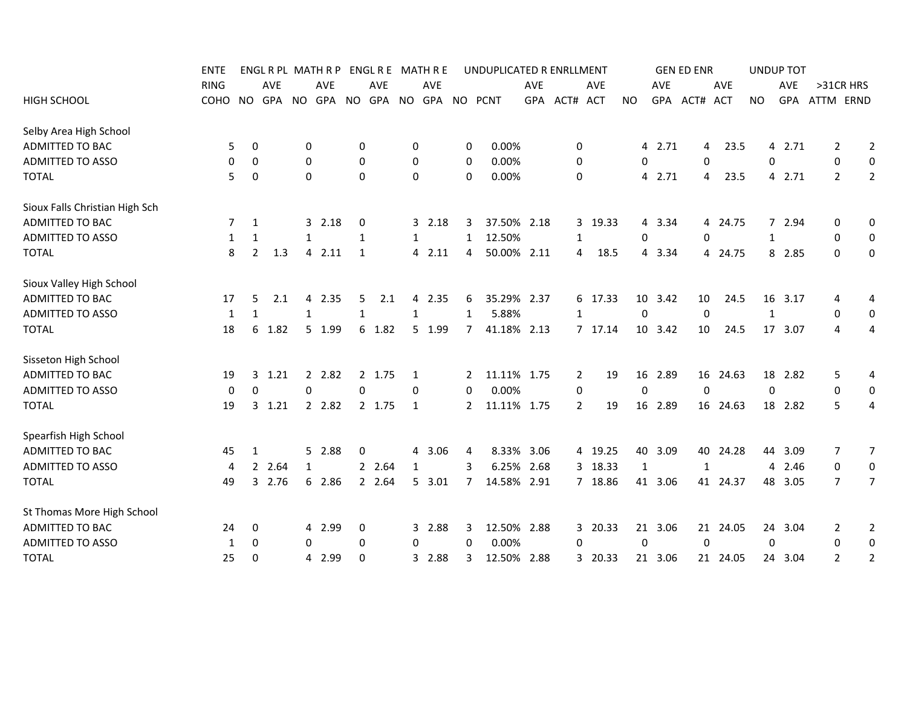| HIGH SCHOOL | ENTERING COHO | ENGL R PL NO | ENGL R PL AVE GPA | MATH R P NO | MATH R P AVE GPA | ENGL R E NO | ENGL R E AVE GPA | MATH R E NO | MATH R E AVE GPA | UNDUPLICATED R ENRLLMENT NO | PCNT | AVE GPA | ACT# | AVE ACT | GEN ED ENR NO | AVE GPA | ACT# | AVE ACT | UNDUP TOT NO | AVE GPA | >31CR HRS ATTM | ERND |
|---|---|---|---|---|---|---|---|---|---|---|---|---|---|---|---|---|---|---|---|---|---|---|
| **Selby Area High School** | | | | | | | | | | | | | | | | | | | | | | |
| ADMITTED TO BAC | 5 | 0 | | 0 | | 0 | | 0 | | 0 | 0.00% | | 0 | | 4 | 2.71 | 4 | 23.5 | 4 | 2.71 | 2 | 2 |
| ADMITTED TO ASSO | 0 | 0 | | 0 | | 0 | | 0 | | 0 | 0.00% | | 0 | | 0 | | 0 | | 0 | | 0 | 0 |
| TOTAL | 5 | 0 | | 0 | | 0 | | 0 | | 0 | 0.00% | | 0 | | 4 | 2.71 | 4 | 23.5 | 4 | 2.71 | 2 | 2 |
| **Sioux Falls Christian High Sch** | | | | | | | | | | | | | | | | | | | | | | |
| ADMITTED TO BAC | 7 | 1 | | 3 | 2.18 | 0 | | 3 | 2.18 | 3 | 37.50% | 2.18 | 3 | 19.33 | 4 | 3.34 | 4 | 24.75 | 7 | 2.94 | 0 | 0 |
| ADMITTED TO ASSO | 1 | 1 | | 1 | | 1 | | 1 | | 1 | 12.50% | | 1 | | 0 | | 0 | | 1 | | 0 | 0 |
| TOTAL | 8 | 2 | 1.3 | 4 | 2.11 | 1 | | 4 | 2.11 | 4 | 50.00% | 2.11 | 4 | 18.5 | 4 | 3.34 | 4 | 24.75 | 8 | 2.85 | 0 | 0 |
| **Sioux Valley High School** | | | | | | | | | | | | | | | | | | | | | | |
| ADMITTED TO BAC | 17 | 5 | 2.1 | 4 | 2.35 | 5 | 2.1 | 4 | 2.35 | 6 | 35.29% | 2.37 | 6 | 17.33 | 10 | 3.42 | 10 | 24.5 | 16 | 3.17 | 4 | 4 |
| ADMITTED TO ASSO | 1 | 1 | | 1 | | 1 | | 1 | | 1 | 5.88% | | 1 | | 0 | | 0 | | 1 | | 0 | 0 |
| TOTAL | 18 | 6 | 1.82 | 5 | 1.99 | 6 | 1.82 | 5 | 1.99 | 7 | 41.18% | 2.13 | 7 | 17.14 | 10 | 3.42 | 10 | 24.5 | 17 | 3.07 | 4 | 4 |
| **Sisseton High School** | | | | | | | | | | | | | | | | | | | | | | |
| ADMITTED TO BAC | 19 | 3 | 1.21 | 2 | 2.82 | 2 | 1.75 | 1 | | 2 | 11.11% | 1.75 | 2 | 19 | 16 | 2.89 | 16 | 24.63 | 18 | 2.82 | 5 | 4 |
| ADMITTED TO ASSO | 0 | 0 | | 0 | | 0 | | 0 | | 0 | 0.00% | | 0 | | 0 | | 0 | | 0 | | 0 | 0 |
| TOTAL | 19 | 3 | 1.21 | 2 | 2.82 | 2 | 1.75 | 1 | | 2 | 11.11% | 1.75 | 2 | 19 | 16 | 2.89 | 16 | 24.63 | 18 | 2.82 | 5 | 4 |
| **Spearfish High School** | | | | | | | | | | | | | | | | | | | | | | |
| ADMITTED TO BAC | 45 | 1 | | 5 | 2.88 | 0 | | 4 | 3.06 | 4 | 8.33% | 3.06 | 4 | 19.25 | 40 | 3.09 | 40 | 24.28 | 44 | 3.09 | 7 | 7 |
| ADMITTED TO ASSO | 4 | 2 | 2.64 | 1 | | 2 | 2.64 | 1 | | 3 | 6.25% | 2.68 | 3 | 18.33 | 1 | | 1 | | 4 | 2.46 | 0 | 0 |
| TOTAL | 49 | 3 | 2.76 | 6 | 2.86 | 2 | 2.64 | 5 | 3.01 | 7 | 14.58% | 2.91 | 7 | 18.86 | 41 | 3.06 | 41 | 24.37 | 48 | 3.05 | 7 | 7 |
| **St Thomas More High School** | | | | | | | | | | | | | | | | | | | | | | |
| ADMITTED TO BAC | 24 | 0 | | 4 | 2.99 | 0 | | 3 | 2.88 | 3 | 12.50% | 2.88 | 3 | 20.33 | 21 | 3.06 | 21 | 24.05 | 24 | 3.04 | 2 | 2 |
| ADMITTED TO ASSO | 1 | 0 | | 0 | | 0 | | 0 | | 0 | 0.00% | | 0 | | 0 | | 0 | | 0 | | 0 | 0 |
| TOTAL | 25 | 0 | | 4 | 2.99 | 0 | | 3 | 2.88 | 3 | 12.50% | 2.88 | 3 | 20.33 | 21 | 3.06 | 21 | 24.05 | 24 | 3.04 | 2 | 2 |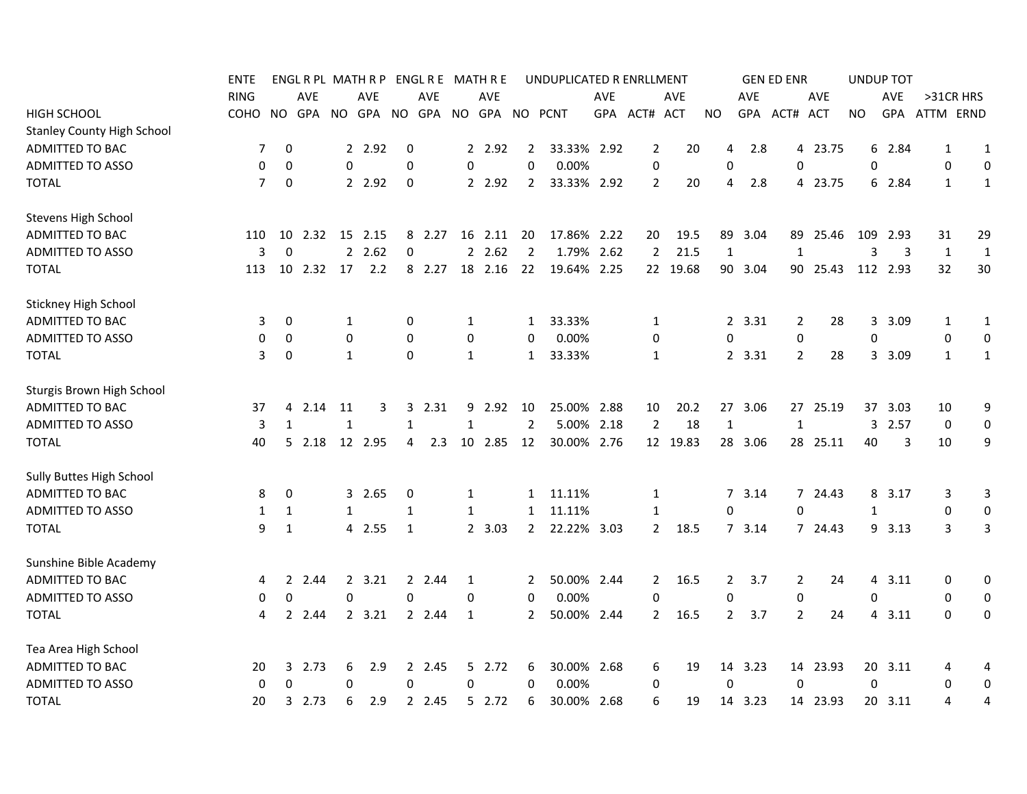| HIGH SCHOOL | ENTERING COHO | ENGL R PL | | MATH R P | | ENGL R E | | MATH R E | | UNDUPLICATED R ENRLLMENT | | | | | GEN ED ENR | | | | UNDUP TOT | | >31CR HRS | |
|---|---|---|---|---|---|---|---|---|---|---|---|---|---|---|---|---|---|---|---|---|---|---|
| | | NO | AVE GPA | NO | AVE GPA | NO | AVE GPA | NO | AVE GPA | NO | PCNT | AVE GPA | ACT# | AVE ACT | NO | AVE GPA | ACT# | AVE ACT | NO | AVE GPA | ATTM | ERND |
| **Stanley County High School** | | | | | | | | | | | | | | | | | | | | | | |
| ADMITTED TO BAC | 7 | 0 | | 2 | 2.92 | 0 | | 2 | 2.92 | 2 | 33.33% | 2.92 | 2 | 20 | 4 | 2.8 | 4 | 23.75 | 6 | 2.84 | 1 | 1 |
| ADMITTED TO ASSO | 0 | 0 | | 0 | | 0 | | 0 | | 0 | 0.00% | | 0 | | 0 | | 0 | | 0 | | 0 | 0 |
| TOTAL | 7 | 0 | | 2 | 2.92 | 0 | | 2 | 2.92 | 2 | 33.33% | 2.92 | 2 | 20 | 4 | 2.8 | 4 | 23.75 | 6 | 2.84 | 1 | 1 |
| **Stevens High School** | | | | | | | | | | | | | | | | | | | | | | |
| ADMITTED TO BAC | 110 | 10 | 2.32 | 15 | 2.15 | 8 | 2.27 | 16 | 2.11 | 20 | 17.86% | 2.22 | 20 | 19.5 | 89 | 3.04 | 89 | 25.46 | 109 | 2.93 | 31 | 29 |
| ADMITTED TO ASSO | 3 | 0 | | 2 | 2.62 | 0 | | 2 | 2.62 | 2 | 1.79% | 2.62 | 2 | 21.5 | 1 | | 1 | | 3 | 3 | 1 | 1 |
| TOTAL | 113 | 10 | 2.32 | 17 | 2.2 | 8 | 2.27 | 18 | 2.16 | 22 | 19.64% | 2.25 | 22 | 19.68 | 90 | 3.04 | 90 | 25.43 | 112 | 2.93 | 32 | 30 |
| **Stickney High School** | | | | | | | | | | | | | | | | | | | | | | |
| ADMITTED TO BAC | 3 | 0 | | 1 | | 0 | | 1 | | 1 | 33.33% | | 1 | | 2 | 3.31 | 2 | 28 | 3 | 3.09 | 1 | 1 |
| ADMITTED TO ASSO | 0 | 0 | | 0 | | 0 | | 0 | | 0 | 0.00% | | 0 | | 0 | | 0 | | 0 | | 0 | 0 |
| TOTAL | 3 | 0 | | 1 | | 0 | | 1 | | 1 | 33.33% | | 1 | | 2 | 3.31 | 2 | 28 | 3 | 3.09 | 1 | 1 |
| **Sturgis Brown High School** | | | | | | | | | | | | | | | | | | | | | | |
| ADMITTED TO BAC | 37 | 4 | 2.14 | 11 | 3 | 3 | 2.31 | 9 | 2.92 | 10 | 25.00% | 2.88 | 10 | 20.2 | 27 | 3.06 | 27 | 25.19 | 37 | 3.03 | 10 | 9 |
| ADMITTED TO ASSO | 3 | 1 | | 1 | | 1 | | 1 | | 2 | 5.00% | 2.18 | 2 | 18 | 1 | | 1 | | 3 | 2.57 | 0 | 0 |
| TOTAL | 40 | 5 | 2.18 | 12 | 2.95 | 4 | 2.3 | 10 | 2.85 | 12 | 30.00% | 2.76 | 12 | 19.83 | 28 | 3.06 | 28 | 25.11 | 40 | 3 | 10 | 9 |
| **Sully Buttes High School** | | | | | | | | | | | | | | | | | | | | | | |
| ADMITTED TO BAC | 8 | 0 | | 3 | 2.65 | 0 | | 1 | | 1 | 11.11% | | 1 | | 7 | 3.14 | 7 | 24.43 | 8 | 3.17 | 3 | 3 |
| ADMITTED TO ASSO | 1 | 1 | | 1 | | 1 | | 1 | | 1 | 11.11% | | 1 | | 0 | | 0 | | 1 | | 0 | 0 |
| TOTAL | 9 | 1 | | 4 | 2.55 | 1 | | 2 | 3.03 | 2 | 22.22% | 3.03 | 2 | 18.5 | 7 | 3.14 | 7 | 24.43 | 9 | 3.13 | 3 | 3 |
| **Sunshine Bible Academy** | | | | | | | | | | | | | | | | | | | | | | |
| ADMITTED TO BAC | 4 | 2 | 2.44 | 2 | 3.21 | 2 | 2.44 | 1 | | 2 | 50.00% | 2.44 | 2 | 16.5 | 2 | 3.7 | 2 | 24 | 4 | 3.11 | 0 | 0 |
| ADMITTED TO ASSO | 0 | 0 | | 0 | | 0 | | 0 | | 0 | 0.00% | | 0 | | 0 | | 0 | | 0 | | 0 | 0 |
| TOTAL | 4 | 2 | 2.44 | 2 | 3.21 | 2 | 2.44 | 1 | | 2 | 50.00% | 2.44 | 2 | 16.5 | 2 | 3.7 | 2 | 24 | 4 | 3.11 | 0 | 0 |
| **Tea Area High School** | | | | | | | | | | | | | | | | | | | | | | |
| ADMITTED TO BAC | 20 | 3 | 2.73 | 6 | 2.9 | 2 | 2.45 | 5 | 2.72 | 6 | 30.00% | 2.68 | 6 | 19 | 14 | 3.23 | 14 | 23.93 | 20 | 3.11 | 4 | 4 |
| ADMITTED TO ASSO | 0 | 0 | | 0 | | 0 | | 0 | | 0 | 0.00% | | 0 | | 0 | | 0 | | 0 | | 0 | 0 |
| TOTAL | 20 | 3 | 2.73 | 6 | 2.9 | 2 | 2.45 | 5 | 2.72 | 6 | 30.00% | 2.68 | 6 | 19 | 14 | 3.23 | 14 | 23.93 | 20 | 3.11 | 4 | 4 |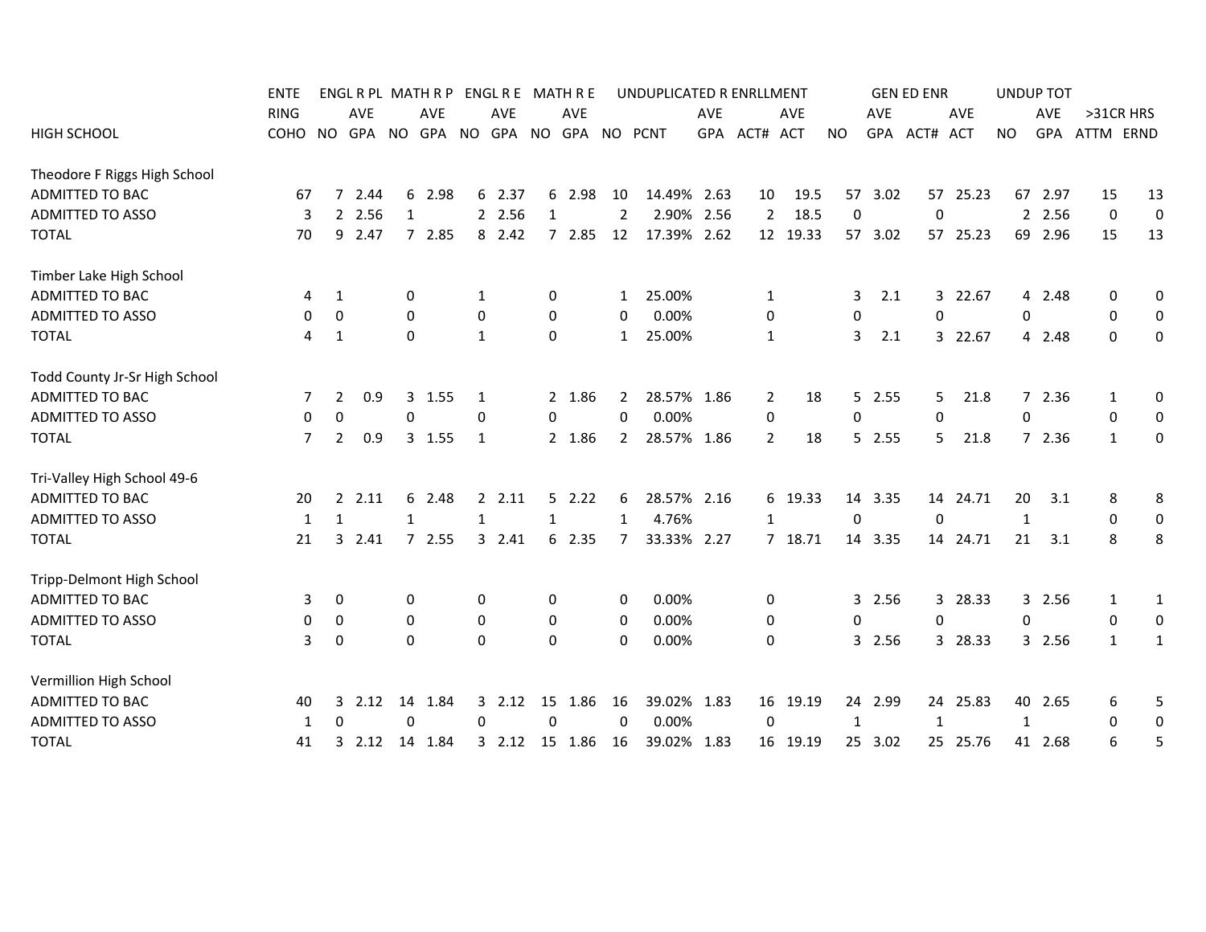| HIGH SCHOOL | ENTERING COHO | ENGL R PL NO | ENGL R PL AVE GPA | MATH R P NO | MATH R P AVE GPA | ENGL R E NO | ENGL R E AVE GPA | MATH R E NO | MATH R E AVE GPA | UNDUPLICATED R ENRLLMENT NO | PCNT | AVE GPA | ACT# | AVE ACT | GEN ED ENR NO | AVE GPA | ACT# | AVE ACT | UNDUP TOT NO | AVE GPA | >31CR HRS ATTM | ERND |
|---|---|---|---|---|---|---|---|---|---|---|---|---|---|---|---|---|---|---|---|---|---|---|
| **Theodore F Riggs High School** | | | | | | | | | | | | | | | | | | | | | | |
| ADMITTED TO BAC | 67 | 7 | 2.44 | 6 | 2.98 | 6 | 2.37 | 6 | 2.98 | 10 | 14.49% | 2.63 | 10 | 19.5 | 57 | 3.02 | 57 | 25.23 | 67 | 2.97 | 15 | 13 |
| ADMITTED TO ASSO | 3 | 2 | 2.56 | 1 | | 2 | 2.56 | 1 | | 2 | 2.90% | 2.56 | 2 | 18.5 | 0 | | 0 | | 2 | 2.56 | 0 | 0 |
| TOTAL | 70 | 9 | 2.47 | 7 | 2.85 | 8 | 2.42 | 7 | 2.85 | 12 | 17.39% | 2.62 | 12 | 19.33 | 57 | 3.02 | 57 | 25.23 | 69 | 2.96 | 15 | 13 |
| **Timber Lake High School** | | | | | | | | | | | | | | | | | | | | | | |
| ADMITTED TO BAC | 4 | 1 | | 0 | | 1 | | 0 | | 1 | 25.00% | | 1 | | 3 | 2.1 | 3 | 22.67 | 4 | 2.48 | 0 | 0 |
| ADMITTED TO ASSO | 0 | 0 | | 0 | | 0 | | 0 | | 0 | 0.00% | | 0 | | 0 | | 0 | | 0 | | 0 | 0 |
| TOTAL | 4 | 1 | | 0 | | 1 | | 0 | | 1 | 25.00% | | 1 | | 3 | 2.1 | 3 | 22.67 | 4 | 2.48 | 0 | 0 |
| **Todd County Jr-Sr High School** | | | | | | | | | | | | | | | | | | | | | | |
| ADMITTED TO BAC | 7 | 2 | 0.9 | 3 | 1.55 | 1 | | 2 | 1.86 | 2 | 28.57% | 1.86 | 2 | 18 | 5 | 2.55 | 5 | 21.8 | 7 | 2.36 | 1 | 0 |
| ADMITTED TO ASSO | 0 | 0 | | 0 | | 0 | | 0 | | 0 | 0.00% | | 0 | | 0 | | 0 | | 0 | | 0 | 0 |
| TOTAL | 7 | 2 | 0.9 | 3 | 1.55 | 1 | | 2 | 1.86 | 2 | 28.57% | 1.86 | 2 | 18 | 5 | 2.55 | 5 | 21.8 | 7 | 2.36 | 1 | 0 |
| **Tri-Valley High School 49-6** | | | | | | | | | | | | | | | | | | | | | | |
| ADMITTED TO BAC | 20 | 2 | 2.11 | 6 | 2.48 | 2 | 2.11 | 5 | 2.22 | 6 | 28.57% | 2.16 | 6 | 19.33 | 14 | 3.35 | 14 | 24.71 | 20 | 3.1 | 8 | 8 |
| ADMITTED TO ASSO | 1 | 1 | | 1 | | 1 | | 1 | | 1 | 4.76% | | 1 | | 0 | | 0 | | 1 | | 0 | 0 |
| TOTAL | 21 | 3 | 2.41 | 7 | 2.55 | 3 | 2.41 | 6 | 2.35 | 7 | 33.33% | 2.27 | 7 | 18.71 | 14 | 3.35 | 14 | 24.71 | 21 | 3.1 | 8 | 8 |
| **Tripp-Delmont High School** | | | | | | | | | | | | | | | | | | | | | | |
| ADMITTED TO BAC | 3 | 0 | | 0 | | 0 | | 0 | | 0 | 0.00% | | 0 | | 3 | 2.56 | 3 | 28.33 | 3 | 2.56 | 1 | 1 |
| ADMITTED TO ASSO | 0 | 0 | | 0 | | 0 | | 0 | | 0 | 0.00% | | 0 | | 0 | | 0 | | 0 | | 0 | 0 |
| TOTAL | 3 | 0 | | 0 | | 0 | | 0 | | 0 | 0.00% | | 0 | | 3 | 2.56 | 3 | 28.33 | 3 | 2.56 | 1 | 1 |
| **Vermillion High School** | | | | | | | | | | | | | | | | | | | | | | |
| ADMITTED TO BAC | 40 | 3 | 2.12 | 14 | 1.84 | 3 | 2.12 | 15 | 1.86 | 16 | 39.02% | 1.83 | 16 | 19.19 | 24 | 2.99 | 24 | 25.83 | 40 | 2.65 | 6 | 5 |
| ADMITTED TO ASSO | 1 | 0 | | 0 | | 0 | | 0 | | 0 | 0.00% | | 0 | | 1 | | 1 | | 1 | | 0 | 0 |
| TOTAL | 41 | 3 | 2.12 | 14 | 1.84 | 3 | 2.12 | 15 | 1.86 | 16 | 39.02% | 1.83 | 16 | 19.19 | 25 | 3.02 | 25 | 25.76 | 41 | 2.68 | 6 | 5 |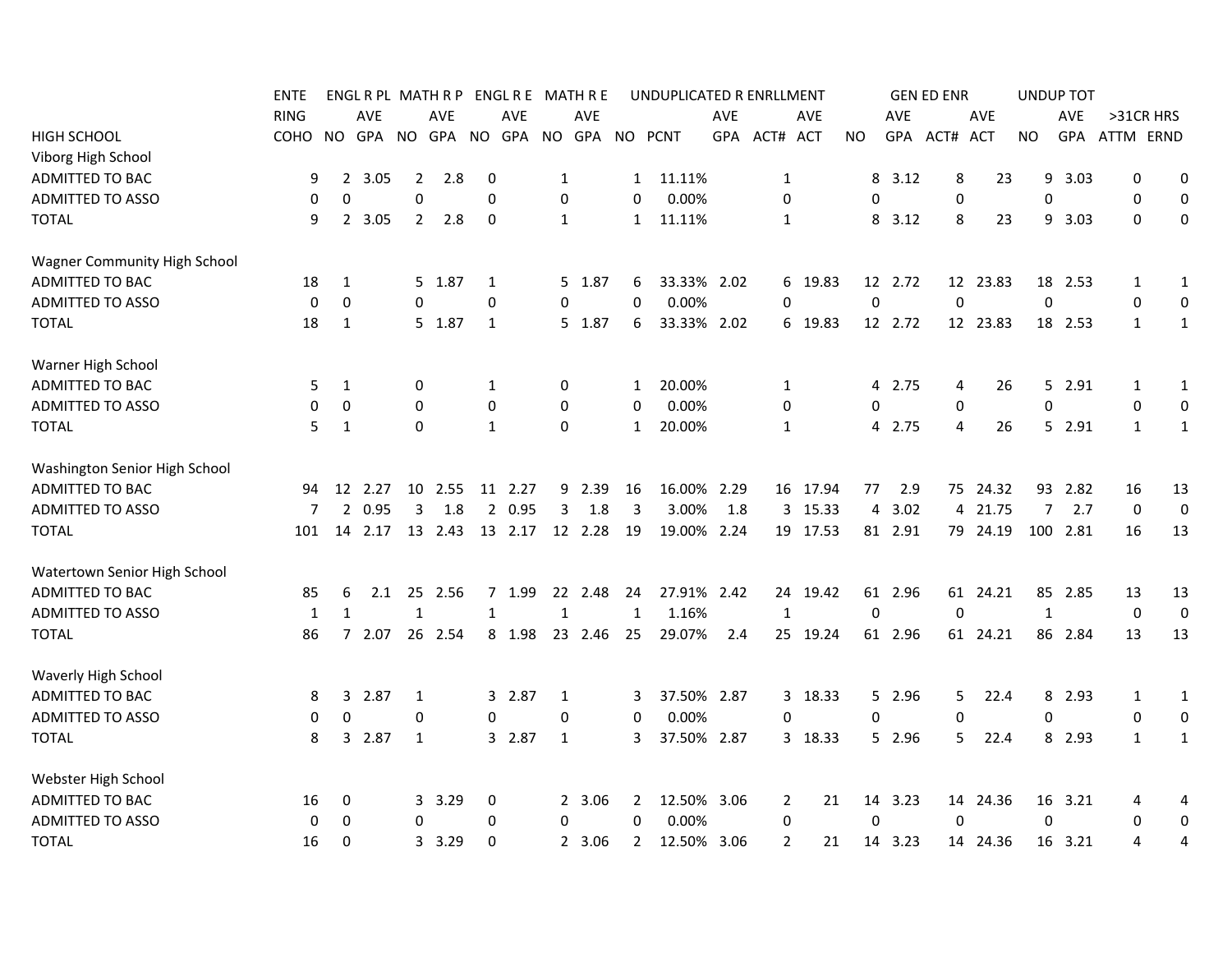| HIGH SCHOOL | ENTERING COHO | ENGL R PL NO | ENGL R PL AVE GPA | MATH R P NO | MATH R P AVE GPA | ENGL R E NO | ENGL R E AVE GPA | MATH R E NO | MATH R E AVE GPA | UNDUPLICATED R ENRLLMENT NO | PCNT | AVE GPA | ACT# | AVE ACT | GEN ED ENR NO | AVE GPA | ACT# | AVE ACT | UNDUP TOT NO | AVE GPA | >31CR HRS ATTM | ERND |
|---|---|---|---|---|---|---|---|---|---|---|---|---|---|---|---|---|---|---|---|---|---|---|
| Viborg High School | | | | | | | | | | | | | | | | | | | | | | |
| ADMITTED TO BAC | 9 | 2 | 3.05 | 2 | 2.8 | 0 | | 1 | | 1 | 11.11% | | 1 | | 8 | 3.12 | 8 | 23 | 9 | 3.03 | 0 | 0 |
| ADMITTED TO ASSO | 0 | 0 | | 0 | | 0 | | 0 | | 0 | 0.00% | | 0 | | 0 | | 0 | | 0 | | 0 | 0 |
| TOTAL | 9 | 2 | 3.05 | 2 | 2.8 | 0 | | 1 | | 1 | 11.11% | | 1 | | 8 | 3.12 | 8 | 23 | 9 | 3.03 | 0 | 0 |
| Wagner Community High School | | | | | | | | | | | | | | | | | | | | | | |
| ADMITTED TO BAC | 18 | 1 | | 5 | 1.87 | 1 | | 5 | 1.87 | 6 | 33.33% | 2.02 | 6 | 19.83 | 12 | 2.72 | 12 | 23.83 | 18 | 2.53 | 1 | 1 |
| ADMITTED TO ASSO | 0 | 0 | | 0 | | 0 | | 0 | | 0 | 0.00% | | 0 | | 0 | | 0 | | 0 | | 0 | 0 |
| TOTAL | 18 | 1 | | 5 | 1.87 | 1 | | 5 | 1.87 | 6 | 33.33% | 2.02 | 6 | 19.83 | 12 | 2.72 | 12 | 23.83 | 18 | 2.53 | 1 | 1 |
| Warner High School | | | | | | | | | | | | | | | | | | | | | | |
| ADMITTED TO BAC | 5 | 1 | | 0 | | 1 | | 0 | | 1 | 20.00% | | 1 | | 4 | 2.75 | 4 | 26 | 5 | 2.91 | 1 | 1 |
| ADMITTED TO ASSO | 0 | 0 | | 0 | | 0 | | 0 | | 0 | 0.00% | | 0 | | 0 | | 0 | | 0 | | 0 | 0 |
| TOTAL | 5 | 1 | | 0 | | 1 | | 0 | | 1 | 20.00% | | 1 | | 4 | 2.75 | 4 | 26 | 5 | 2.91 | 1 | 1 |
| Washington Senior High School | | | | | | | | | | | | | | | | | | | | | | |
| ADMITTED TO BAC | 94 | 12 | 2.27 | 10 | 2.55 | 11 | 2.27 | 9 | 2.39 | 16 | 16.00% | 2.29 | 16 | 17.94 | 77 | 2.9 | 75 | 24.32 | 93 | 2.82 | 16 | 13 |
| ADMITTED TO ASSO | 7 | 2 | 0.95 | 3 | 1.8 | 2 | 0.95 | 3 | 1.8 | 3 | 3.00% | 1.8 | 3 | 15.33 | 4 | 3.02 | 4 | 21.75 | 7 | 2.7 | 0 | 0 |
| TOTAL | 101 | 14 | 2.17 | 13 | 2.43 | 13 | 2.17 | 12 | 2.28 | 19 | 19.00% | 2.24 | 19 | 17.53 | 81 | 2.91 | 79 | 24.19 | 100 | 2.81 | 16 | 13 |
| Watertown Senior High School | | | | | | | | | | | | | | | | | | | | | | |
| ADMITTED TO BAC | 85 | 6 | 2.1 | 25 | 2.56 | 7 | 1.99 | 22 | 2.48 | 24 | 27.91% | 2.42 | 24 | 19.42 | 61 | 2.96 | 61 | 24.21 | 85 | 2.85 | 13 | 13 |
| ADMITTED TO ASSO | 1 | 1 | | 1 | | 1 | | 1 | | 1 | 1.16% | | 1 | | 0 | | 0 | | 1 | | 0 | 0 |
| TOTAL | 86 | 7 | 2.07 | 26 | 2.54 | 8 | 1.98 | 23 | 2.46 | 25 | 29.07% | 2.4 | 25 | 19.24 | 61 | 2.96 | 61 | 24.21 | 86 | 2.84 | 13 | 13 |
| Waverly High School | | | | | | | | | | | | | | | | | | | | | | |
| ADMITTED TO BAC | 8 | 3 | 2.87 | 1 | | 3 | 2.87 | 1 | | 3 | 37.50% | 2.87 | 3 | 18.33 | 5 | 2.96 | 5 | 22.4 | 8 | 2.93 | 1 | 1 |
| ADMITTED TO ASSO | 0 | 0 | | 0 | | 0 | | 0 | | 0 | 0.00% | | 0 | | 0 | | 0 | | 0 | | 0 | 0 |
| TOTAL | 8 | 3 | 2.87 | 1 | | 3 | 2.87 | 1 | | 3 | 37.50% | 2.87 | 3 | 18.33 | 5 | 2.96 | 5 | 22.4 | 8 | 2.93 | 1 | 1 |
| Webster High School | | | | | | | | | | | | | | | | | | | | | | |
| ADMITTED TO BAC | 16 | 0 | | 3 | 3.29 | 0 | | 2 | 3.06 | 2 | 12.50% | 3.06 | 2 | 21 | 14 | 3.23 | 14 | 24.36 | 16 | 3.21 | 4 | 4 |
| ADMITTED TO ASSO | 0 | 0 | | 0 | | 0 | | 0 | | 0 | 0.00% | | 0 | | 0 | | 0 | | 0 | | 0 | 0 |
| TOTAL | 16 | 0 | | 3 | 3.29 | 0 | | 2 | 3.06 | 2 | 12.50% | 3.06 | 2 | 21 | 14 | 3.23 | 14 | 24.36 | 16 | 3.21 | 4 | 4 |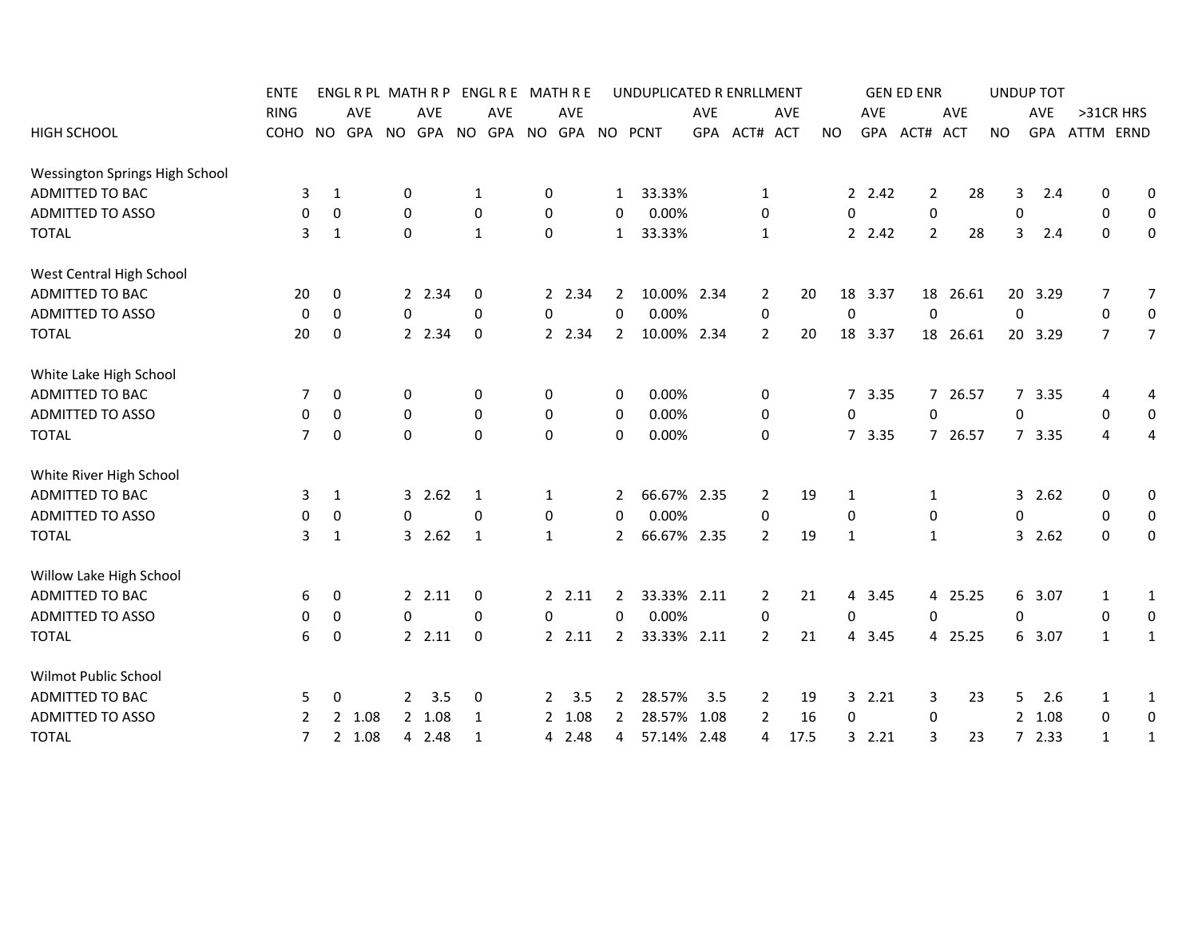| HIGH SCHOOL | ENTERING COHO | ENGL R PL | | MATH R P | | ENGL R E | | MATH R E | | UNDUPLICATED R ENRLLMENT | | | | | GEN ED ENR | | | | UNDUP TOT | | >31CR HRS | |
|---|---|---|---|---|---|---|---|---|---|---|---|---|---|---|---|---|---|---|---|---|---|---|
| | | NO | AVE GPA | NO | AVE GPA | NO | AVE GPA | NO | AVE GPA | NO | PCNT | AVE GPA | ACT# | AVE ACT | NO | AVE GPA | ACT# | AVE ACT | NO | AVE GPA | ATTM | ERND |
| **Wessington Springs High School** | | | | | | | | | | | | | | | | | | | | | | |
| ADMITTED TO BAC | 3 | 1 | | 0 | | 1 | | 0 | | 1 | 33.33% | | 1 | | 2 | 2.42 | 2 | 28 | 3 | 2.4 | 0 | 0 |
| ADMITTED TO ASSO | 0 | 0 | | 0 | | 0 | | 0 | | 0 | 0.00% | | 0 | | 0 | | 0 | | 0 | | 0 | 0 |
| TOTAL | 3 | 1 | | 0 | | 1 | | 0 | | 1 | 33.33% | | 1 | | 2 | 2.42 | 2 | 28 | 3 | 2.4 | 0 | 0 |
| **West Central High School** | | | | | | | | | | | | | | | | | | | | | | |
| ADMITTED TO BAC | 20 | 0 | | 2 | 2.34 | 0 | | 2 | 2.34 | 2 | 10.00% | 2.34 | 2 | 20 | 18 | 3.37 | 18 | 26.61 | 20 | 3.29 | 7 | 7 |
| ADMITTED TO ASSO | 0 | 0 | | 0 | | 0 | | 0 | | 0 | 0.00% | | 0 | | 0 | | 0 | | 0 | | 0 | 0 |
| TOTAL | 20 | 0 | | 2 | 2.34 | 0 | | 2 | 2.34 | 2 | 10.00% | 2.34 | 2 | 20 | 18 | 3.37 | 18 | 26.61 | 20 | 3.29 | 7 | 7 |
| **White Lake High School** | | | | | | | | | | | | | | | | | | | | | | |
| ADMITTED TO BAC | 7 | 0 | | 0 | | 0 | | 0 | | 0 | 0.00% | | 0 | | 7 | 3.35 | 7 | 26.57 | 7 | 3.35 | 4 | 4 |
| ADMITTED TO ASSO | 0 | 0 | | 0 | | 0 | | 0 | | 0 | 0.00% | | 0 | | 0 | | 0 | | 0 | | 0 | 0 |
| TOTAL | 7 | 0 | | 0 | | 0 | | 0 | | 0 | 0.00% | | 0 | | 7 | 3.35 | 7 | 26.57 | 7 | 3.35 | 4 | 4 |
| **White River High School** | | | | | | | | | | | | | | | | | | | | | | |
| ADMITTED TO BAC | 3 | 1 | | 3 | 2.62 | 1 | | 1 | | 2 | 66.67% | 2.35 | 2 | 19 | 1 | | 1 | | 3 | 2.62 | 0 | 0 |
| ADMITTED TO ASSO | 0 | 0 | | 0 | | 0 | | 0 | | 0 | 0.00% | | 0 | | 0 | | 0 | | 0 | | 0 | 0 |
| TOTAL | 3 | 1 | | 3 | 2.62 | 1 | | 1 | | 2 | 66.67% | 2.35 | 2 | 19 | 1 | | 1 | | 3 | 2.62 | 0 | 0 |
| **Willow Lake High School** | | | | | | | | | | | | | | | | | | | | | | |
| ADMITTED TO BAC | 6 | 0 | | 2 | 2.11 | 0 | | 2 | 2.11 | 2 | 33.33% | 2.11 | 2 | 21 | 4 | 3.45 | 4 | 25.25 | 6 | 3.07 | 1 | 1 |
| ADMITTED TO ASSO | 0 | 0 | | 0 | | 0 | | 0 | | 0 | 0.00% | | 0 | | 0 | | 0 | | 0 | | 0 | 0 |
| TOTAL | 6 | 0 | | 2 | 2.11 | 0 | | 2 | 2.11 | 2 | 33.33% | 2.11 | 2 | 21 | 4 | 3.45 | 4 | 25.25 | 6 | 3.07 | 1 | 1 |
| **Wilmot Public School** | | | | | | | | | | | | | | | | | | | | | | |
| ADMITTED TO BAC | 5 | 0 | | 2 | 3.5 | 0 | | 2 | 3.5 | 2 | 28.57% | 3.5 | 2 | 19 | 3 | 2.21 | 3 | 23 | 5 | 2.6 | 1 | 1 |
| ADMITTED TO ASSO | 2 | 2 | 1.08 | 2 | 1.08 | 1 | | 2 | 1.08 | 2 | 28.57% | 1.08 | 2 | 16 | 0 | | 0 | | 2 | 1.08 | 0 | 0 |
| TOTAL | 7 | 2 | 1.08 | 4 | 2.48 | 1 | | 4 | 2.48 | 4 | 57.14% | 2.48 | 4 | 17.5 | 3 | 2.21 | 3 | 23 | 7 | 2.33 | 1 | 1 |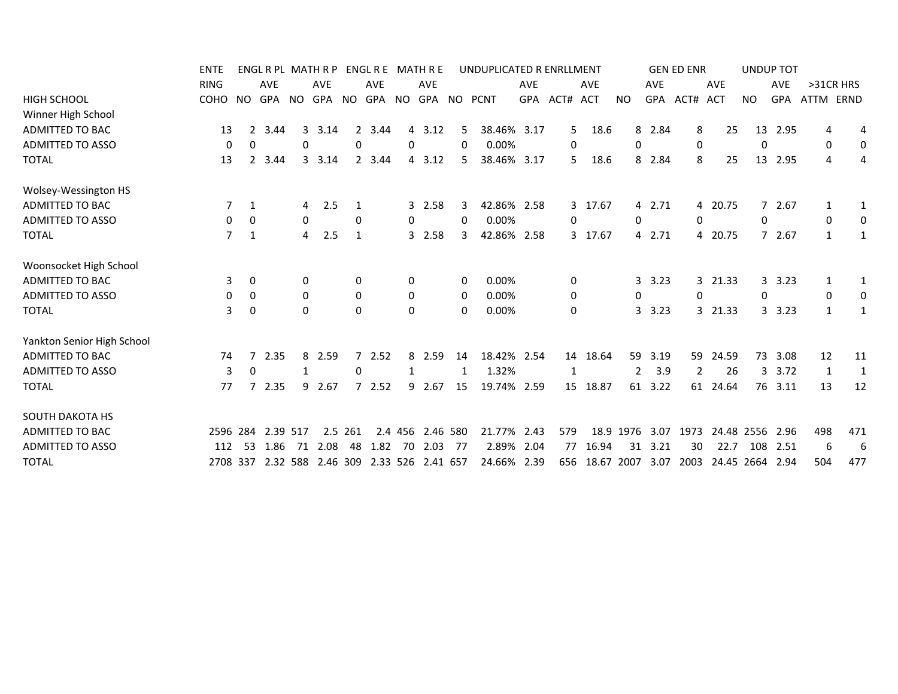| | ENTERING | ENGL R PL | | MATH R P | | ENGL R E | | MATH R E | | UNDUPLICATED R ENRLLMENT | | | | | GEN ED ENR | | | | UNDUP TOT | | >31CR HRS | |
|---|---|---|---|---|---|---|---|---|---|---|---|---|---|---|---|---|---|---|---|---|---|---|
| HIGH SCHOOL | COHO | NO | AVE GPA | NO | AVE GPA | NO | AVE GPA | NO | AVE GPA | NO | PCNT | AVE GPA | ACT# | AVE ACT | NO | AVE GPA | ACT# | AVE ACT | NO | AVE GPA | ATTM | ERND |
| Winner High School | | | | | | | | | | | | | | | | | | | | | | |
| ADMITTED TO BAC | 13 | 2 | 3.44 | 3 | 3.14 | 2 | 3.44 | 4 | 3.12 | 5 | 38.46% | 3.17 | 5 | 18.6 | 8 | 2.84 | 8 | 25 | 13 | 2.95 | 4 | 4 |
| ADMITTED TO ASSO | 0 | 0 | | 0 | | 0 | | 0 | | 0 | 0.00% | | 0 | | 0 | | 0 | | 0 | | 0 | 0 |
| TOTAL | 13 | 2 | 3.44 | 3 | 3.14 | 2 | 3.44 | 4 | 3.12 | 5 | 38.46% | 3.17 | 5 | 18.6 | 8 | 2.84 | 8 | 25 | 13 | 2.95 | 4 | 4 |
| Wolsey-Wessington HS | | | | | | | | | | | | | | | | | | | | | | |
| ADMITTED TO BAC | 7 | 1 | | 4 | 2.5 | 1 | | 3 | 2.58 | 3 | 42.86% | 2.58 | 3 | 17.67 | 4 | 2.71 | 4 | 20.75 | 7 | 2.67 | 1 | 1 |
| ADMITTED TO ASSO | 0 | 0 | | 0 | | 0 | | 0 | | 0 | 0.00% | | 0 | | 0 | | 0 | | 0 | | 0 | 0 |
| TOTAL | 7 | 1 | | 4 | 2.5 | 1 | | 3 | 2.58 | 3 | 42.86% | 2.58 | 3 | 17.67 | 4 | 2.71 | 4 | 20.75 | 7 | 2.67 | 1 | 1 |
| Woonsocket High School | | | | | | | | | | | | | | | | | | | | | | |
| ADMITTED TO BAC | 3 | 0 | | 0 | | 0 | | 0 | | 0 | 0.00% | | 0 | | 3 | 3.23 | 3 | 21.33 | 3 | 3.23 | 1 | 1 |
| ADMITTED TO ASSO | 0 | 0 | | 0 | | 0 | | 0 | | 0 | 0.00% | | 0 | | 0 | | 0 | | 0 | | 0 | 0 |
| TOTAL | 3 | 0 | | 0 | | 0 | | 0 | | 0 | 0.00% | | 0 | | 3 | 3.23 | 3 | 21.33 | 3 | 3.23 | 1 | 1 |
| Yankton Senior High School | | | | | | | | | | | | | | | | | | | | | | |
| ADMITTED TO BAC | 74 | 7 | 2.35 | 8 | 2.59 | 7 | 2.52 | 8 | 2.59 | 14 | 18.42% | 2.54 | 14 | 18.64 | 59 | 3.19 | 59 | 24.59 | 73 | 3.08 | 12 | 11 |
| ADMITTED TO ASSO | 3 | 0 | | 1 | | 0 | | 1 | | 1 | 1.32% | | 1 | | 2 | 3.9 | 2 | 26 | 3 | 3.72 | 1 | 1 |
| TOTAL | 77 | 7 | 2.35 | 9 | 2.67 | 7 | 2.52 | 9 | 2.67 | 15 | 19.74% | 2.59 | 15 | 18.87 | 61 | 3.22 | 61 | 24.64 | 76 | 3.11 | 13 | 12 |
| SOUTH DAKOTA HS | | | | | | | | | | | | | | | | | | | | | | |
| ADMITTED TO BAC | 2596 | 284 | 2.39 | 517 | 2.5 | 261 | 2.4 | 456 | 2.46 | 580 | 21.77% | 2.43 | 579 | 18.9 | 1976 | 3.07 | 1973 | 24.48 | 2556 | 2.96 | 498 | 471 |
| ADMITTED TO ASSO | 112 | 53 | 1.86 | 71 | 2.08 | 48 | 1.82 | 70 | 2.03 | 77 | 2.89% | 2.04 | 77 | 16.94 | 31 | 3.21 | 30 | 22.7 | 108 | 2.51 | 6 | 6 |
| TOTAL | 2708 | 337 | 2.32 | 588 | 2.46 | 309 | 2.33 | 526 | 2.41 | 657 | 24.66% | 2.39 | 656 | 18.67 | 2007 | 3.07 | 2003 | 24.45 | 2664 | 2.94 | 504 | 477 |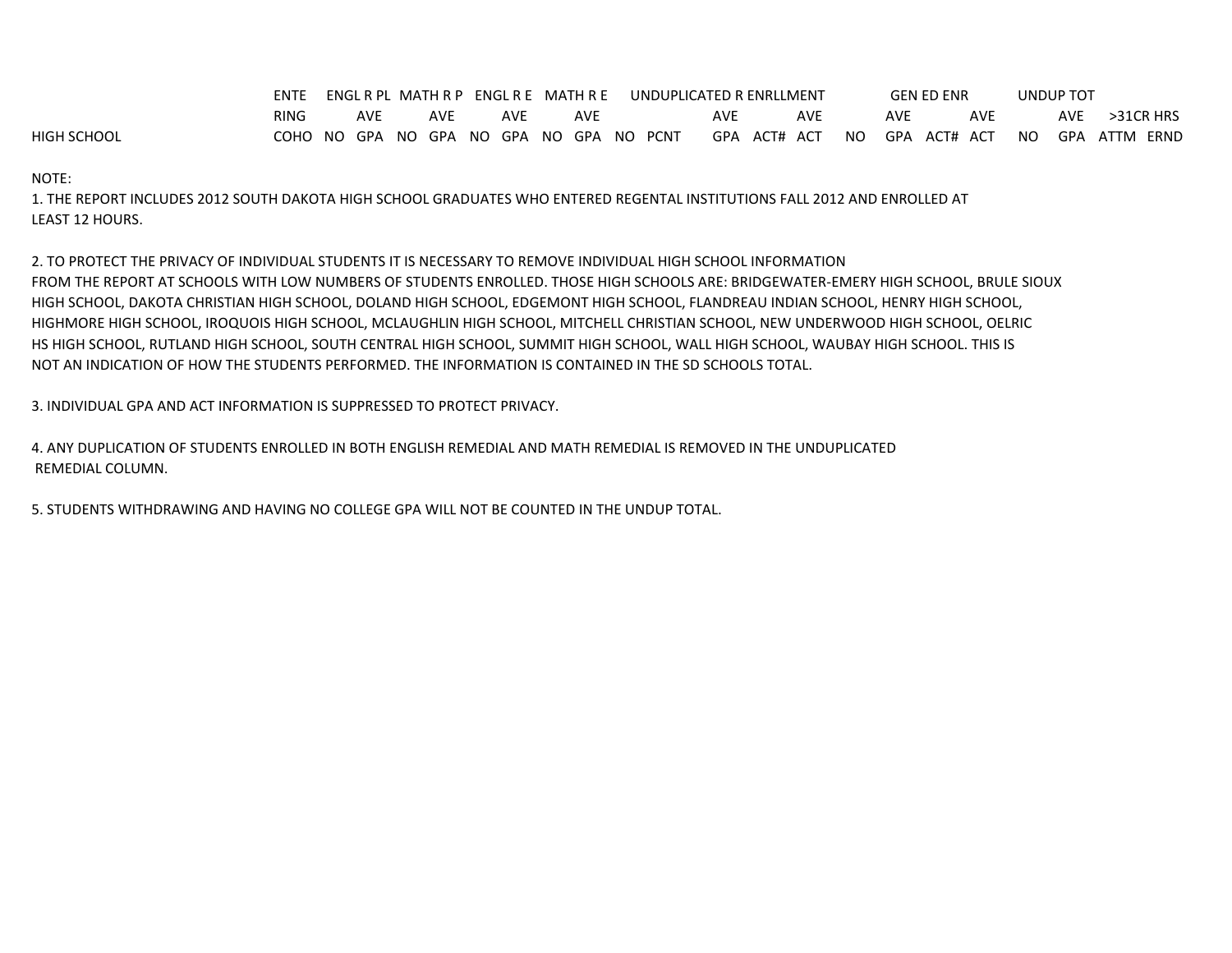| | ENTE | ENGL R PL | | MATH R P | | ENGL R E | | MATH R E | | UNDUPLICATED R ENRLLMENT | | | | | GEN ED ENR | | | | UNDUP TOT | | | |
|---|---|---|---|---|---|---|---|---|---|---|---|---|---|---|---|---|---|---|---|---|---|---|
| | RING | | AVE | | AVE | | AVE | | AVE | | | AVE | | AVE | | AVE | | AVE | | AVE | >31CR HRS | |
| HIGH SCHOOL | COHO | NO | GPA | NO | GPA | NO | GPA | NO | GPA | NO | PCNT | GPA | ACT# | ACT | NO | GPA | ACT# | ACT | NO | GPA | ATTM | ERND |

NOTE:

1. THE REPORT INCLUDES 2012 SOUTH DAKOTA HIGH SCHOOL GRADUATES WHO ENTERED REGENTAL INSTITUTIONS FALL 2012 AND ENROLLED AT LEAST 12 HOURS.

2. TO PROTECT THE PRIVACY OF INDIVIDUAL STUDENTS IT IS NECESSARY TO REMOVE INDIVIDUAL HIGH SCHOOL INFORMATION FROM THE REPORT AT SCHOOLS WITH LOW NUMBERS OF STUDENTS ENROLLED. THOSE HIGH SCHOOLS ARE: BRIDGEWATER-EMERY HIGH SCHOOL, BRULE SIOUX HIGH SCHOOL, DAKOTA CHRISTIAN HIGH SCHOOL, DOLAND HIGH SCHOOL, EDGEMONT HIGH SCHOOL, FLANDREAU INDIAN SCHOOL, HENRY HIGH SCHOOL, HIGHMORE HIGH SCHOOL, IROQUOIS HIGH SCHOOL, MCLAUGHLIN HIGH SCHOOL, MITCHELL CHRISTIAN SCHOOL, NEW UNDERWOOD HIGH SCHOOL, OELRIC HS HIGH SCHOOL, RUTLAND HIGH SCHOOL, SOUTH CENTRAL HIGH SCHOOL, SUMMIT HIGH SCHOOL, WALL HIGH SCHOOL, WAUBAY HIGH SCHOOL. THIS IS NOT AN INDICATION OF HOW THE STUDENTS PERFORMED. THE INFORMATION IS CONTAINED IN THE SD SCHOOLS TOTAL.

3. INDIVIDUAL GPA AND ACT INFORMATION IS SUPPRESSED TO PROTECT PRIVACY.

4. ANY DUPLICATION OF STUDENTS ENROLLED IN BOTH ENGLISH REMEDIAL AND MATH REMEDIAL IS REMOVED IN THE UNDUPLICATED REMEDIAL COLUMN.

5. STUDENTS WITHDRAWING AND HAVING NO COLLEGE GPA WILL NOT BE COUNTED IN THE UNDUP TOTAL.